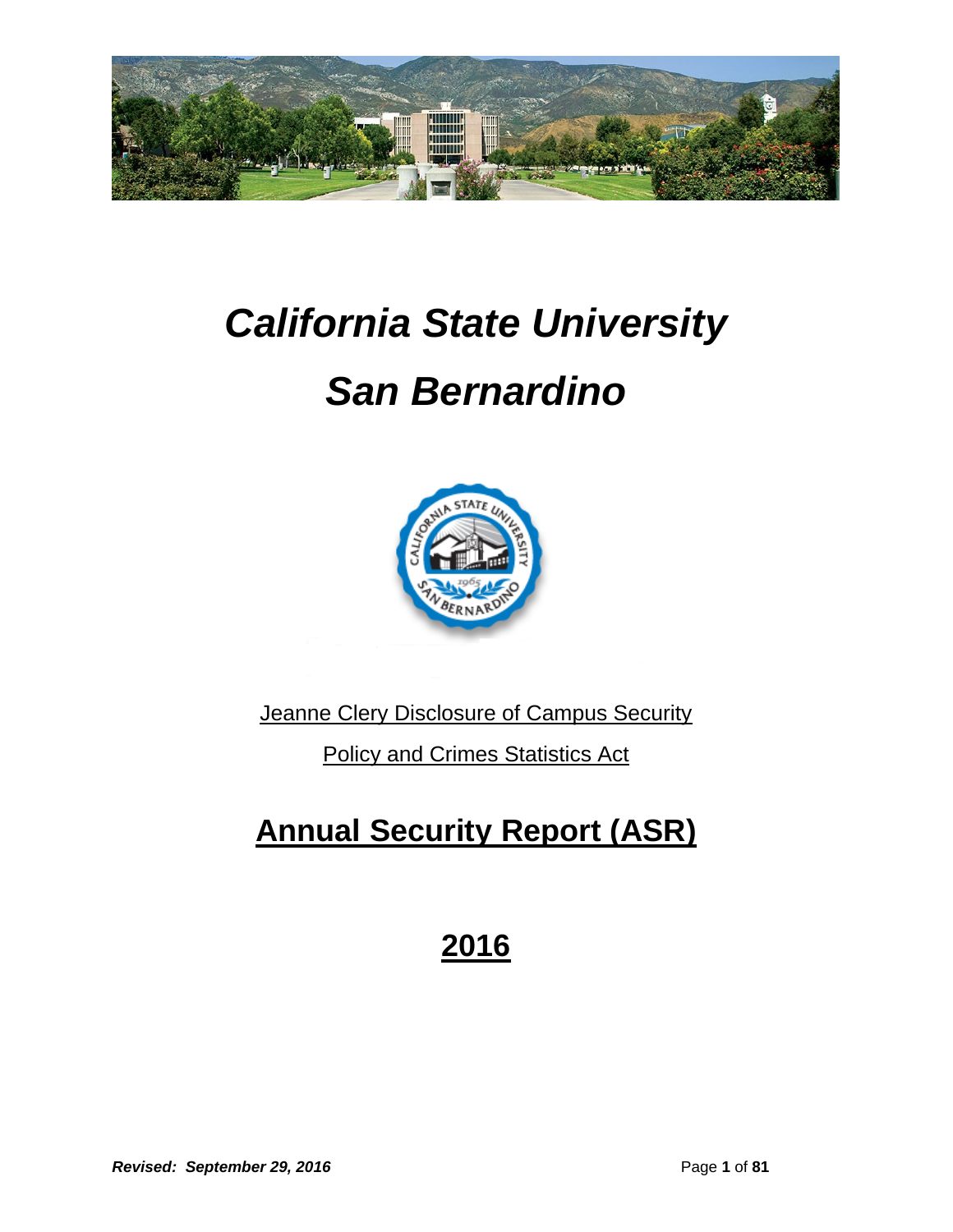# *California State University*

# *San Bernardino*

Jeanne Clery Disclosure of Campus Security

Policy and Crimes Statistics Act

## Annual Security Report (ASR)

## 2016

***Revised: September 29, 2016***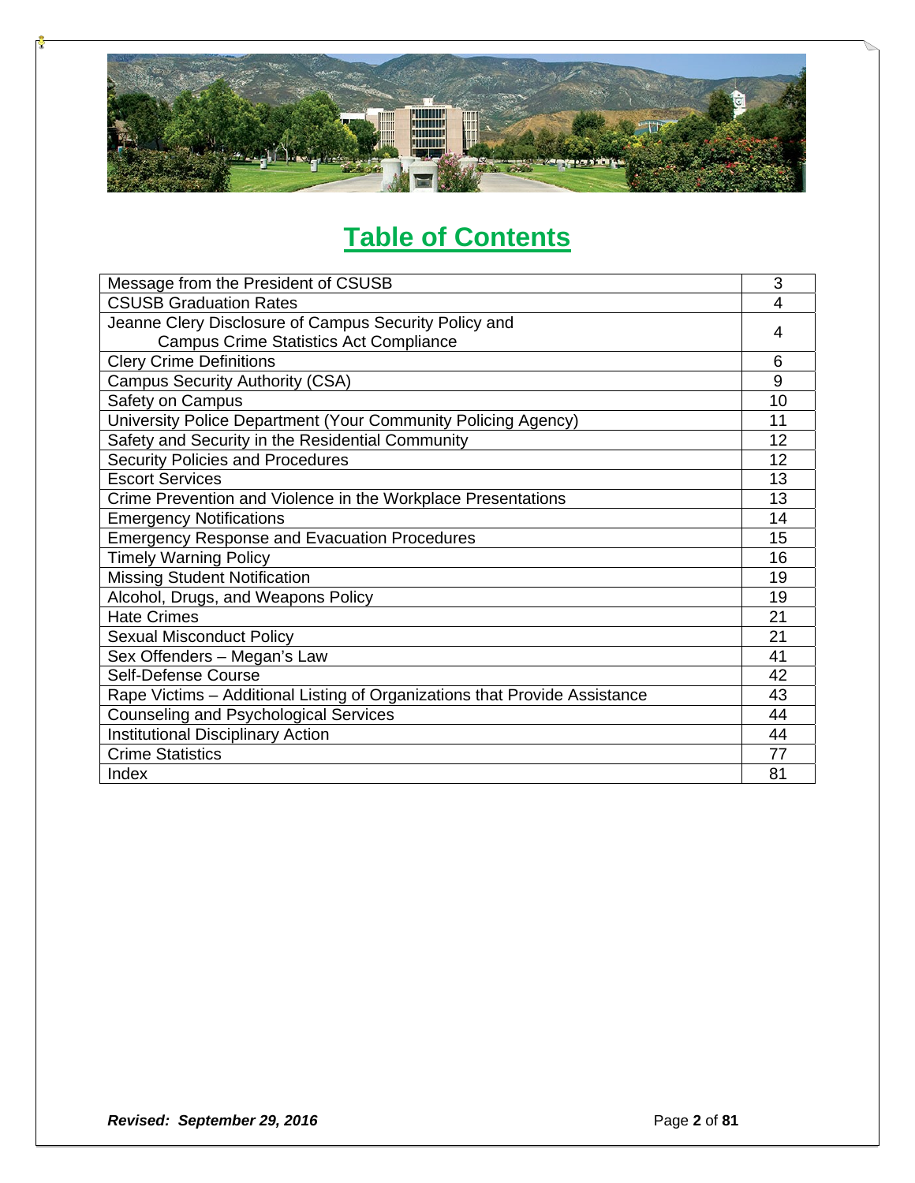# Table of Contents

| | |
|---|---|
| Message from the President of CSUSB | 3 |
| CSUSB Graduation Rates | 4 |
| Jeanne Clery Disclosure of Campus Security Policy and Campus Crime Statistics Act Compliance | 4 |
| Clery Crime Definitions | 6 |
| Campus Security Authority (CSA) | 9 |
| Safety on Campus | 10 |
| University Police Department (Your Community Policing Agency) | 11 |
| Safety and Security in the Residential Community | 12 |
| Security Policies and Procedures | 12 |
| Escort Services | 13 |
| Crime Prevention and Violence in the Workplace Presentations | 13 |
| Emergency Notifications | 14 |
| Emergency Response and Evacuation Procedures | 15 |
| Timely Warning Policy | 16 |
| Missing Student Notification | 19 |
| Alcohol, Drugs, and Weapons Policy | 19 |
| Hate Crimes | 21 |
| Sexual Misconduct Policy | 21 |
| Sex Offenders – Megan's Law | 41 |
| Self-Defense Course | 42 |
| Rape Victims – Additional Listing of Organizations that Provide Assistance | 43 |
| Counseling and Psychological Services | 44 |
| Institutional Disciplinary Action | 44 |
| Crime Statistics | 77 |
| Index | 81 |

***Revised: September 29, 2016***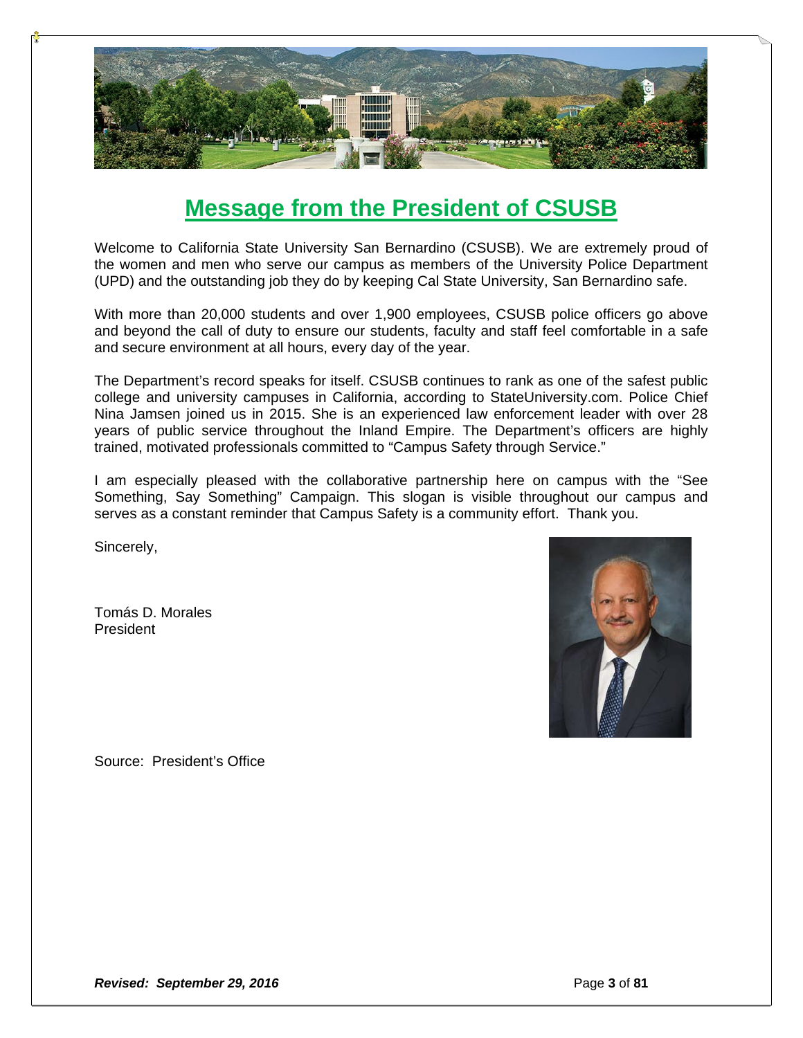# Message from the President of CSUSB

Welcome to California State University San Bernardino (CSUSB). We are extremely proud of the women and men who serve our campus as members of the University Police Department (UPD) and the outstanding job they do by keeping Cal State University, San Bernardino safe.

With more than 20,000 students and over 1,900 employees, CSUSB police officers go above and beyond the call of duty to ensure our students, faculty and staff feel comfortable in a safe and secure environment at all hours, every day of the year.

The Department's record speaks for itself. CSUSB continues to rank as one of the safest public college and university campuses in California, according to StateUniversity.com. Police Chief Nina Jamsen joined us in 2015. She is an experienced law enforcement leader with over 28 years of public service throughout the Inland Empire. The Department's officers are highly trained, motivated professionals committed to "Campus Safety through Service."

I am especially pleased with the collaborative partnership here on campus with the "See Something, Say Something" Campaign. This slogan is visible throughout our campus and serves as a constant reminder that Campus Safety is a community effort. Thank you.

Sincerely,

Tomás D. Morales
President

Source: President's Office

***Revised: September 29, 2016***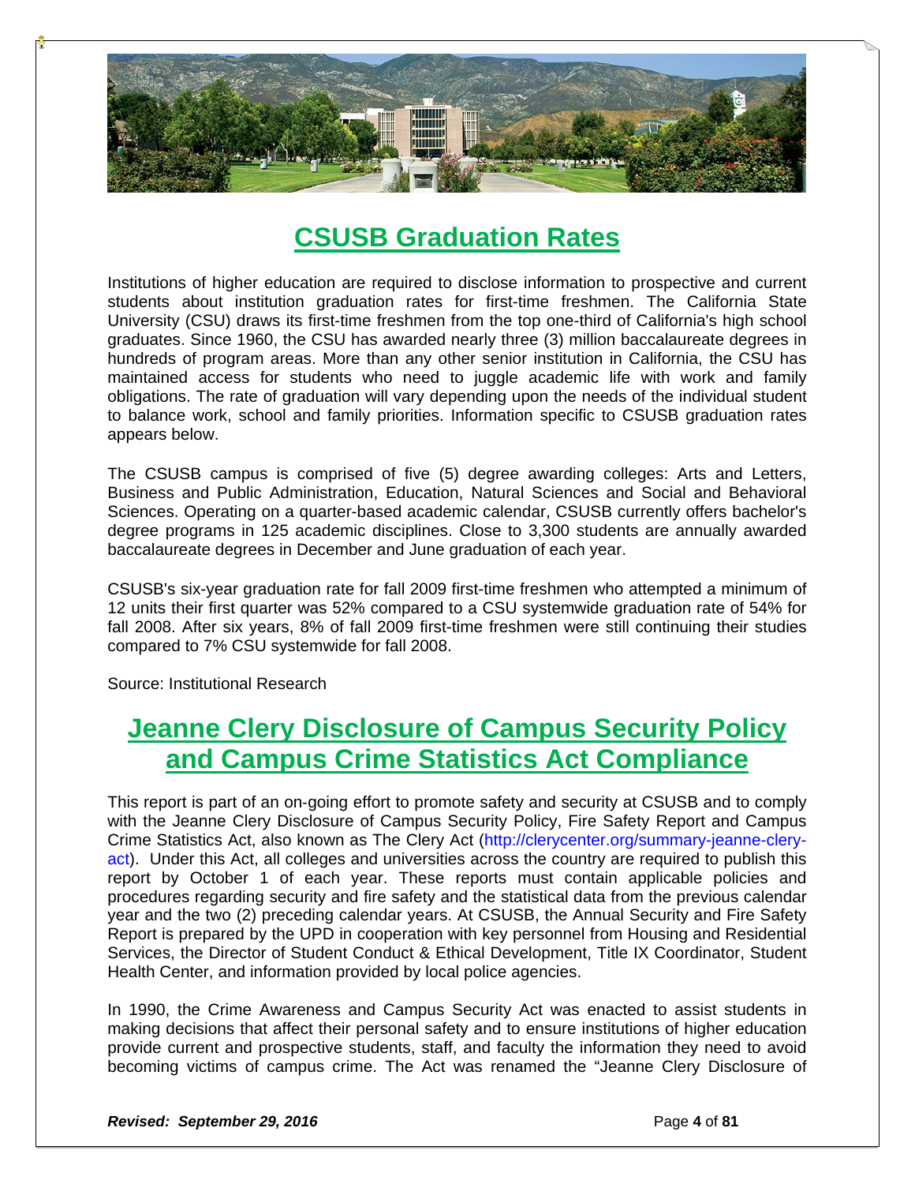# CSUSB Graduation Rates

Institutions of higher education are required to disclose information to prospective and current students about institution graduation rates for first-time freshmen. The California State University (CSU) draws its first-time freshmen from the top one-third of California's high school graduates. Since 1960, the CSU has awarded nearly three (3) million baccalaureate degrees in hundreds of program areas. More than any other senior institution in California, the CSU has maintained access for students who need to juggle academic life with work and family obligations. The rate of graduation will vary depending upon the needs of the individual student to balance work, school and family priorities. Information specific to CSUSB graduation rates appears below.

The CSUSB campus is comprised of five (5) degree awarding colleges: Arts and Letters, Business and Public Administration, Education, Natural Sciences and Social and Behavioral Sciences. Operating on a quarter-based academic calendar, CSUSB currently offers bachelor's degree programs in 125 academic disciplines. Close to 3,300 students are annually awarded baccalaureate degrees in December and June graduation of each year.

CSUSB's six-year graduation rate for fall 2009 first-time freshmen who attempted a minimum of 12 units their first quarter was 52% compared to a CSU systemwide graduation rate of 54% for fall 2008. After six years, 8% of fall 2009 first-time freshmen were still continuing their studies compared to 7% CSU systemwide for fall 2008.

Source: Institutional Research

# Jeanne Clery Disclosure of Campus Security Policy and Campus Crime Statistics Act Compliance

This report is part of an on-going effort to promote safety and security at CSUSB and to comply with the Jeanne Clery Disclosure of Campus Security Policy, Fire Safety Report and Campus Crime Statistics Act, also known as The Clery Act (http://clerycenter.org/summary-jeanne-clery-act). Under this Act, all colleges and universities across the country are required to publish this report by October 1 of each year. These reports must contain applicable policies and procedures regarding security and fire safety and the statistical data from the previous calendar year and the two (2) preceding calendar years. At CSUSB, the Annual Security and Fire Safety Report is prepared by the UPD in cooperation with key personnel from Housing and Residential Services, the Director of Student Conduct & Ethical Development, Title IX Coordinator, Student Health Center, and information provided by local police agencies.

In 1990, the Crime Awareness and Campus Security Act was enacted to assist students in making decisions that affect their personal safety and to ensure institutions of higher education provide current and prospective students, staff, and faculty the information they need to avoid becoming victims of campus crime. The Act was renamed the "Jeanne Clery Disclosure of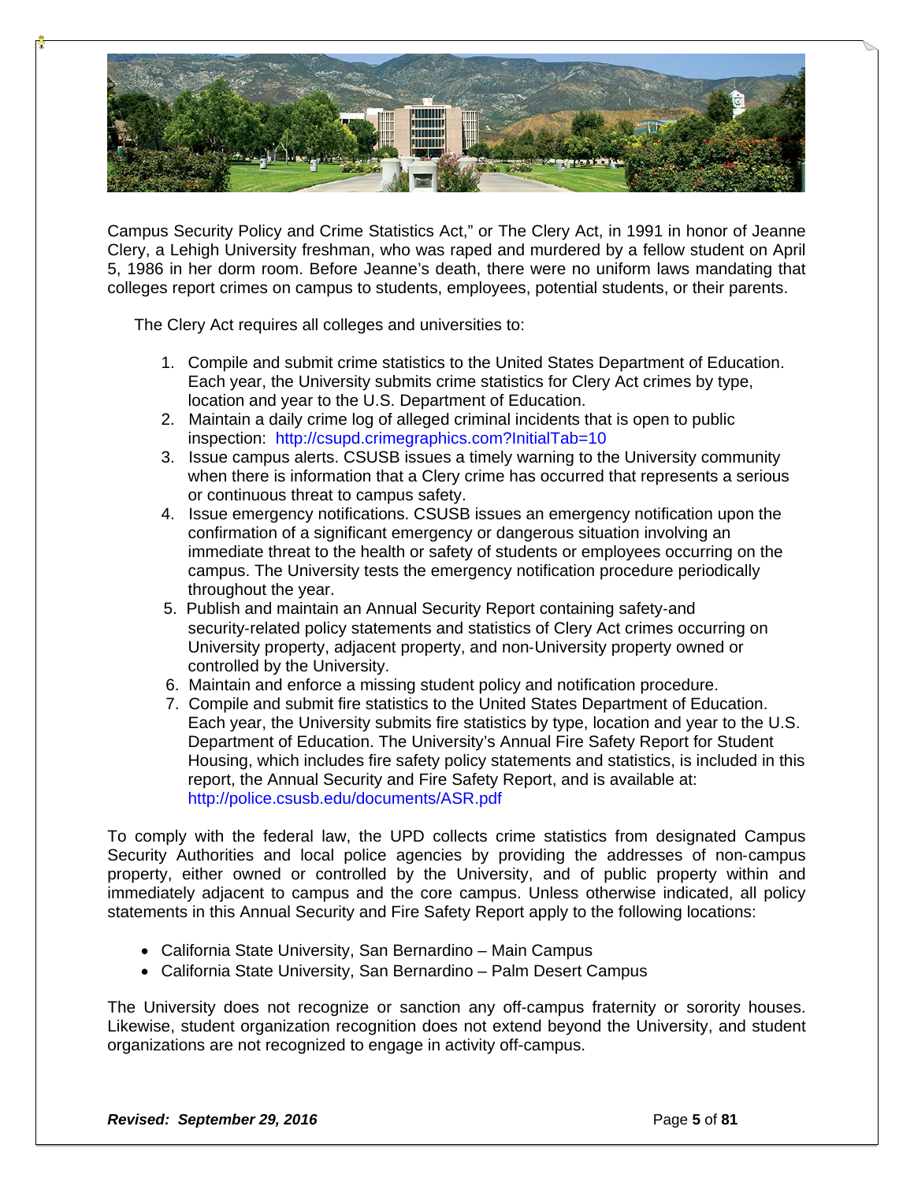Campus Security Policy and Crime Statistics Act," or The Clery Act, in 1991 in honor of Jeanne Clery, a Lehigh University freshman, who was raped and murdered by a fellow student on April 5, 1986 in her dorm room. Before Jeanne's death, there were no uniform laws mandating that colleges report crimes on campus to students, employees, potential students, or their parents.

The Clery Act requires all colleges and universities to:

1. Compile and submit crime statistics to the United States Department of Education. Each year, the University submits crime statistics for Clery Act crimes by type, location and year to the U.S. Department of Education.
2. Maintain a daily crime log of alleged criminal incidents that is open to public inspection: http://csupd.crimegraphics.com?InitialTab=10
3. Issue campus alerts. CSUSB issues a timely warning to the University community when there is information that a Clery crime has occurred that represents a serious or continuous threat to campus safety.
4. Issue emergency notifications. CSUSB issues an emergency notification upon the confirmation of a significant emergency or dangerous situation involving an immediate threat to the health or safety of students or employees occurring on the campus. The University tests the emergency notification procedure periodically throughout the year.
5. Publish and maintain an Annual Security Report containing safety-and security-related policy statements and statistics of Clery Act crimes occurring on University property, adjacent property, and non-University property owned or controlled by the University.
6. Maintain and enforce a missing student policy and notification procedure.
7. Compile and submit fire statistics to the United States Department of Education. Each year, the University submits fire statistics by type, location and year to the U.S. Department of Education. The University's Annual Fire Safety Report for Student Housing, which includes fire safety policy statements and statistics, is included in this report, the Annual Security and Fire Safety Report, and is available at: http://police.csusb.edu/documents/ASR.pdf

To comply with the federal law, the UPD collects crime statistics from designated Campus Security Authorities and local police agencies by providing the addresses of non-campus property, either owned or controlled by the University, and of public property within and immediately adjacent to campus and the core campus. Unless otherwise indicated, all policy statements in this Annual Security and Fire Safety Report apply to the following locations:

- California State University, San Bernardino – Main Campus
- California State University, San Bernardino – Palm Desert Campus

The University does not recognize or sanction any off-campus fraternity or sorority houses. Likewise, student organization recognition does not extend beyond the University, and student organizations are not recognized to engage in activity off-campus.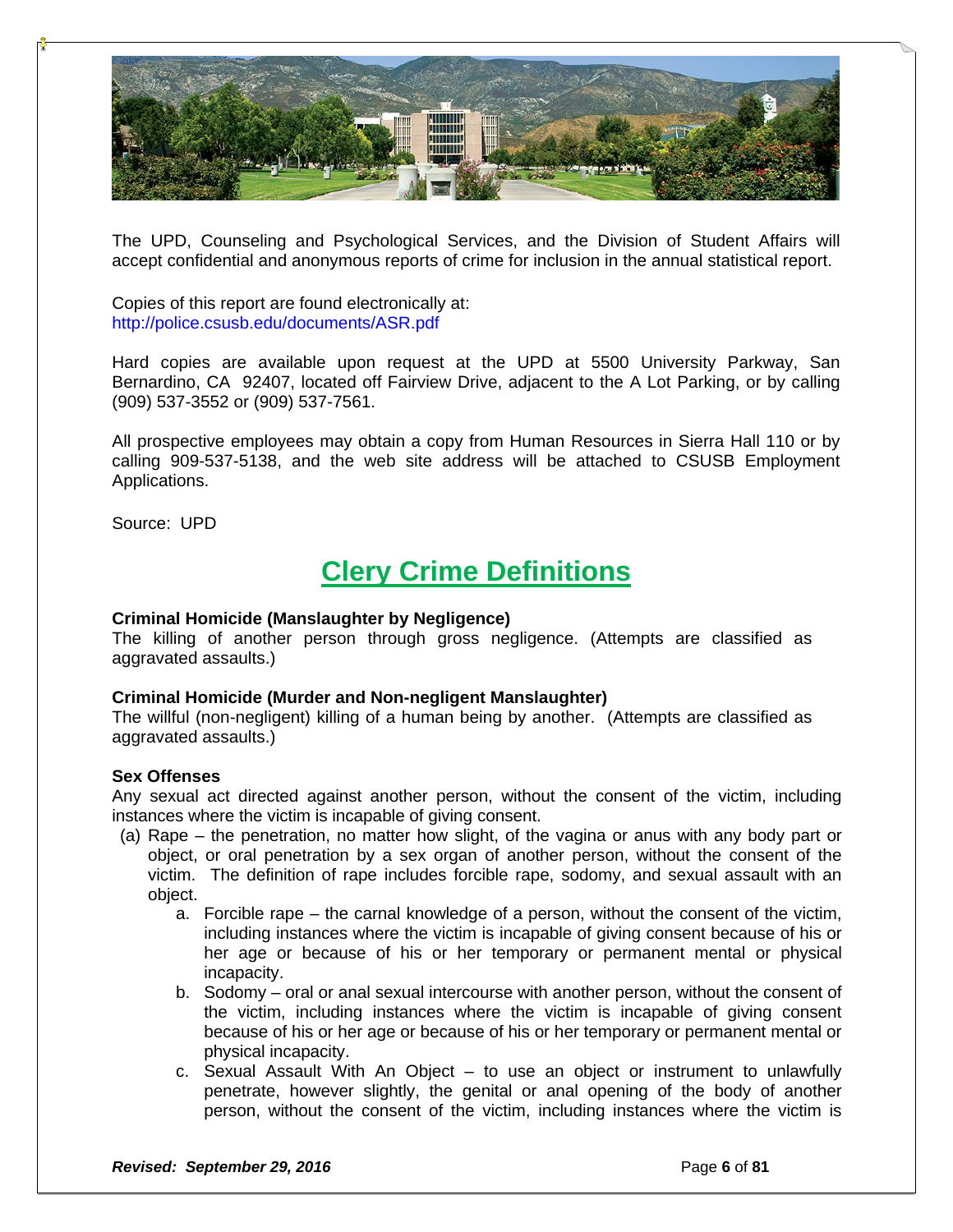The UPD, Counseling and Psychological Services, and the Division of Student Affairs will accept confidential and anonymous reports of crime for inclusion in the annual statistical report.

Copies of this report are found electronically at:
http://police.csusb.edu/documents/ASR.pdf

Hard copies are available upon request at the UPD at 5500 University Parkway, San Bernardino, CA 92407, located off Fairview Drive, adjacent to the A Lot Parking, or by calling (909) 537-3552 or (909) 537-7561.

All prospective employees may obtain a copy from Human Resources in Sierra Hall 110 or by calling 909-537-5138, and the web site address will be attached to CSUSB Employment Applications.

Source: UPD

## Clery Crime Definitions

**Criminal Homicide (Manslaughter by Negligence)**
The killing of another person through gross negligence. (Attempts are classified as aggravated assaults.)

**Criminal Homicide (Murder and Non-negligent Manslaughter)**
The willful (non-negligent) killing of a human being by another. (Attempts are classified as aggravated assaults.)

**Sex Offenses**
Any sexual act directed against another person, without the consent of the victim, including instances where the victim is incapable of giving consent.

(a) Rape – the penetration, no matter how slight, of the vagina or anus with any body part or object, or oral penetration by a sex organ of another person, without the consent of the victim. The definition of rape includes forcible rape, sodomy, and sexual assault with an object.

   a. Forcible rape – the carnal knowledge of a person, without the consent of the victim, including instances where the victim is incapable of giving consent because of his or her age or because of his or her temporary or permanent mental or physical incapacity.
   b. Sodomy – oral or anal sexual intercourse with another person, without the consent of the victim, including instances where the victim is incapable of giving consent because of his or her age or because of his or her temporary or permanent mental or physical incapacity.
   c. Sexual Assault With An Object – to use an object or instrument to unlawfully penetrate, however slightly, the genital or anal opening of the body of another person, without the consent of the victim, including instances where the victim is

*Revised: September 29, 2016*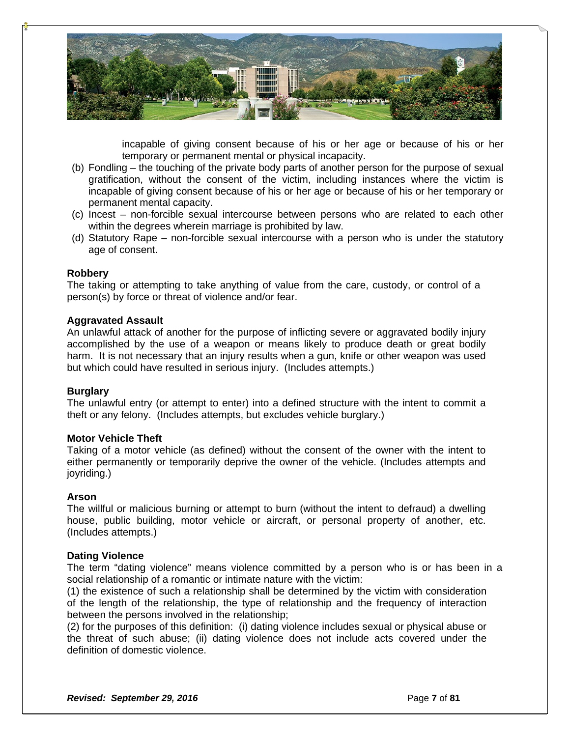incapable of giving consent because of his or her age or because of his or her temporary or permanent mental or physical incapacity.

(b) Fondling – the touching of the private body parts of another person for the purpose of sexual gratification, without the consent of the victim, including instances where the victim is incapable of giving consent because of his or her age or because of his or her temporary or permanent mental capacity.

(c) Incest – non-forcible sexual intercourse between persons who are related to each other within the degrees wherein marriage is prohibited by law.

(d) Statutory Rape – non-forcible sexual intercourse with a person who is under the statutory age of consent.

**Robbery**

The taking or attempting to take anything of value from the care, custody, or control of a person(s) by force or threat of violence and/or fear.

**Aggravated Assault**

An unlawful attack of another for the purpose of inflicting severe or aggravated bodily injury accomplished by the use of a weapon or means likely to produce death or great bodily harm. It is not necessary that an injury results when a gun, knife or other weapon was used but which could have resulted in serious injury. (Includes attempts.)

**Burglary**

The unlawful entry (or attempt to enter) into a defined structure with the intent to commit a theft or any felony. (Includes attempts, but excludes vehicle burglary.)

**Motor Vehicle Theft**

Taking of a motor vehicle (as defined) without the consent of the owner with the intent to either permanently or temporarily deprive the owner of the vehicle. (Includes attempts and joyriding.)

**Arson**

The willful or malicious burning or attempt to burn (without the intent to defraud) a dwelling house, public building, motor vehicle or aircraft, or personal property of another, etc. (Includes attempts.)

**Dating Violence**

The term "dating violence" means violence committed by a person who is or has been in a social relationship of a romantic or intimate nature with the victim:

(1) the existence of such a relationship shall be determined by the victim with consideration of the length of the relationship, the type of relationship and the frequency of interaction between the persons involved in the relationship;

(2) for the purposes of this definition: (i) dating violence includes sexual or physical abuse or the threat of such abuse; (ii) dating violence does not include acts covered under the definition of domestic violence.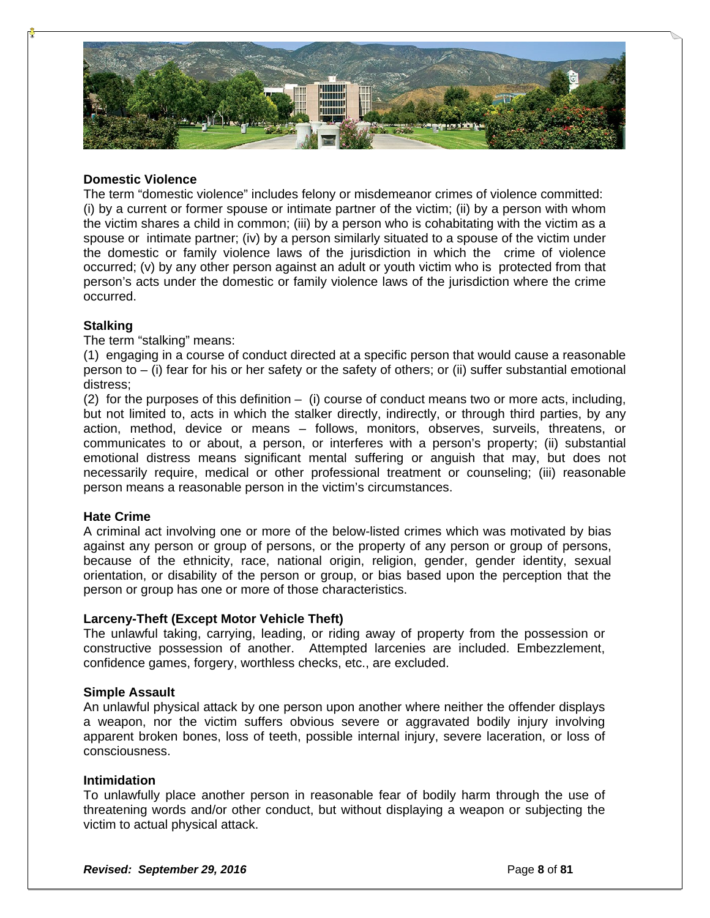**Domestic Violence**

The term "domestic violence" includes felony or misdemeanor crimes of violence committed: (i) by a current or former spouse or intimate partner of the victim; (ii) by a person with whom the victim shares a child in common; (iii) by a person who is cohabitating with the victim as a spouse or intimate partner; (iv) by a person similarly situated to a spouse of the victim under the domestic or family violence laws of the jurisdiction in which the crime of violence occurred; (v) by any other person against an adult or youth victim who is protected from that person's acts under the domestic or family violence laws of the jurisdiction where the crime occurred.

**Stalking**

The term "stalking" means:

(1) engaging in a course of conduct directed at a specific person that would cause a reasonable person to – (i) fear for his or her safety or the safety of others; or (ii) suffer substantial emotional distress;

(2) for the purposes of this definition – (i) course of conduct means two or more acts, including, but not limited to, acts in which the stalker directly, indirectly, or through third parties, by any action, method, device or means – follows, monitors, observes, surveils, threatens, or communicates to or about, a person, or interferes with a person's property; (ii) substantial emotional distress means significant mental suffering or anguish that may, but does not necessarily require, medical or other professional treatment or counseling; (iii) reasonable person means a reasonable person in the victim's circumstances.

**Hate Crime**

A criminal act involving one or more of the below-listed crimes which was motivated by bias against any person or group of persons, or the property of any person or group of persons, because of the ethnicity, race, national origin, religion, gender, gender identity, sexual orientation, or disability of the person or group, or bias based upon the perception that the person or group has one or more of those characteristics.

**Larceny-Theft (Except Motor Vehicle Theft)**

The unlawful taking, carrying, leading, or riding away of property from the possession or constructive possession of another. Attempted larcenies are included. Embezzlement, confidence games, forgery, worthless checks, etc., are excluded.

**Simple Assault**

An unlawful physical attack by one person upon another where neither the offender displays a weapon, nor the victim suffers obvious severe or aggravated bodily injury involving apparent broken bones, loss of teeth, possible internal injury, severe laceration, or loss of consciousness.

**Intimidation**

To unlawfully place another person in reasonable fear of bodily harm through the use of threatening words and/or other conduct, but without displaying a weapon or subjecting the victim to actual physical attack.

***Revised: September 29, 2016***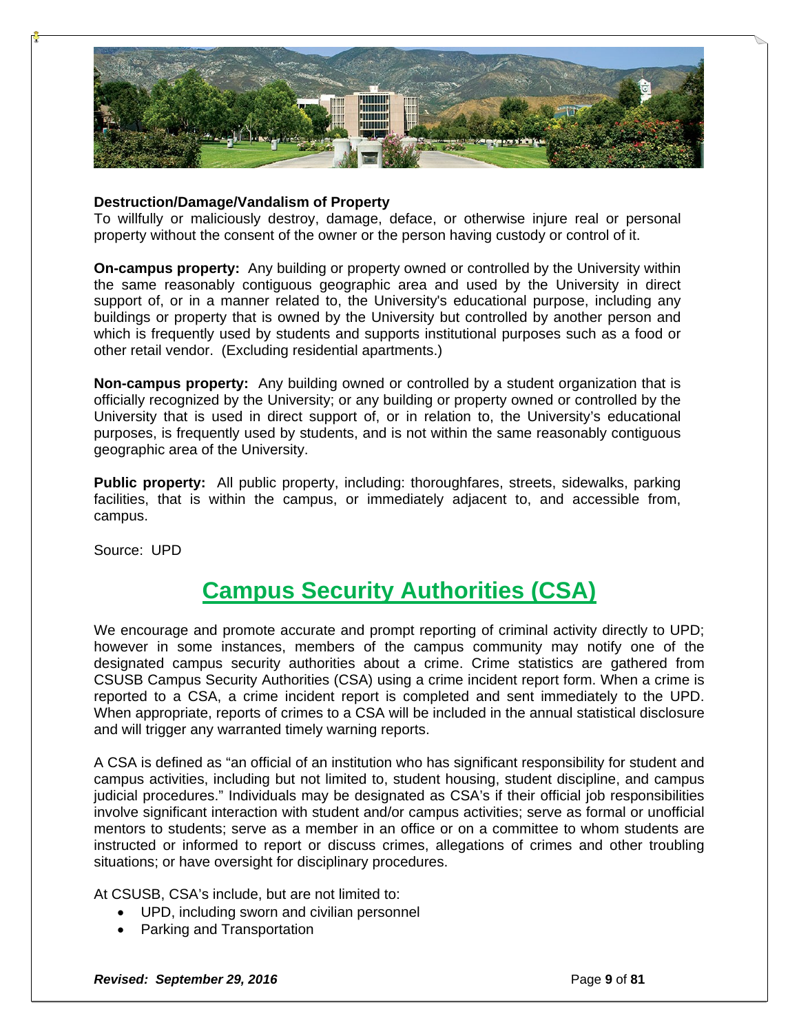**Destruction/Damage/Vandalism of Property**
To willfully or maliciously destroy, damage, deface, or otherwise injure real or personal property without the consent of the owner or the person having custody or control of it.

**On-campus property:** Any building or property owned or controlled by the University within the same reasonably contiguous geographic area and used by the University in direct support of, or in a manner related to, the University's educational purpose, including any buildings or property that is owned by the University but controlled by another person and which is frequently used by students and supports institutional purposes such as a food or other retail vendor. (Excluding residential apartments.)

**Non-campus property:** Any building owned or controlled by a student organization that is officially recognized by the University; or any building or property owned or controlled by the University that is used in direct support of, or in relation to, the University's educational purposes, is frequently used by students, and is not within the same reasonably contiguous geographic area of the University.

**Public property:** All public property, including: thoroughfares, streets, sidewalks, parking facilities, that is within the campus, or immediately adjacent to, and accessible from, campus.

Source: UPD

# Campus Security Authorities (CSA)

We encourage and promote accurate and prompt reporting of criminal activity directly to UPD; however in some instances, members of the campus community may notify one of the designated campus security authorities about a crime. Crime statistics are gathered from CSUSB Campus Security Authorities (CSA) using a crime incident report form. When a crime is reported to a CSA, a crime incident report is completed and sent immediately to the UPD. When appropriate, reports of crimes to a CSA will be included in the annual statistical disclosure and will trigger any warranted timely warning reports.

A CSA is defined as "an official of an institution who has significant responsibility for student and campus activities, including but not limited to, student housing, student discipline, and campus judicial procedures." Individuals may be designated as CSA's if their official job responsibilities involve significant interaction with student and/or campus activities; serve as formal or unofficial mentors to students; serve as a member in an office or on a committee to whom students are instructed or informed to report or discuss crimes, allegations of crimes and other troubling situations; or have oversight for disciplinary procedures.

At CSUSB, CSA's include, but are not limited to:

- UPD, including sworn and civilian personnel
- Parking and Transportation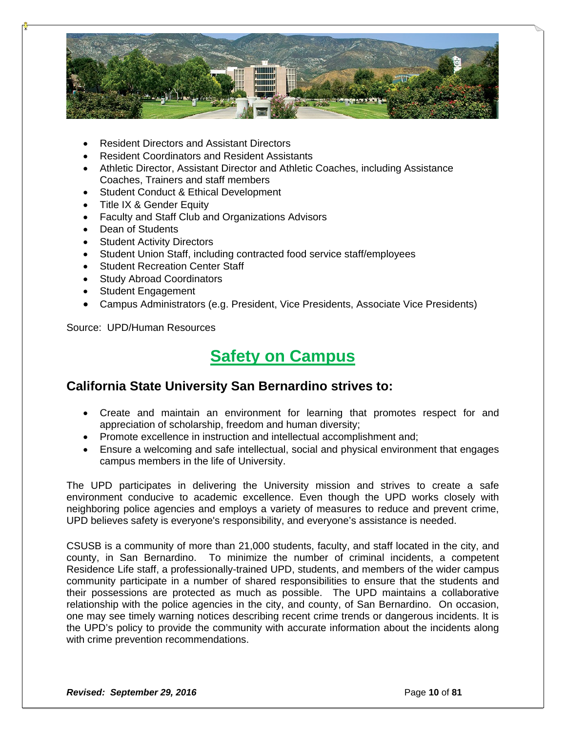- Resident Directors and Assistant Directors
- Resident Coordinators and Resident Assistants
- Athletic Director, Assistant Director and Athletic Coaches, including Assistance Coaches, Trainers and staff members
- Student Conduct & Ethical Development
- Title IX & Gender Equity
- Faculty and Staff Club and Organizations Advisors
- Dean of Students
- Student Activity Directors
- Student Union Staff, including contracted food service staff/employees
- Student Recreation Center Staff
- Study Abroad Coordinators
- Student Engagement
- Campus Administrators (e.g. President, Vice Presidents, Associate Vice Presidents)

Source: UPD/Human Resources

# Safety on Campus

## California State University San Bernardino strives to:

- Create and maintain an environment for learning that promotes respect for and appreciation of scholarship, freedom and human diversity;
- Promote excellence in instruction and intellectual accomplishment and;
- Ensure a welcoming and safe intellectual, social and physical environment that engages campus members in the life of University.

The UPD participates in delivering the University mission and strives to create a safe environment conducive to academic excellence. Even though the UPD works closely with neighboring police agencies and employs a variety of measures to reduce and prevent crime, UPD believes safety is everyone's responsibility, and everyone's assistance is needed.

CSUSB is a community of more than 21,000 students, faculty, and staff located in the city, and county, in San Bernardino. To minimize the number of criminal incidents, a competent Residence Life staff, a professionally-trained UPD, students, and members of the wider campus community participate in a number of shared responsibilities to ensure that the students and their possessions are protected as much as possible. The UPD maintains a collaborative relationship with the police agencies in the city, and county, of San Bernardino. On occasion, one may see timely warning notices describing recent crime trends or dangerous incidents. It is the UPD's policy to provide the community with accurate information about the incidents along with crime prevention recommendations.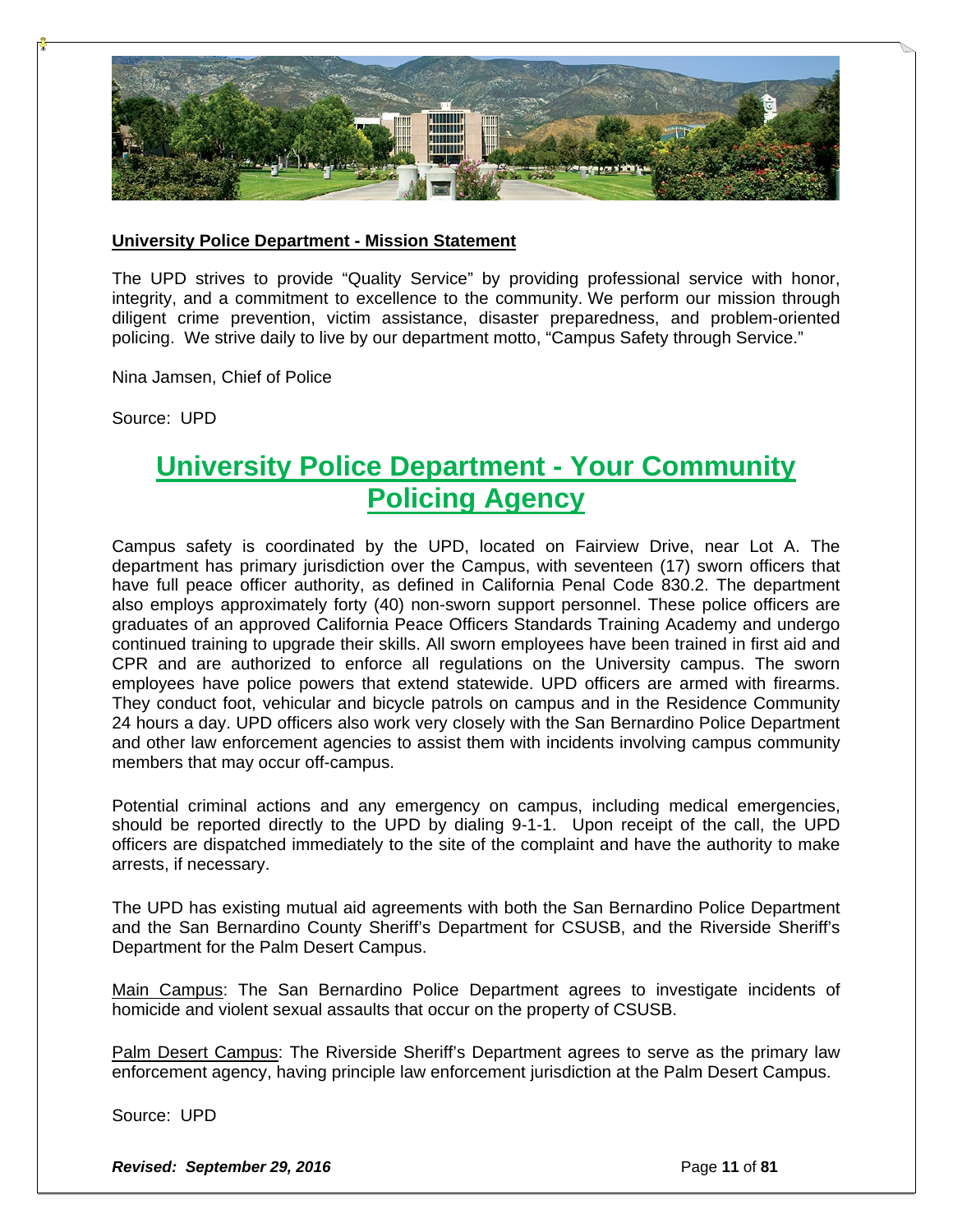## University Police Department - Mission Statement

The UPD strives to provide "Quality Service" by providing professional service with honor, integrity, and a commitment to excellence to the community. We perform our mission through diligent crime prevention, victim assistance, disaster preparedness, and problem-oriented policing. We strive daily to live by our department motto, "Campus Safety through Service."

Nina Jamsen, Chief of Police

Source: UPD

# University Police Department - Your Community Policing Agency

Campus safety is coordinated by the UPD, located on Fairview Drive, near Lot A. The department has primary jurisdiction over the Campus, with seventeen (17) sworn officers that have full peace officer authority, as defined in California Penal Code 830.2. The department also employs approximately forty (40) non-sworn support personnel. These police officers are graduates of an approved California Peace Officers Standards Training Academy and undergo continued training to upgrade their skills. All sworn employees have been trained in first aid and CPR and are authorized to enforce all regulations on the University campus. The sworn employees have police powers that extend statewide. UPD officers are armed with firearms. They conduct foot, vehicular and bicycle patrols on campus and in the Residence Community 24 hours a day. UPD officers also work very closely with the San Bernardino Police Department and other law enforcement agencies to assist them with incidents involving campus community members that may occur off-campus.

Potential criminal actions and any emergency on campus, including medical emergencies, should be reported directly to the UPD by dialing 9-1-1. Upon receipt of the call, the UPD officers are dispatched immediately to the site of the complaint and have the authority to make arrests, if necessary.

The UPD has existing mutual aid agreements with both the San Bernardino Police Department and the San Bernardino County Sheriff's Department for CSUSB, and the Riverside Sheriff's Department for the Palm Desert Campus.

Main Campus: The San Bernardino Police Department agrees to investigate incidents of homicide and violent sexual assaults that occur on the property of CSUSB.

Palm Desert Campus: The Riverside Sheriff's Department agrees to serve as the primary law enforcement agency, having principle law enforcement jurisdiction at the Palm Desert Campus.

Source: UPD

*Revised: September 29, 2016*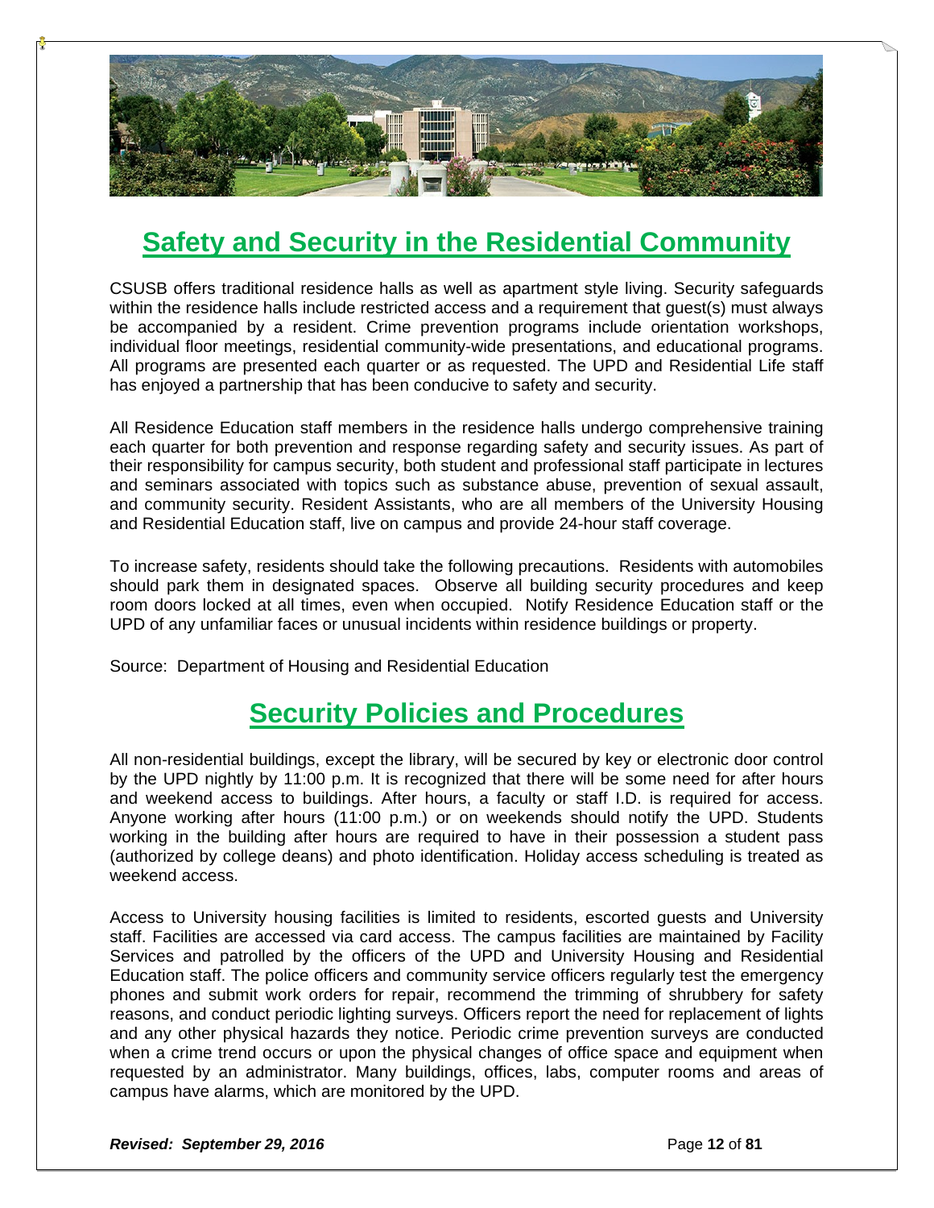## Safety and Security in the Residential Community

CSUSB offers traditional residence halls as well as apartment style living. Security safeguards within the residence halls include restricted access and a requirement that guest(s) must always be accompanied by a resident. Crime prevention programs include orientation workshops, individual floor meetings, residential community-wide presentations, and educational programs. All programs are presented each quarter or as requested. The UPD and Residential Life staff has enjoyed a partnership that has been conducive to safety and security.

All Residence Education staff members in the residence halls undergo comprehensive training each quarter for both prevention and response regarding safety and security issues. As part of their responsibility for campus security, both student and professional staff participate in lectures and seminars associated with topics such as substance abuse, prevention of sexual assault, and community security. Resident Assistants, who are all members of the University Housing and Residential Education staff, live on campus and provide 24-hour staff coverage.

To increase safety, residents should take the following precautions. Residents with automobiles should park them in designated spaces. Observe all building security procedures and keep room doors locked at all times, even when occupied. Notify Residence Education staff or the UPD of any unfamiliar faces or unusual incidents within residence buildings or property.

Source: Department of Housing and Residential Education

## Security Policies and Procedures

All non-residential buildings, except the library, will be secured by key or electronic door control by the UPD nightly by 11:00 p.m. It is recognized that there will be some need for after hours and weekend access to buildings. After hours, a faculty or staff I.D. is required for access. Anyone working after hours (11:00 p.m.) or on weekends should notify the UPD. Students working in the building after hours are required to have in their possession a student pass (authorized by college deans) and photo identification. Holiday access scheduling is treated as weekend access.

Access to University housing facilities is limited to residents, escorted guests and University staff. Facilities are accessed via card access. The campus facilities are maintained by Facility Services and patrolled by the officers of the UPD and University Housing and Residential Education staff. The police officers and community service officers regularly test the emergency phones and submit work orders for repair, recommend the trimming of shrubbery for safety reasons, and conduct periodic lighting surveys. Officers report the need for replacement of lights and any other physical hazards they notice. Periodic crime prevention surveys are conducted when a crime trend occurs or upon the physical changes of office space and equipment when requested by an administrator. Many buildings, offices, labs, computer rooms and areas of campus have alarms, which are monitored by the UPD.

***Revised: September 29, 2016***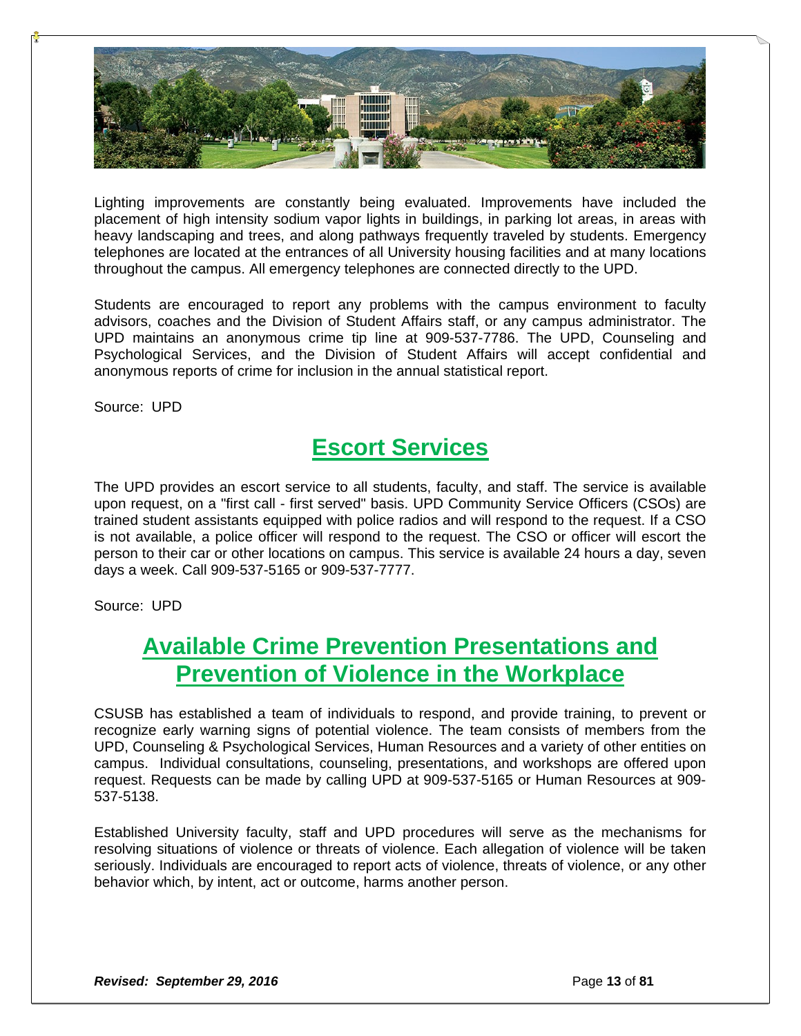Lighting improvements are constantly being evaluated. Improvements have included the placement of high intensity sodium vapor lights in buildings, in parking lot areas, in areas with heavy landscaping and trees, and along pathways frequently traveled by students. Emergency telephones are located at the entrances of all University housing facilities and at many locations throughout the campus. All emergency telephones are connected directly to the UPD.

Students are encouraged to report any problems with the campus environment to faculty advisors, coaches and the Division of Student Affairs staff, or any campus administrator. The UPD maintains an anonymous crime tip line at 909-537-7786. The UPD, Counseling and Psychological Services, and the Division of Student Affairs will accept confidential and anonymous reports of crime for inclusion in the annual statistical report.

Source: UPD

## Escort Services

The UPD provides an escort service to all students, faculty, and staff. The service is available upon request, on a "first call - first served" basis. UPD Community Service Officers (CSOs) are trained student assistants equipped with police radios and will respond to the request. If a CSO is not available, a police officer will respond to the request. The CSO or officer will escort the person to their car or other locations on campus. This service is available 24 hours a day, seven days a week. Call 909-537-5165 or 909-537-7777.

Source: UPD

## Available Crime Prevention Presentations and Prevention of Violence in the Workplace

CSUSB has established a team of individuals to respond, and provide training, to prevent or recognize early warning signs of potential violence. The team consists of members from the UPD, Counseling & Psychological Services, Human Resources and a variety of other entities on campus. Individual consultations, counseling, presentations, and workshops are offered upon request. Requests can be made by calling UPD at 909-537-5165 or Human Resources at 909-537-5138.

Established University faculty, staff and UPD procedures will serve as the mechanisms for resolving situations of violence or threats of violence. Each allegation of violence will be taken seriously. Individuals are encouraged to report acts of violence, threats of violence, or any other behavior which, by intent, act or outcome, harms another person.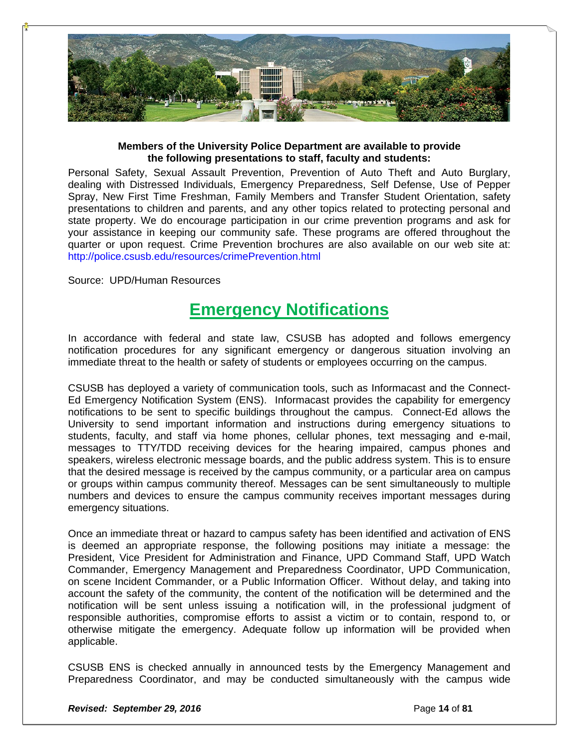**Members of the University Police Department are available to provide the following presentations to staff, faculty and students:**

Personal Safety, Sexual Assault Prevention, Prevention of Auto Theft and Auto Burglary, dealing with Distressed Individuals, Emergency Preparedness, Self Defense, Use of Pepper Spray, New First Time Freshman, Family Members and Transfer Student Orientation, safety presentations to children and parents, and any other topics related to protecting personal and state property. We do encourage participation in our crime prevention programs and ask for your assistance in keeping our community safe. These programs are offered throughout the quarter or upon request. Crime Prevention brochures are also available on our web site at: http://police.csusb.edu/resources/crimePrevention.html

Source: UPD/Human Resources

# Emergency Notifications

In accordance with federal and state law, CSUSB has adopted and follows emergency notification procedures for any significant emergency or dangerous situation involving an immediate threat to the health or safety of students or employees occurring on the campus.

CSUSB has deployed a variety of communication tools, such as Informacast and the Connect-Ed Emergency Notification System (ENS). Informacast provides the capability for emergency notifications to be sent to specific buildings throughout the campus. Connect-Ed allows the University to send important information and instructions during emergency situations to students, faculty, and staff via home phones, cellular phones, text messaging and e-mail, messages to TTY/TDD receiving devices for the hearing impaired, campus phones and speakers, wireless electronic message boards, and the public address system. This is to ensure that the desired message is received by the campus community, or a particular area on campus or groups within campus community thereof. Messages can be sent simultaneously to multiple numbers and devices to ensure the campus community receives important messages during emergency situations.

Once an immediate threat or hazard to campus safety has been identified and activation of ENS is deemed an appropriate response, the following positions may initiate a message: the President, Vice President for Administration and Finance, UPD Command Staff, UPD Watch Commander, Emergency Management and Preparedness Coordinator, UPD Communication, on scene Incident Commander, or a Public Information Officer. Without delay, and taking into account the safety of the community, the content of the notification will be determined and the notification will be sent unless issuing a notification will, in the professional judgment of responsible authorities, compromise efforts to assist a victim or to contain, respond to, or otherwise mitigate the emergency. Adequate follow up information will be provided when applicable.

CSUSB ENS is checked annually in announced tests by the Emergency Management and Preparedness Coordinator, and may be conducted simultaneously with the campus wide

***Revised: September 29, 2016***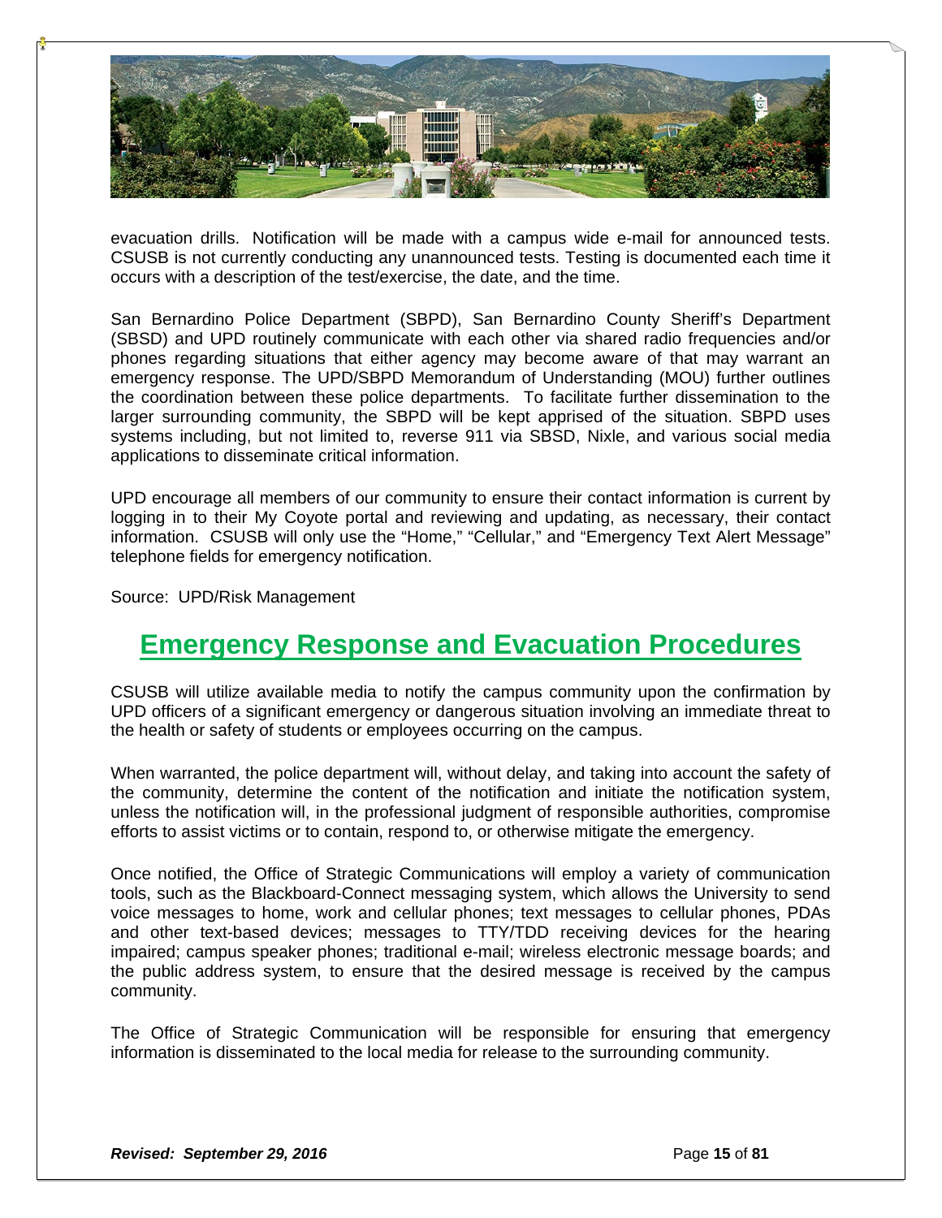evacuation drills. Notification will be made with a campus wide e-mail for announced tests. CSUSB is not currently conducting any unannounced tests. Testing is documented each time it occurs with a description of the test/exercise, the date, and the time.

San Bernardino Police Department (SBPD), San Bernardino County Sheriff's Department (SBSD) and UPD routinely communicate with each other via shared radio frequencies and/or phones regarding situations that either agency may become aware of that may warrant an emergency response. The UPD/SBPD Memorandum of Understanding (MOU) further outlines the coordination between these police departments. To facilitate further dissemination to the larger surrounding community, the SBPD will be kept apprised of the situation. SBPD uses systems including, but not limited to, reverse 911 via SBSD, Nixle, and various social media applications to disseminate critical information.

UPD encourage all members of our community to ensure their contact information is current by logging in to their My Coyote portal and reviewing and updating, as necessary, their contact information. CSUSB will only use the "Home," "Cellular," and "Emergency Text Alert Message" telephone fields for emergency notification.

Source: UPD/Risk Management

## Emergency Response and Evacuation Procedures

CSUSB will utilize available media to notify the campus community upon the confirmation by UPD officers of a significant emergency or dangerous situation involving an immediate threat to the health or safety of students or employees occurring on the campus.

When warranted, the police department will, without delay, and taking into account the safety of the community, determine the content of the notification and initiate the notification system, unless the notification will, in the professional judgment of responsible authorities, compromise efforts to assist victims or to contain, respond to, or otherwise mitigate the emergency.

Once notified, the Office of Strategic Communications will employ a variety of communication tools, such as the Blackboard-Connect messaging system, which allows the University to send voice messages to home, work and cellular phones; text messages to cellular phones, PDAs and other text-based devices; messages to TTY/TDD receiving devices for the hearing impaired; campus speaker phones; traditional e-mail; wireless electronic message boards; and the public address system, to ensure that the desired message is received by the campus community.

The Office of Strategic Communication will be responsible for ensuring that emergency information is disseminated to the local media for release to the surrounding community.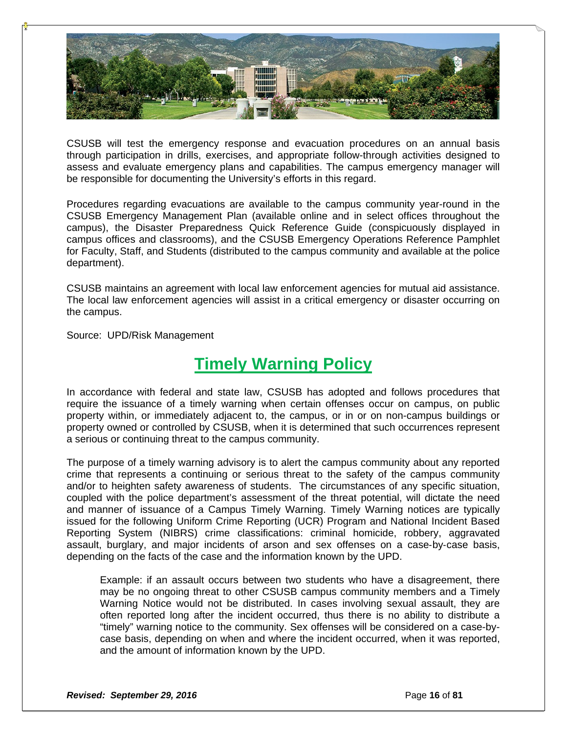CSUSB will test the emergency response and evacuation procedures on an annual basis through participation in drills, exercises, and appropriate follow-through activities designed to assess and evaluate emergency plans and capabilities. The campus emergency manager will be responsible for documenting the University's efforts in this regard.

Procedures regarding evacuations are available to the campus community year-round in the CSUSB Emergency Management Plan (available online and in select offices throughout the campus), the Disaster Preparedness Quick Reference Guide (conspicuously displayed in campus offices and classrooms), and the CSUSB Emergency Operations Reference Pamphlet for Faculty, Staff, and Students (distributed to the campus community and available at the police department).

CSUSB maintains an agreement with local law enforcement agencies for mutual aid assistance. The local law enforcement agencies will assist in a critical emergency or disaster occurring on the campus.

Source: UPD/Risk Management

## Timely Warning Policy

In accordance with federal and state law, CSUSB has adopted and follows procedures that require the issuance of a timely warning when certain offenses occur on campus, on public property within, or immediately adjacent to, the campus, or in or on non-campus buildings or property owned or controlled by CSUSB, when it is determined that such occurrences represent a serious or continuing threat to the campus community.

The purpose of a timely warning advisory is to alert the campus community about any reported crime that represents a continuing or serious threat to the safety of the campus community and/or to heighten safety awareness of students. The circumstances of any specific situation, coupled with the police department's assessment of the threat potential, will dictate the need and manner of issuance of a Campus Timely Warning. Timely Warning notices are typically issued for the following Uniform Crime Reporting (UCR) Program and National Incident Based Reporting System (NIBRS) crime classifications: criminal homicide, robbery, aggravated assault, burglary, and major incidents of arson and sex offenses on a case-by-case basis, depending on the facts of the case and the information known by the UPD.

> Example: if an assault occurs between two students who have a disagreement, there may be no ongoing threat to other CSUSB campus community members and a Timely Warning Notice would not be distributed. In cases involving sexual assault, they are often reported long after the incident occurred, thus there is no ability to distribute a "timely" warning notice to the community. Sex offenses will be considered on a case-by-case basis, depending on when and where the incident occurred, when it was reported, and the amount of information known by the UPD.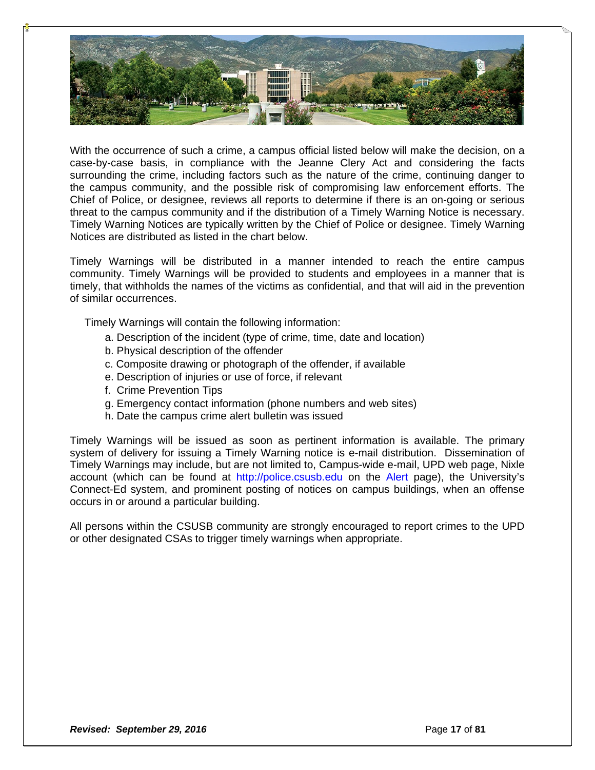With the occurrence of such a crime, a campus official listed below will make the decision, on a case-by-case basis, in compliance with the Jeanne Clery Act and considering the facts surrounding the crime, including factors such as the nature of the crime, continuing danger to the campus community, and the possible risk of compromising law enforcement efforts. The Chief of Police, or designee, reviews all reports to determine if there is an on-going or serious threat to the campus community and if the distribution of a Timely Warning Notice is necessary. Timely Warning Notices are typically written by the Chief of Police or designee. Timely Warning Notices are distributed as listed in the chart below.

Timely Warnings will be distributed in a manner intended to reach the entire campus community. Timely Warnings will be provided to students and employees in a manner that is timely, that withholds the names of the victims as confidential, and that will aid in the prevention of similar occurrences.

Timely Warnings will contain the following information:

a. Description of the incident (type of crime, time, date and location)
b. Physical description of the offender
c. Composite drawing or photograph of the offender, if available
e. Description of injuries or use of force, if relevant
f. Crime Prevention Tips
g. Emergency contact information (phone numbers and web sites)
h. Date the campus crime alert bulletin was issued

Timely Warnings will be issued as soon as pertinent information is available. The primary system of delivery for issuing a Timely Warning notice is e-mail distribution. Dissemination of Timely Warnings may include, but are not limited to, Campus-wide e-mail, UPD web page, Nixle account (which can be found at http://police.csusb.edu on the Alert page), the University's Connect-Ed system, and prominent posting of notices on campus buildings, when an offense occurs in or around a particular building.

All persons within the CSUSB community are strongly encouraged to report crimes to the UPD or other designated CSAs to trigger timely warnings when appropriate.

***Revised: September 29, 2016***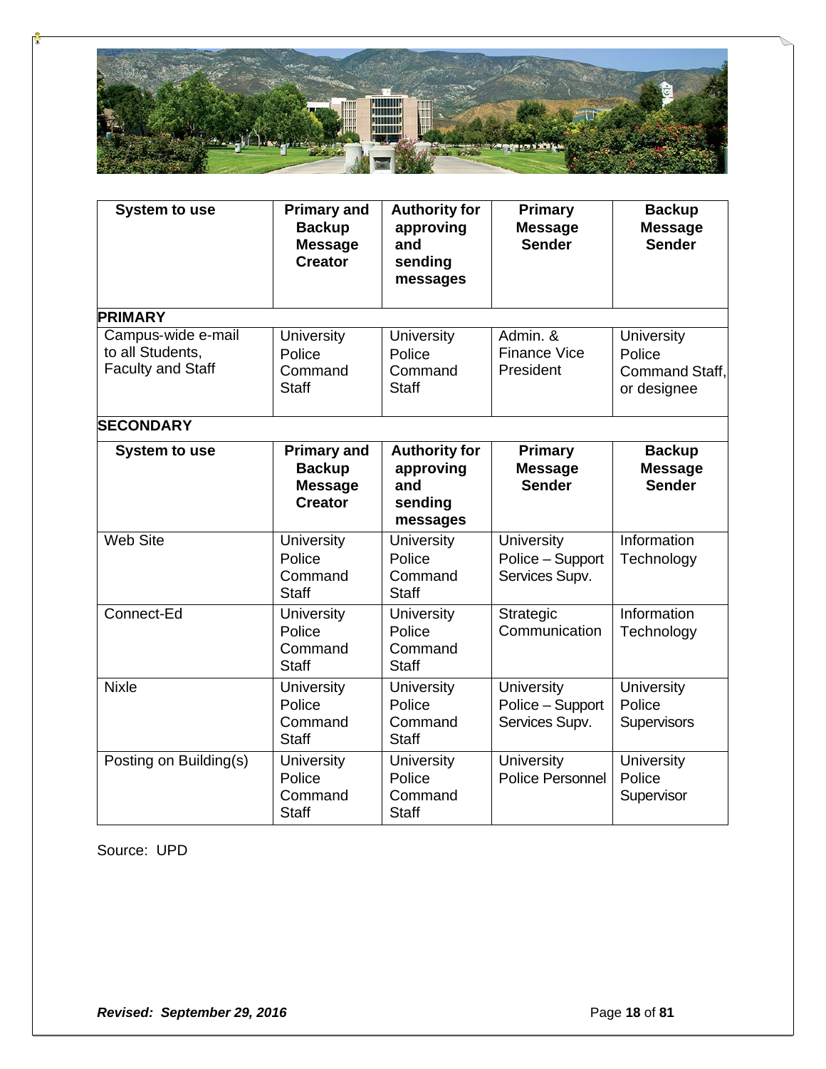| System to use | Primary and Backup Message Creator | Authority for approving and sending messages | Primary Message Sender | Backup Message Sender |
|---|---|---|---|---|
| **PRIMARY** | | | | |
| Campus-wide e-mail to all Students, Faculty and Staff | University Police Command Staff | University Police Command Staff | Admin. & Finance Vice President | University Police Command Staff, or designee |
| **SECONDARY** | | | | |
| **System to use** | **Primary and Backup Message Creator** | **Authority for approving and sending messages** | **Primary Message Sender** | **Backup Message Sender** |
| Web Site | University Police Command Staff | University Police Command Staff | University Police – Support Services Supv. | Information Technology |
| Connect-Ed | University Police Command Staff | University Police Command Staff | Strategic Communication | Information Technology |
| Nixle | University Police Command Staff | University Police Command Staff | University Police – Support Services Supv. | University Police Supervisors |
| Posting on Building(s) | University Police Command Staff | University Police Command Staff | University Police Personnel | University Police Supervisor |

Source: UPD

***Revised: September 29, 2016***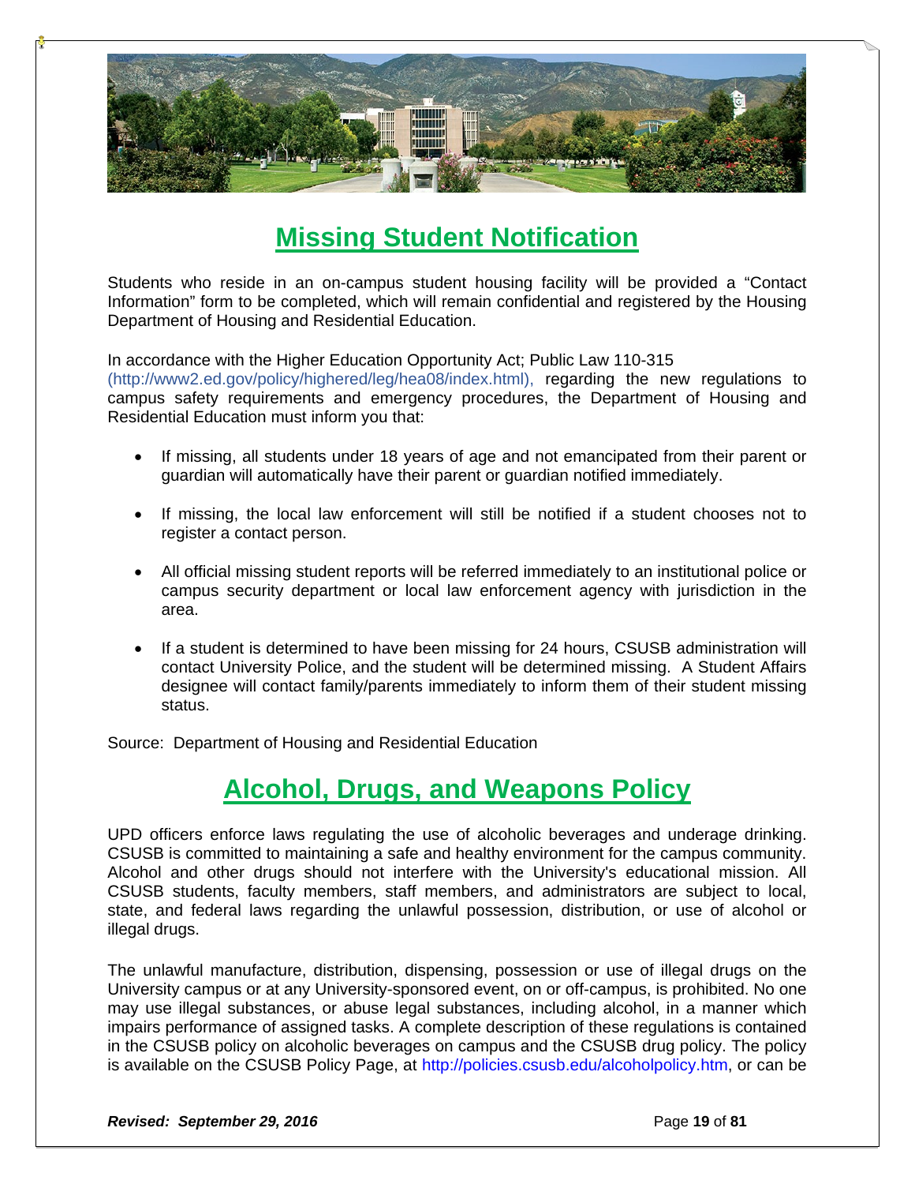## Missing Student Notification

Students who reside in an on-campus student housing facility will be provided a "Contact Information" form to be completed, which will remain confidential and registered by the Housing Department of Housing and Residential Education.

In accordance with the Higher Education Opportunity Act; Public Law 110-315 (http://www2.ed.gov/policy/highered/leg/hea08/index.html), regarding the new regulations to campus safety requirements and emergency procedures, the Department of Housing and Residential Education must inform you that:

- If missing, all students under 18 years of age and not emancipated from their parent or guardian will automatically have their parent or guardian notified immediately.
- If missing, the local law enforcement will still be notified if a student chooses not to register a contact person.
- All official missing student reports will be referred immediately to an institutional police or campus security department or local law enforcement agency with jurisdiction in the area.
- If a student is determined to have been missing for 24 hours, CSUSB administration will contact University Police, and the student will be determined missing. A Student Affairs designee will contact family/parents immediately to inform them of their student missing status.

Source: Department of Housing and Residential Education

## Alcohol, Drugs, and Weapons Policy

UPD officers enforce laws regulating the use of alcoholic beverages and underage drinking. CSUSB is committed to maintaining a safe and healthy environment for the campus community. Alcohol and other drugs should not interfere with the University's educational mission. All CSUSB students, faculty members, staff members, and administrators are subject to local, state, and federal laws regarding the unlawful possession, distribution, or use of alcohol or illegal drugs.

The unlawful manufacture, distribution, dispensing, possession or use of illegal drugs on the University campus or at any University-sponsored event, on or off-campus, is prohibited. No one may use illegal substances, or abuse legal substances, including alcohol, in a manner which impairs performance of assigned tasks. A complete description of these regulations is contained in the CSUSB policy on alcoholic beverages on campus and the CSUSB drug policy. The policy is available on the CSUSB Policy Page, at http://policies.csusb.edu/alcoholpolicy.htm, or can be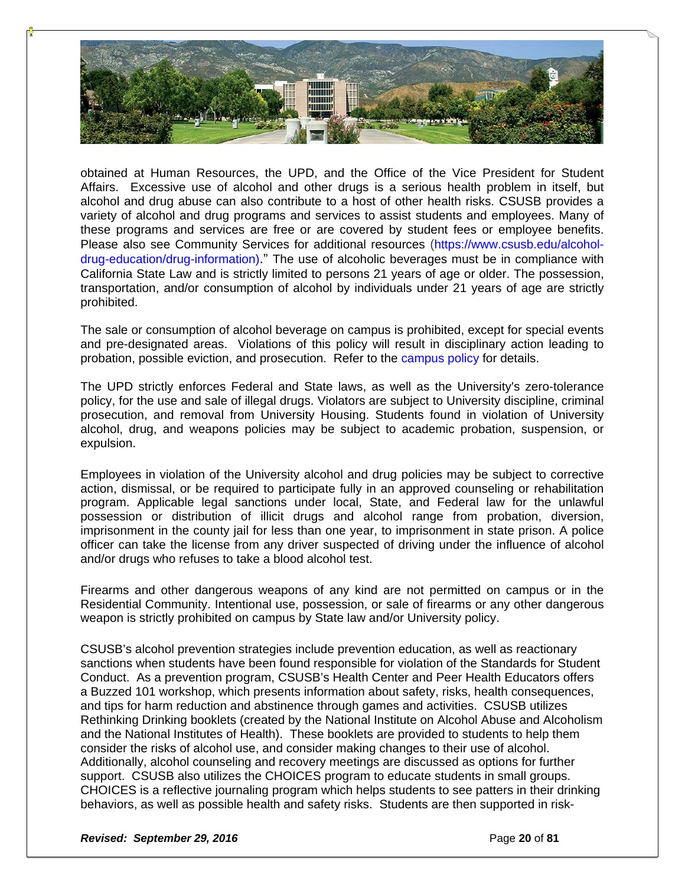obtained at Human Resources, the UPD, and the Office of the Vice President for Student Affairs. Excessive use of alcohol and other drugs is a serious health problem in itself, but alcohol and drug abuse can also contribute to a host of other health risks. CSUSB provides a variety of alcohol and drug programs and services to assist students and employees. Many of these programs and services are free or are covered by student fees or employee benefits. Please also see Community Services for additional resources (https://www.csusb.edu/alcohol-drug-education/drug-information)." The use of alcoholic beverages must be in compliance with California State Law and is strictly limited to persons 21 years of age or older. The possession, transportation, and/or consumption of alcohol by individuals under 21 years of age are strictly prohibited.

The sale or consumption of alcohol beverage on campus is prohibited, except for special events and pre-designated areas. Violations of this policy will result in disciplinary action leading to probation, possible eviction, and prosecution. Refer to the campus policy for details.

The UPD strictly enforces Federal and State laws, as well as the University's zero-tolerance policy, for the use and sale of illegal drugs. Violators are subject to University discipline, criminal prosecution, and removal from University Housing. Students found in violation of University alcohol, drug, and weapons policies may be subject to academic probation, suspension, or expulsion.

Employees in violation of the University alcohol and drug policies may be subject to corrective action, dismissal, or be required to participate fully in an approved counseling or rehabilitation program. Applicable legal sanctions under local, State, and Federal law for the unlawful possession or distribution of illicit drugs and alcohol range from probation, diversion, imprisonment in the county jail for less than one year, to imprisonment in state prison. A police officer can take the license from any driver suspected of driving under the influence of alcohol and/or drugs who refuses to take a blood alcohol test.

Firearms and other dangerous weapons of any kind are not permitted on campus or in the Residential Community. Intentional use, possession, or sale of firearms or any other dangerous weapon is strictly prohibited on campus by State law and/or University policy.

CSUSB's alcohol prevention strategies include prevention education, as well as reactionary sanctions when students have been found responsible for violation of the Standards for Student Conduct. As a prevention program, CSUSB's Health Center and Peer Health Educators offers a Buzzed 101 workshop, which presents information about safety, risks, health consequences, and tips for harm reduction and abstinence through games and activities. CSUSB utilizes Rethinking Drinking booklets (created by the National Institute on Alcohol Abuse and Alcoholism and the National Institutes of Health). These booklets are provided to students to help them consider the risks of alcohol use, and consider making changes to their use of alcohol. Additionally, alcohol counseling and recovery meetings are discussed as options for further support. CSUSB also utilizes the CHOICES program to educate students in small groups. CHOICES is a reflective journaling program which helps students to see patters in their drinking behaviors, as well as possible health and safety risks. Students are then supported in risk-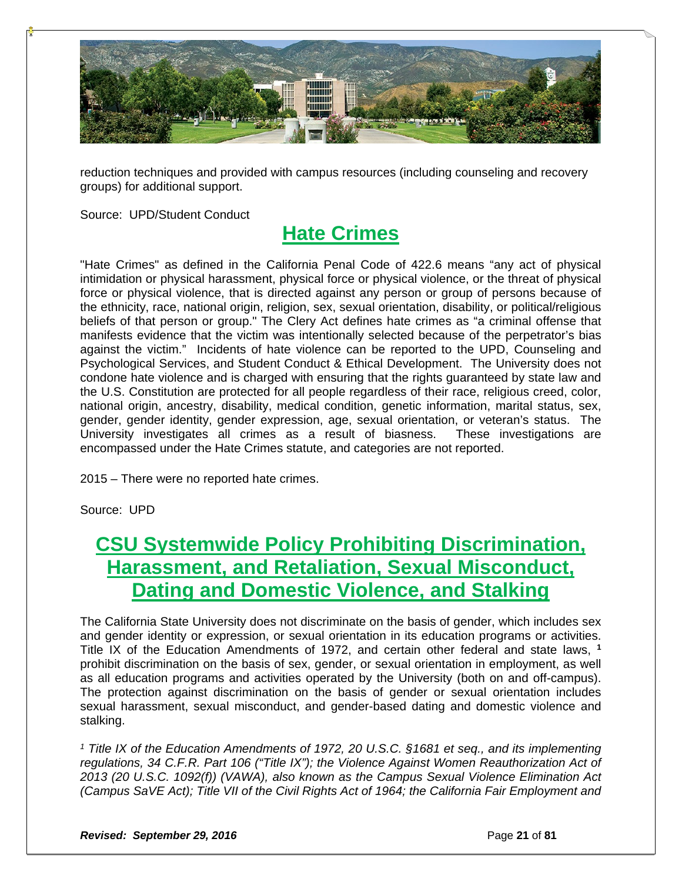reduction techniques and provided with campus resources (including counseling and recovery groups) for additional support.

Source: UPD/Student Conduct

## Hate Crimes

"Hate Crimes" as defined in the California Penal Code of 422.6 means "any act of physical intimidation or physical harassment, physical force or physical violence, or the threat of physical force or physical violence, that is directed against any person or group of persons because of the ethnicity, race, national origin, religion, sex, sexual orientation, disability, or political/religious beliefs of that person or group." The Clery Act defines hate crimes as "a criminal offense that manifests evidence that the victim was intentionally selected because of the perpetrator's bias against the victim." Incidents of hate violence can be reported to the UPD, Counseling and Psychological Services, and Student Conduct & Ethical Development. The University does not condone hate violence and is charged with ensuring that the rights guaranteed by state law and the U.S. Constitution are protected for all people regardless of their race, religious creed, color, national origin, ancestry, disability, medical condition, genetic information, marital status, sex, gender, gender identity, gender expression, age, sexual orientation, or veteran's status. The University investigates all crimes as a result of biasness. These investigations are encompassed under the Hate Crimes statute, and categories are not reported.

2015 – There were no reported hate crimes.

Source: UPD

## CSU Systemwide Policy Prohibiting Discrimination, Harassment, and Retaliation, Sexual Misconduct, Dating and Domestic Violence, and Stalking

The California State University does not discriminate on the basis of gender, which includes sex and gender identity or expression, or sexual orientation in its education programs or activities. Title IX of the Education Amendments of 1972, and certain other federal and state laws, [1] prohibit discrimination on the basis of sex, gender, or sexual orientation in employment, as well as all education programs and activities operated by the University (both on and off-campus). The protection against discrimination on the basis of gender or sexual orientation includes sexual harassment, sexual misconduct, and gender-based dating and domestic violence and stalking.

*[1] Title IX of the Education Amendments of 1972, 20 U.S.C. §1681 et seq., and its implementing regulations, 34 C.F.R. Part 106 ("Title IX"); the Violence Against Women Reauthorization Act of 2013 (20 U.S.C. 1092(f)) (VAWA), also known as the Campus Sexual Violence Elimination Act (Campus SaVE Act); Title VII of the Civil Rights Act of 1964; the California Fair Employment and*

*Revised: September 29, 2016*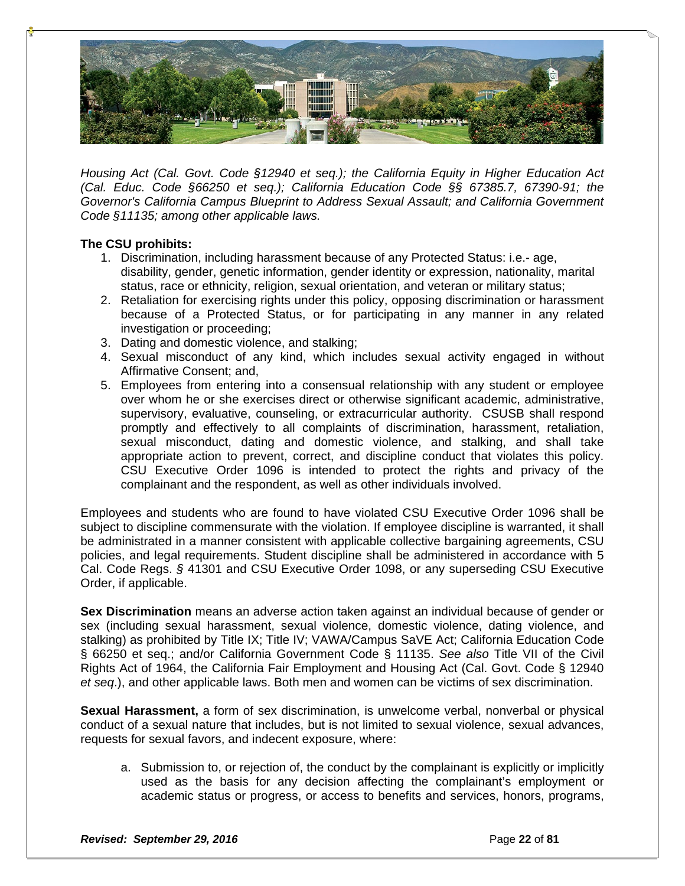*Housing Act (Cal. Govt. Code §12940 et seq.); the California Equity in Higher Education Act (Cal. Educ. Code §66250 et seq.); California Education Code §§ 67385.7, 67390-91; the Governor's California Campus Blueprint to Address Sexual Assault; and California Government Code §11135; among other applicable laws.*

**The CSU prohibits:**

1. Discrimination, including harassment because of any Protected Status: i.e.- age, disability, gender, genetic information, gender identity or expression, nationality, marital status, race or ethnicity, religion, sexual orientation, and veteran or military status;
2. Retaliation for exercising rights under this policy, opposing discrimination or harassment because of a Protected Status, or for participating in any manner in any related investigation or proceeding;
3. Dating and domestic violence, and stalking;
4. Sexual misconduct of any kind, which includes sexual activity engaged in without Affirmative Consent; and,
5. Employees from entering into a consensual relationship with any student or employee over whom he or she exercises direct or otherwise significant academic, administrative, supervisory, evaluative, counseling, or extracurricular authority. CSUSB shall respond promptly and effectively to all complaints of discrimination, harassment, retaliation, sexual misconduct, dating and domestic violence, and stalking, and shall take appropriate action to prevent, correct, and discipline conduct that violates this policy. CSU Executive Order 1096 is intended to protect the rights and privacy of the complainant and the respondent, as well as other individuals involved.

Employees and students who are found to have violated CSU Executive Order 1096 shall be subject to discipline commensurate with the violation. If employee discipline is warranted, it shall be administrated in a manner consistent with applicable collective bargaining agreements, CSU policies, and legal requirements. Student discipline shall be administered in accordance with 5 Cal. Code Regs. *§* 41301 and CSU Executive Order 1098, or any superseding CSU Executive Order, if applicable.

**Sex Discrimination** means an adverse action taken against an individual because of gender or sex (including sexual harassment, sexual violence, domestic violence, dating violence, and stalking) as prohibited by Title IX; Title IV; VAWA/Campus SaVE Act; California Education Code § 66250 et seq.; and/or California Government Code § 11135. *See also* Title VII of the Civil Rights Act of 1964, the California Fair Employment and Housing Act (Cal. Govt. Code § 12940 *et seq*.), and other applicable laws. Both men and women can be victims of sex discrimination.

**Sexual Harassment,** a form of sex discrimination, is unwelcome verbal, nonverbal or physical conduct of a sexual nature that includes, but is not limited to sexual violence, sexual advances, requests for sexual favors, and indecent exposure, where:

a. Submission to, or rejection of, the conduct by the complainant is explicitly or implicitly used as the basis for any decision affecting the complainant's employment or academic status or progress, or access to benefits and services, honors, programs,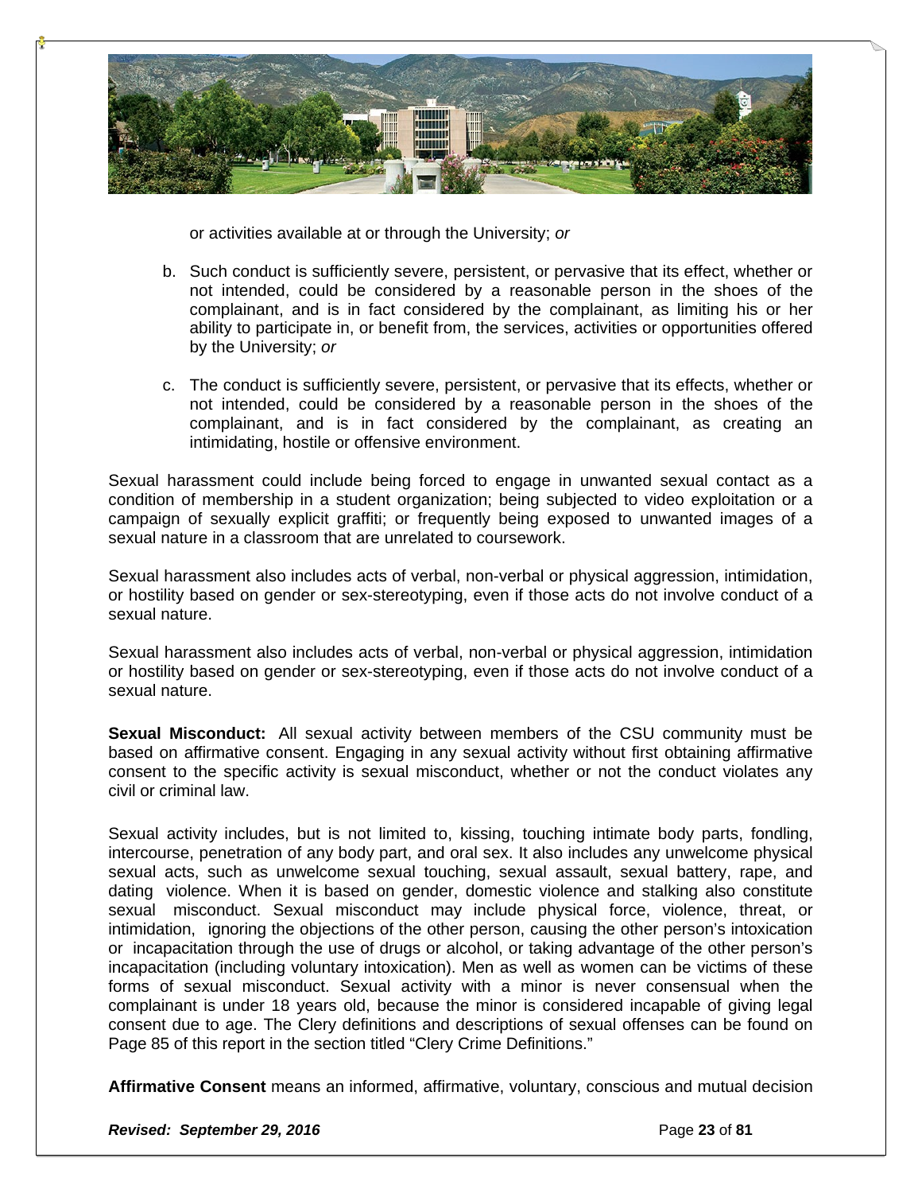or activities available at or through the University; *or*

b. Such conduct is sufficiently severe, persistent, or pervasive that its effect, whether or not intended, could be considered by a reasonable person in the shoes of the complainant, and is in fact considered by the complainant, as limiting his or her ability to participate in, or benefit from, the services, activities or opportunities offered by the University; *or*

c. The conduct is sufficiently severe, persistent, or pervasive that its effects, whether or not intended, could be considered by a reasonable person in the shoes of the complainant, and is in fact considered by the complainant, as creating an intimidating, hostile or offensive environment.

Sexual harassment could include being forced to engage in unwanted sexual contact as a condition of membership in a student organization; being subjected to video exploitation or a campaign of sexually explicit graffiti; or frequently being exposed to unwanted images of a sexual nature in a classroom that are unrelated to coursework.

Sexual harassment also includes acts of verbal, non-verbal or physical aggression, intimidation, or hostility based on gender or sex-stereotyping, even if those acts do not involve conduct of a sexual nature.

Sexual harassment also includes acts of verbal, non-verbal or physical aggression, intimidation or hostility based on gender or sex-stereotyping, even if those acts do not involve conduct of a sexual nature.

**Sexual Misconduct:** All sexual activity between members of the CSU community must be based on affirmative consent. Engaging in any sexual activity without first obtaining affirmative consent to the specific activity is sexual misconduct, whether or not the conduct violates any civil or criminal law.

Sexual activity includes, but is not limited to, kissing, touching intimate body parts, fondling, intercourse, penetration of any body part, and oral sex. It also includes any unwelcome physical sexual acts, such as unwelcome sexual touching, sexual assault, sexual battery, rape, and dating violence. When it is based on gender, domestic violence and stalking also constitute sexual misconduct. Sexual misconduct may include physical force, violence, threat, or intimidation, ignoring the objections of the other person, causing the other person's intoxication or incapacitation through the use of drugs or alcohol, or taking advantage of the other person's incapacitation (including voluntary intoxication). Men as well as women can be victims of these forms of sexual misconduct. Sexual activity with a minor is never consensual when the complainant is under 18 years old, because the minor is considered incapable of giving legal consent due to age. The Clery definitions and descriptions of sexual offenses can be found on Page 85 of this report in the section titled "Clery Crime Definitions."

**Affirmative Consent** means an informed, affirmative, voluntary, conscious and mutual decision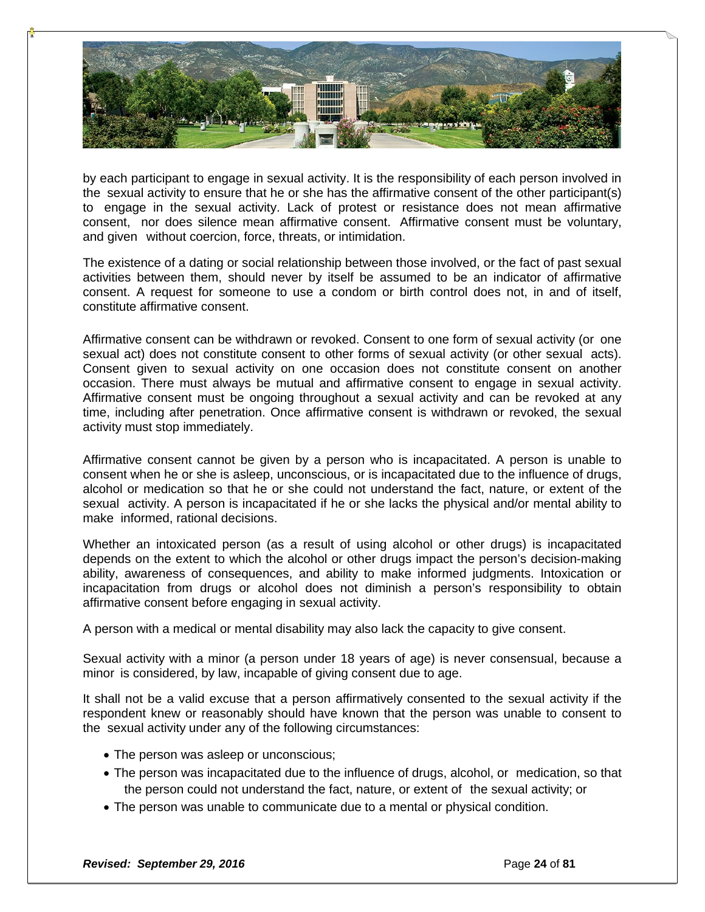by each participant to engage in sexual activity. It is the responsibility of each person involved in the sexual activity to ensure that he or she has the affirmative consent of the other participant(s) to engage in the sexual activity. Lack of protest or resistance does not mean affirmative consent, nor does silence mean affirmative consent. Affirmative consent must be voluntary, and given without coercion, force, threats, or intimidation.

The existence of a dating or social relationship between those involved, or the fact of past sexual activities between them, should never by itself be assumed to be an indicator of affirmative consent. A request for someone to use a condom or birth control does not, in and of itself, constitute affirmative consent.

Affirmative consent can be withdrawn or revoked. Consent to one form of sexual activity (or one sexual act) does not constitute consent to other forms of sexual activity (or other sexual acts). Consent given to sexual activity on one occasion does not constitute consent on another occasion. There must always be mutual and affirmative consent to engage in sexual activity. Affirmative consent must be ongoing throughout a sexual activity and can be revoked at any time, including after penetration. Once affirmative consent is withdrawn or revoked, the sexual activity must stop immediately.

Affirmative consent cannot be given by a person who is incapacitated. A person is unable to consent when he or she is asleep, unconscious, or is incapacitated due to the influence of drugs, alcohol or medication so that he or she could not understand the fact, nature, or extent of the sexual activity. A person is incapacitated if he or she lacks the physical and/or mental ability to make informed, rational decisions.

Whether an intoxicated person (as a result of using alcohol or other drugs) is incapacitated depends on the extent to which the alcohol or other drugs impact the person's decision-making ability, awareness of consequences, and ability to make informed judgments. Intoxication or incapacitation from drugs or alcohol does not diminish a person's responsibility to obtain affirmative consent before engaging in sexual activity.

A person with a medical or mental disability may also lack the capacity to give consent.

Sexual activity with a minor (a person under 18 years of age) is never consensual, because a minor is considered, by law, incapable of giving consent due to age.

It shall not be a valid excuse that a person affirmatively consented to the sexual activity if the respondent knew or reasonably should have known that the person was unable to consent to the sexual activity under any of the following circumstances:

- The person was asleep or unconscious;
- The person was incapacitated due to the influence of drugs, alcohol, or medication, so that the person could not understand the fact, nature, or extent of the sexual activity; or
- The person was unable to communicate due to a mental or physical condition.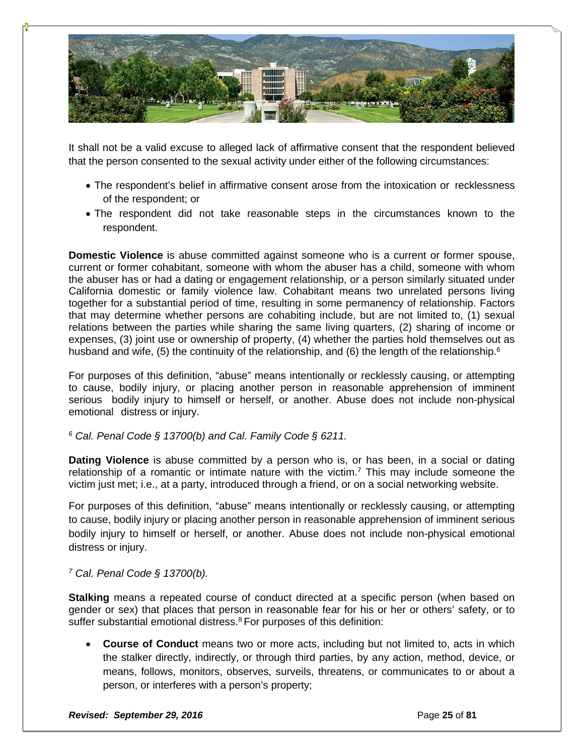It shall not be a valid excuse to alleged lack of affirmative consent that the respondent believed that the person consented to the sexual activity under either of the following circumstances:

- The respondent's belief in affirmative consent arose from the intoxication or recklessness of the respondent; or
- The respondent did not take reasonable steps in the circumstances known to the respondent.

**Domestic Violence** is abuse committed against someone who is a current or former spouse, current or former cohabitant, someone with whom the abuser has a child, someone with whom the abuser has or had a dating or engagement relationship, or a person similarly situated under California domestic or family violence law. Cohabitant means two unrelated persons living together for a substantial period of time, resulting in some permanency of relationship. Factors that may determine whether persons are cohabiting include, but are not limited to, (1) sexual relations between the parties while sharing the same living quarters, (2) sharing of income or expenses, (3) joint use or ownership of property, (4) whether the parties hold themselves out as husband and wife, (5) the continuity of the relationship, and (6) the length of the relationship.[6]

For purposes of this definition, "abuse" means intentionally or recklessly causing, or attempting to cause, bodily injury, or placing another person in reasonable apprehension of imminent serious bodily injury to himself or herself, or another. Abuse does not include non-physical emotional distress or injury.

*[6] Cal. Penal Code § 13700(b) and Cal. Family Code § 6211.*

**Dating Violence** is abuse committed by a person who is, or has been, in a social or dating relationship of a romantic or intimate nature with the victim.[7] This may include someone the victim just met; i.e., at a party, introduced through a friend, or on a social networking website.

For purposes of this definition, "abuse" means intentionally or recklessly causing, or attempting to cause, bodily injury or placing another person in reasonable apprehension of imminent serious bodily injury to himself or herself, or another. Abuse does not include non-physical emotional distress or injury.

*[7] Cal. Penal Code § 13700(b).*

**Stalking** means a repeated course of conduct directed at a specific person (when based on gender or sex) that places that person in reasonable fear for his or her or others' safety, or to suffer substantial emotional distress.[8] For purposes of this definition:

- **Course of Conduct** means two or more acts, including but not limited to, acts in which the stalker directly, indirectly, or through third parties, by any action, method, device, or means, follows, monitors, observes, surveils, threatens, or communicates to or about a person, or interferes with a person's property;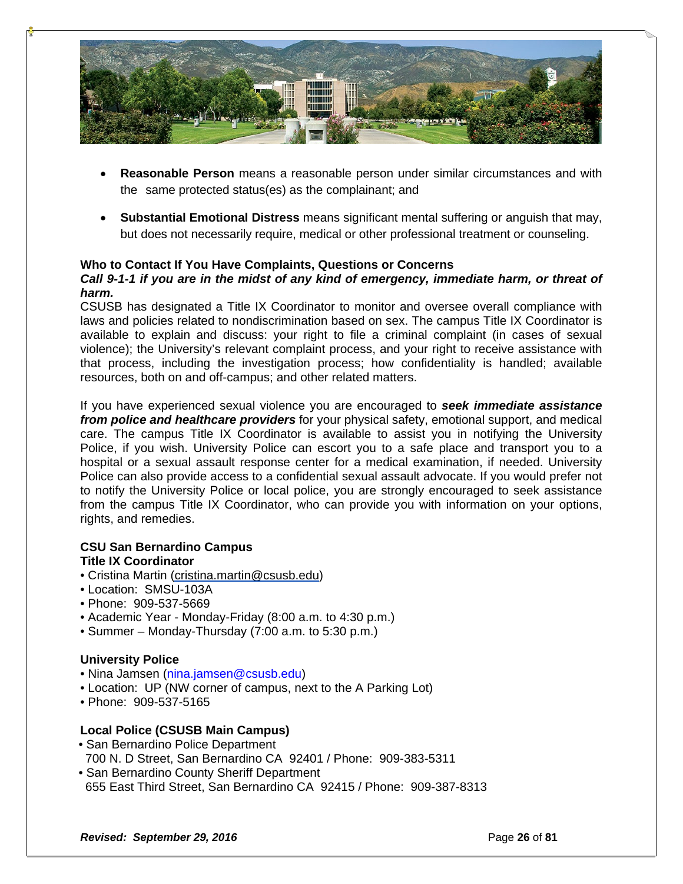- **Reasonable Person** means a reasonable person under similar circumstances and with the same protected status(es) as the complainant; and
- **Substantial Emotional Distress** means significant mental suffering or anguish that may, but does not necessarily require, medical or other professional treatment or counseling.

**Who to Contact If You Have Complaints, Questions or Concerns**

***Call 9-1-1 if you are in the midst of any kind of emergency, immediate harm, or threat of harm.***

CSUSB has designated a Title IX Coordinator to monitor and oversee overall compliance with laws and policies related to nondiscrimination based on sex. The campus Title IX Coordinator is available to explain and discuss: your right to file a criminal complaint (in cases of sexual violence); the University's relevant complaint process, and your right to receive assistance with that process, including the investigation process; how confidentiality is handled; available resources, both on and off-campus; and other related matters.

If you have experienced sexual violence you are encouraged to ***seek immediate assistance from police and healthcare providers*** for your physical safety, emotional support, and medical care. The campus Title IX Coordinator is available to assist you in notifying the University Police, if you wish. University Police can escort you to a safe place and transport you to a hospital or a sexual assault response center for a medical examination, if needed. University Police can also provide access to a confidential sexual assault advocate. If you would prefer not to notify the University Police or local police, you are strongly encouraged to seek assistance from the campus Title IX Coordinator, who can provide you with information on your options, rights, and remedies.

**CSU San Bernardino Campus**
**Title IX Coordinator**

- Cristina Martin (cristina.martin@csusb.edu)
- Location: SMSU-103A
- Phone: 909-537-5669
- Academic Year - Monday-Friday (8:00 a.m. to 4:30 p.m.)
- Summer – Monday-Thursday (7:00 a.m. to 5:30 p.m.)

**University Police**

- Nina Jamsen (nina.jamsen@csusb.edu)
- Location: UP (NW corner of campus, next to the A Parking Lot)
- Phone: 909-537-5165

**Local Police (CSUSB Main Campus)**

- San Bernardino Police Department
  700 N. D Street, San Bernardino CA 92401 / Phone: 909-383-5311
- San Bernardino County Sheriff Department
  655 East Third Street, San Bernardino CA 92415 / Phone: 909-387-8313

***Revised: September 29, 2016***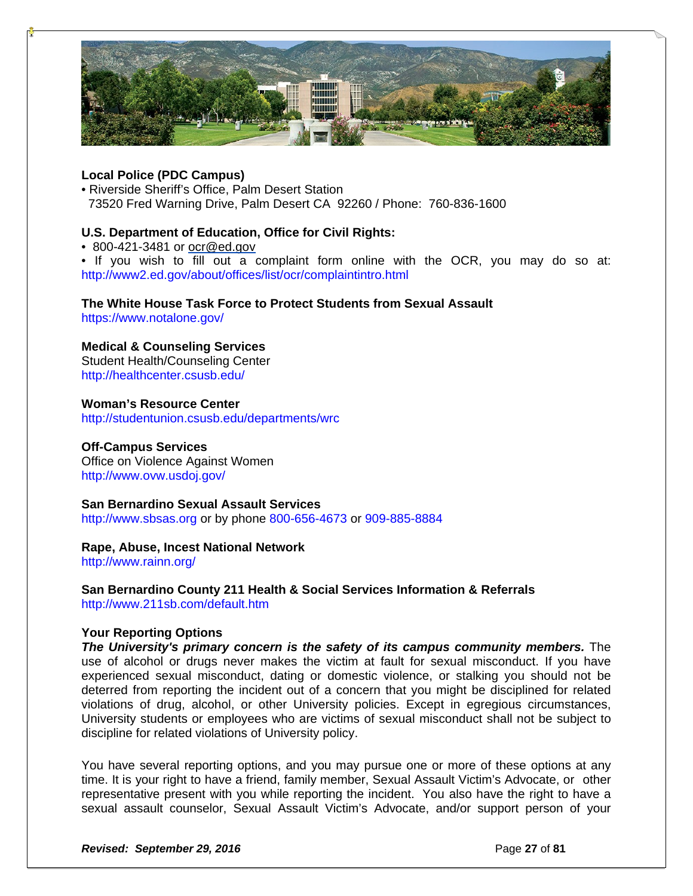**Local Police (PDC Campus)**

• Riverside Sheriff's Office, Palm Desert Station
73520 Fred Warning Drive, Palm Desert CA 92260 / Phone: 760-836-1600

**U.S. Department of Education, Office for Civil Rights:**

• 800-421-3481 or ocr@ed.gov
• If you wish to fill out a complaint form online with the OCR, you may do so at: http://www2.ed.gov/about/offices/list/ocr/complaintintro.html

**The White House Task Force to Protect Students from Sexual Assault**
https://www.notalone.gov/

**Medical & Counseling Services**
Student Health/Counseling Center
http://healthcenter.csusb.edu/

**Woman's Resource Center**
http://studentunion.csusb.edu/departments/wrc

**Off-Campus Services**
Office on Violence Against Women
http://www.ovw.usdoj.gov/

**San Bernardino Sexual Assault Services**
http://www.sbsas.org or by phone 800-656-4673 or 909-885-8884

**Rape, Abuse, Incest National Network**
http://www.rainn.org/

**San Bernardino County 211 Health & Social Services Information & Referrals**
http://www.211sb.com/default.htm

**Your Reporting Options**

***The University's primary concern is the safety of its campus community members.*** The use of alcohol or drugs never makes the victim at fault for sexual misconduct. If you have experienced sexual misconduct, dating or domestic violence, or stalking you should not be deterred from reporting the incident out of a concern that you might be disciplined for related violations of drug, alcohol, or other University policies. Except in egregious circumstances, University students or employees who are victims of sexual misconduct shall not be subject to discipline for related violations of University policy.

You have several reporting options, and you may pursue one or more of these options at any time. It is your right to have a friend, family member, Sexual Assault Victim's Advocate, or other representative present with you while reporting the incident. You also have the right to have a sexual assault counselor, Sexual Assault Victim's Advocate, and/or support person of your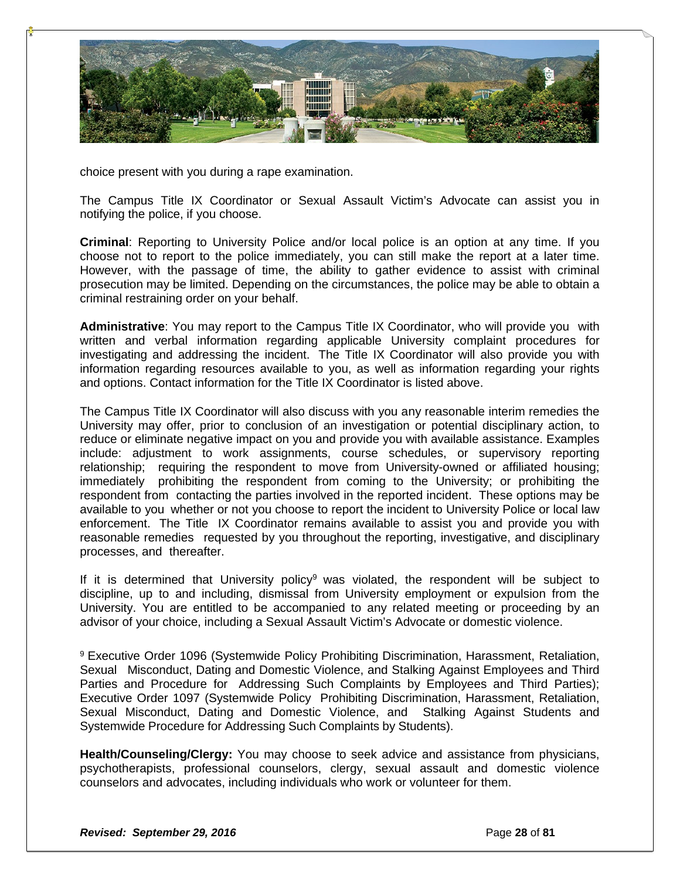choice present with you during a rape examination.

The Campus Title IX Coordinator or Sexual Assault Victim's Advocate can assist you in notifying the police, if you choose.

**Criminal**: Reporting to University Police and/or local police is an option at any time. If you choose not to report to the police immediately, you can still make the report at a later time. However, with the passage of time, the ability to gather evidence to assist with criminal prosecution may be limited. Depending on the circumstances, the police may be able to obtain a criminal restraining order on your behalf.

**Administrative**: You may report to the Campus Title IX Coordinator, who will provide you with written and verbal information regarding applicable University complaint procedures for investigating and addressing the incident. The Title IX Coordinator will also provide you with information regarding resources available to you, as well as information regarding your rights and options. Contact information for the Title IX Coordinator is listed above.

The Campus Title IX Coordinator will also discuss with you any reasonable interim remedies the University may offer, prior to conclusion of an investigation or potential disciplinary action, to reduce or eliminate negative impact on you and provide you with available assistance. Examples include: adjustment to work assignments, course schedules, or supervisory reporting relationship; requiring the respondent to move from University-owned or affiliated housing; immediately prohibiting the respondent from coming to the University; or prohibiting the respondent from contacting the parties involved in the reported incident. These options may be available to you whether or not you choose to report the incident to University Police or local law enforcement. The Title IX Coordinator remains available to assist you and provide you with reasonable remedies requested by you throughout the reporting, investigative, and disciplinary processes, and thereafter.

If it is determined that University policy[9] was violated, the respondent will be subject to discipline, up to and including, dismissal from University employment or expulsion from the University. You are entitled to be accompanied to any related meeting or proceeding by an advisor of your choice, including a Sexual Assault Victim's Advocate or domestic violence.

[9] Executive Order 1096 (Systemwide Policy Prohibiting Discrimination, Harassment, Retaliation, Sexual Misconduct, Dating and Domestic Violence, and Stalking Against Employees and Third Parties and Procedure for Addressing Such Complaints by Employees and Third Parties); Executive Order 1097 (Systemwide Policy Prohibiting Discrimination, Harassment, Retaliation, Sexual Misconduct, Dating and Domestic Violence, and Stalking Against Students and Systemwide Procedure for Addressing Such Complaints by Students).

**Health/Counseling/Clergy:** You may choose to seek advice and assistance from physicians, psychotherapists, professional counselors, clergy, sexual assault and domestic violence counselors and advocates, including individuals who work or volunteer for them.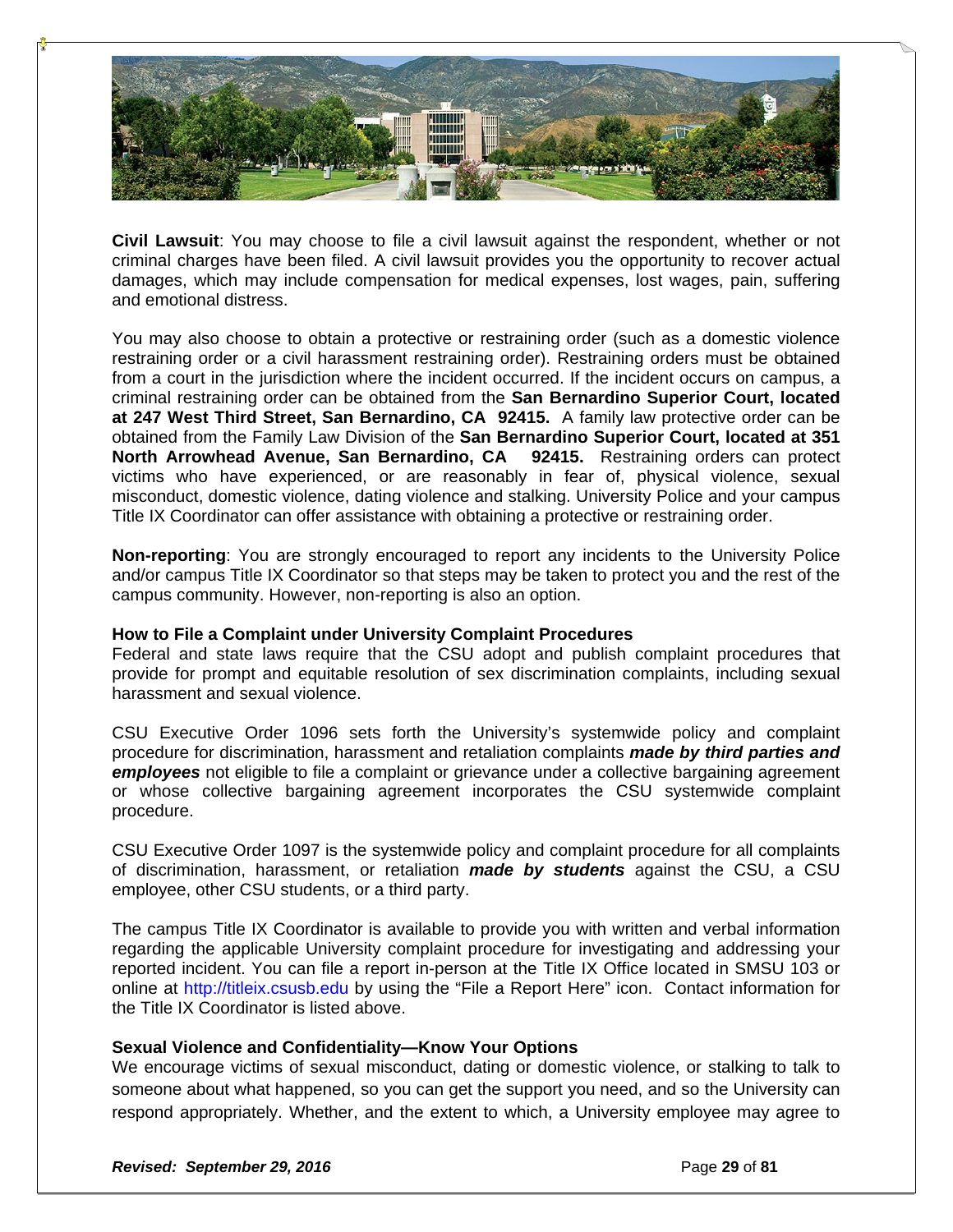**Civil Lawsuit**: You may choose to file a civil lawsuit against the respondent, whether or not criminal charges have been filed. A civil lawsuit provides you the opportunity to recover actual damages, which may include compensation for medical expenses, lost wages, pain, suffering and emotional distress.

You may also choose to obtain a protective or restraining order (such as a domestic violence restraining order or a civil harassment restraining order). Restraining orders must be obtained from a court in the jurisdiction where the incident occurred. If the incident occurs on campus, a criminal restraining order can be obtained from the **San Bernardino Superior Court, located at 247 West Third Street, San Bernardino, CA 92415.** A family law protective order can be obtained from the Family Law Division of the **San Bernardino Superior Court, located at 351 North Arrowhead Avenue, San Bernardino, CA 92415.** Restraining orders can protect victims who have experienced, or are reasonably in fear of, physical violence, sexual misconduct, domestic violence, dating violence and stalking. University Police and your campus Title IX Coordinator can offer assistance with obtaining a protective or restraining order.

**Non-reporting**: You are strongly encouraged to report any incidents to the University Police and/or campus Title IX Coordinator so that steps may be taken to protect you and the rest of the campus community. However, non-reporting is also an option.

**How to File a Complaint under University Complaint Procedures**

Federal and state laws require that the CSU adopt and publish complaint procedures that provide for prompt and equitable resolution of sex discrimination complaints, including sexual harassment and sexual violence.

CSU Executive Order 1096 sets forth the University's systemwide policy and complaint procedure for discrimination, harassment and retaliation complaints ***made by third parties and employees*** not eligible to file a complaint or grievance under a collective bargaining agreement or whose collective bargaining agreement incorporates the CSU systemwide complaint procedure.

CSU Executive Order 1097 is the systemwide policy and complaint procedure for all complaints of discrimination, harassment, or retaliation ***made by students*** against the CSU, a CSU employee, other CSU students, or a third party.

The campus Title IX Coordinator is available to provide you with written and verbal information regarding the applicable University complaint procedure for investigating and addressing your reported incident. You can file a report in-person at the Title IX Office located in SMSU 103 or online at http://titleix.csusb.edu by using the "File a Report Here" icon. Contact information for the Title IX Coordinator is listed above.

**Sexual Violence and Confidentiality—Know Your Options**

We encourage victims of sexual misconduct, dating or domestic violence, or stalking to talk to someone about what happened, so you can get the support you need, and so the University can respond appropriately. Whether, and the extent to which, a University employee may agree to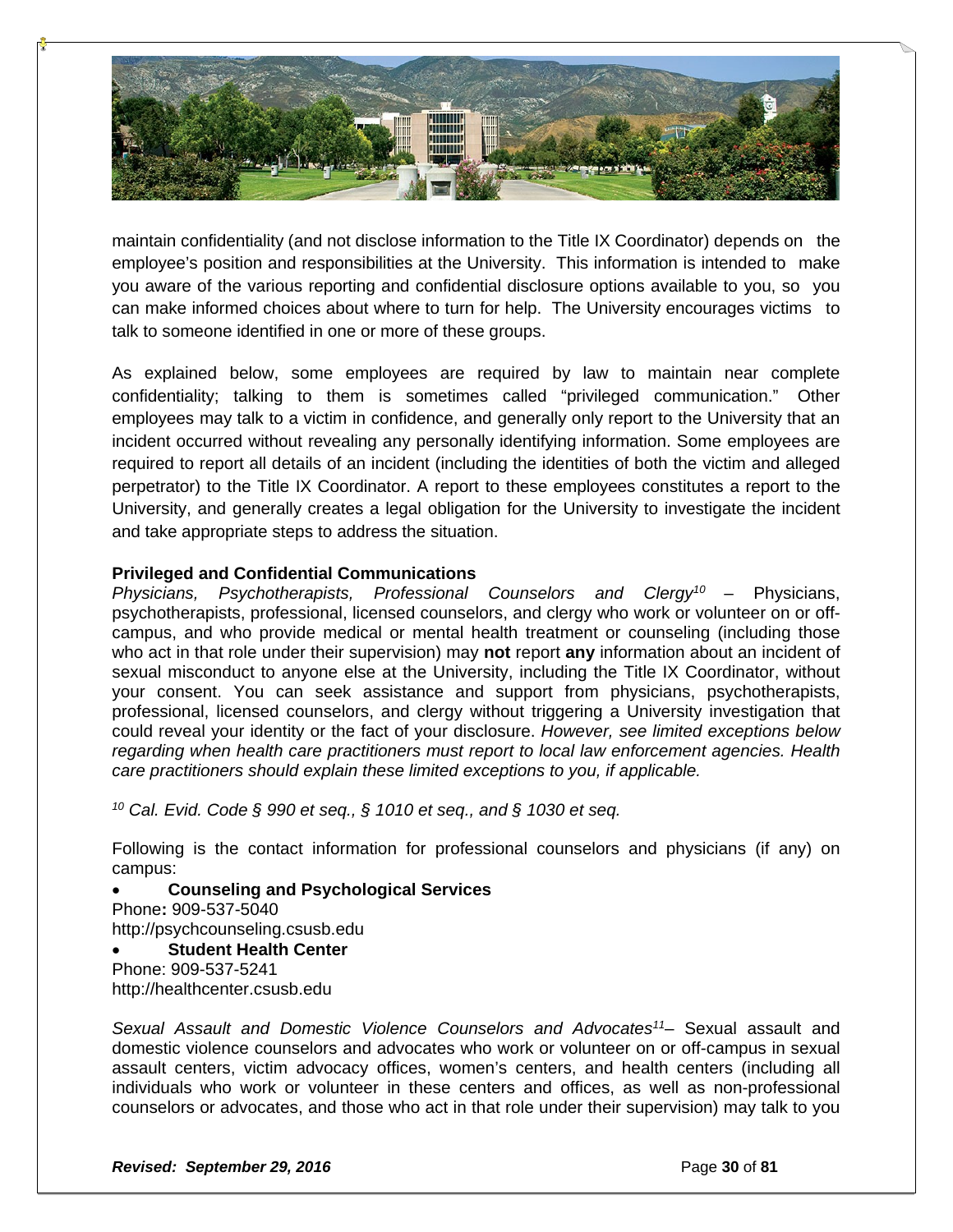maintain confidentiality (and not disclose information to the Title IX Coordinator) depends on the employee's position and responsibilities at the University. This information is intended to make you aware of the various reporting and confidential disclosure options available to you, so you can make informed choices about where to turn for help. The University encourages victims to talk to someone identified in one or more of these groups.

As explained below, some employees are required by law to maintain near complete confidentiality; talking to them is sometimes called "privileged communication." Other employees may talk to a victim in confidence, and generally only report to the University that an incident occurred without revealing any personally identifying information. Some employees are required to report all details of an incident (including the identities of both the victim and alleged perpetrator) to the Title IX Coordinator. A report to these employees constitutes a report to the University, and generally creates a legal obligation for the University to investigate the incident and take appropriate steps to address the situation.

**Privileged and Confidential Communications**

*Physicians, Psychotherapists, Professional Counselors and Clergy*[10] – Physicians, psychotherapists, professional, licensed counselors, and clergy who work or volunteer on or off-campus, and who provide medical or mental health treatment or counseling (including those who act in that role under their supervision) may **not** report **any** information about an incident of sexual misconduct to anyone else at the University, including the Title IX Coordinator, without your consent. You can seek assistance and support from physicians, psychotherapists, professional, licensed counselors, and clergy without triggering a University investigation that could reveal your identity or the fact of your disclosure. *However, see limited exceptions below regarding when health care practitioners must report to local law enforcement agencies. Health care practitioners should explain these limited exceptions to you, if applicable.*

*[10] Cal. Evid. Code § 990 et seq., § 1010 et seq., and § 1030 et seq.*

Following is the contact information for professional counselors and physicians (if any) on campus:

- **Counseling and Psychological Services**

Phone**:** 909-537-5040
http://psychcounseling.csusb.edu

- **Student Health Center**

Phone: 909-537-5241
http://healthcenter.csusb.edu

*Sexual Assault and Domestic Violence Counselors and Advocates*[11]– Sexual assault and domestic violence counselors and advocates who work or volunteer on or off-campus in sexual assault centers, victim advocacy offices, women's centers, and health centers (including all individuals who work or volunteer in these centers and offices, as well as non-professional counselors or advocates, and those who act in that role under their supervision) may talk to you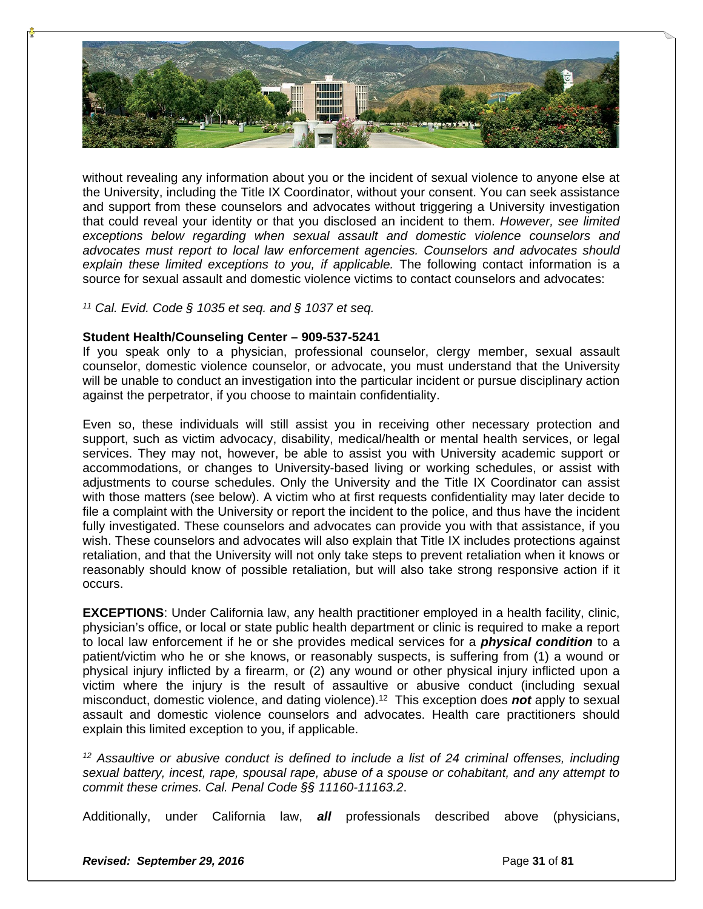without revealing any information about you or the incident of sexual violence to anyone else at the University, including the Title IX Coordinator, without your consent. You can seek assistance and support from these counselors and advocates without triggering a University investigation that could reveal your identity or that you disclosed an incident to them. *However, see limited exceptions below regarding when sexual assault and domestic violence counselors and advocates must report to local law enforcement agencies. Counselors and advocates should explain these limited exceptions to you, if applicable.* The following contact information is a source for sexual assault and domestic violence victims to contact counselors and advocates:

*[11] Cal. Evid. Code § 1035 et seq. and § 1037 et seq.*

**Student Health/Counseling Center – 909-537-5241**

If you speak only to a physician, professional counselor, clergy member, sexual assault counselor, domestic violence counselor, or advocate, you must understand that the University will be unable to conduct an investigation into the particular incident or pursue disciplinary action against the perpetrator, if you choose to maintain confidentiality.

Even so, these individuals will still assist you in receiving other necessary protection and support, such as victim advocacy, disability, medical/health or mental health services, or legal services. They may not, however, be able to assist you with University academic support or accommodations, or changes to University-based living or working schedules, or assist with adjustments to course schedules. Only the University and the Title IX Coordinator can assist with those matters (see below). A victim who at first requests confidentiality may later decide to file a complaint with the University or report the incident to the police, and thus have the incident fully investigated. These counselors and advocates can provide you with that assistance, if you wish. These counselors and advocates will also explain that Title IX includes protections against retaliation, and that the University will not only take steps to prevent retaliation when it knows or reasonably should know of possible retaliation, but will also take strong responsive action if it occurs.

**EXCEPTIONS**: Under California law, any health practitioner employed in a health facility, clinic, physician's office, or local or state public health department or clinic is required to make a report to local law enforcement if he or she provides medical services for a ***physical condition*** to a patient/victim who he or she knows, or reasonably suspects, is suffering from (1) a wound or physical injury inflicted by a firearm, or (2) any wound or other physical injury inflicted upon a victim where the injury is the result of assaultive or abusive conduct (including sexual misconduct, domestic violence, and dating violence).[12] This exception does ***not*** apply to sexual assault and domestic violence counselors and advocates. Health care practitioners should explain this limited exception to you, if applicable.

*[12] Assaultive or abusive conduct is defined to include a list of 24 criminal offenses, including sexual battery, incest, rape, spousal rape, abuse of a spouse or cohabitant, and any attempt to commit these crimes. Cal. Penal Code §§ 11160-11163.2*.

Additionally, under California law, ***all*** professionals described above (physicians,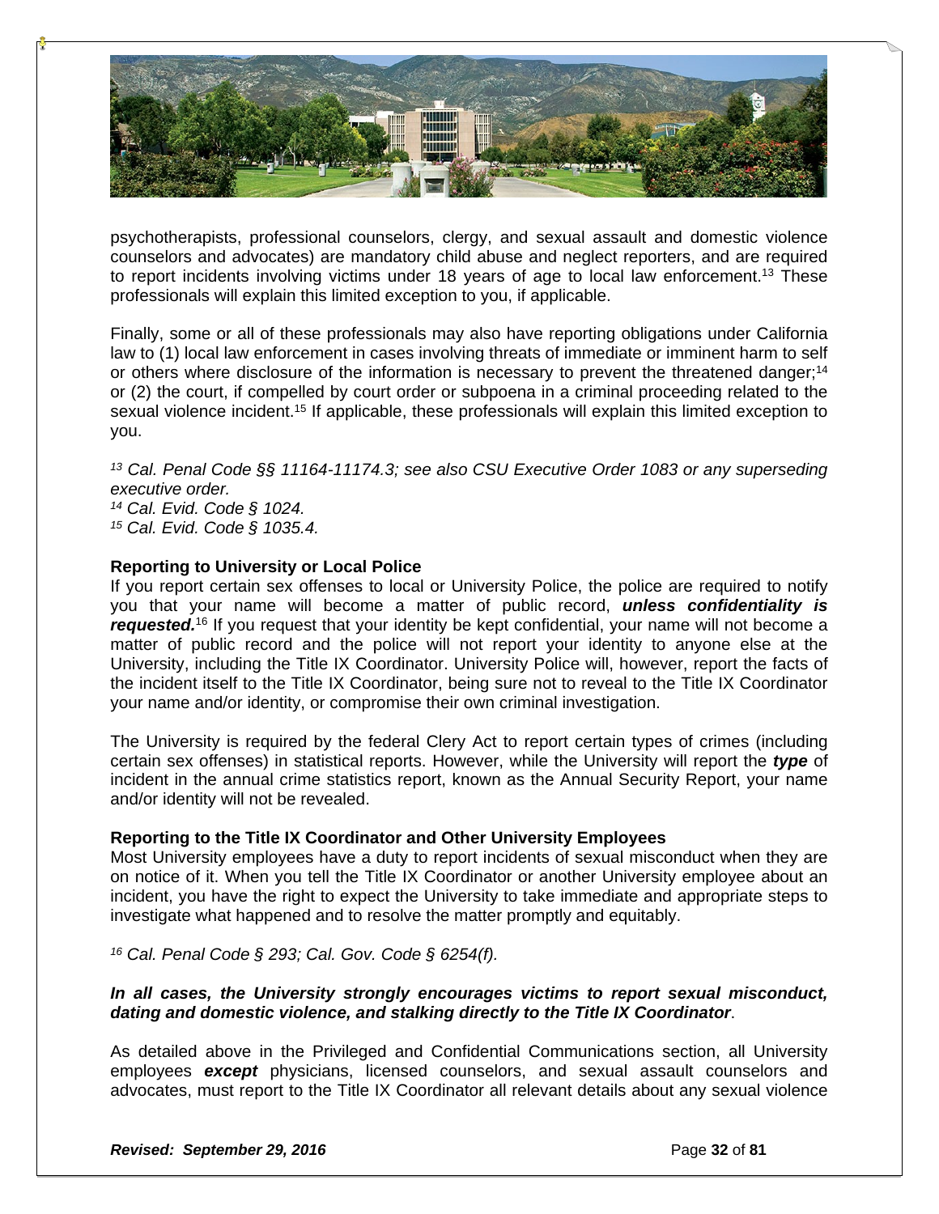psychotherapists, professional counselors, clergy, and sexual assault and domestic violence counselors and advocates) are mandatory child abuse and neglect reporters, and are required to report incidents involving victims under 18 years of age to local law enforcement.[13] These professionals will explain this limited exception to you, if applicable.

Finally, some or all of these professionals may also have reporting obligations under California law to (1) local law enforcement in cases involving threats of immediate or imminent harm to self or others where disclosure of the information is necessary to prevent the threatened danger;[14] or (2) the court, if compelled by court order or subpoena in a criminal proceeding related to the sexual violence incident.[15] If applicable, these professionals will explain this limited exception to you.

*[13] Cal. Penal Code §§ 11164-11174.3; see also CSU Executive Order 1083 or any superseding executive order.*
*[14] Cal. Evid. Code § 1024.*
*[15] Cal. Evid. Code § 1035.4.*

**Reporting to University or Local Police**

If you report certain sex offenses to local or University Police, the police are required to notify you that your name will become a matter of public record, ***unless confidentiality is requested.***[16] If you request that your identity be kept confidential, your name will not become a matter of public record and the police will not report your identity to anyone else at the University, including the Title IX Coordinator. University Police will, however, report the facts of the incident itself to the Title IX Coordinator, being sure not to reveal to the Title IX Coordinator your name and/or identity, or compromise their own criminal investigation.

The University is required by the federal Clery Act to report certain types of crimes (including certain sex offenses) in statistical reports. However, while the University will report the ***type*** of incident in the annual crime statistics report, known as the Annual Security Report, your name and/or identity will not be revealed.

**Reporting to the Title IX Coordinator and Other University Employees**

Most University employees have a duty to report incidents of sexual misconduct when they are on notice of it. When you tell the Title IX Coordinator or another University employee about an incident, you have the right to expect the University to take immediate and appropriate steps to investigate what happened and to resolve the matter promptly and equitably.

*[16] Cal. Penal Code § 293; Cal. Gov. Code § 6254(f).*

***In all cases, the University strongly encourages victims to report sexual misconduct, dating and domestic violence, and stalking directly to the Title IX Coordinator***.

As detailed above in the Privileged and Confidential Communications section, all University employees ***except*** physicians, licensed counselors, and sexual assault counselors and advocates, must report to the Title IX Coordinator all relevant details about any sexual violence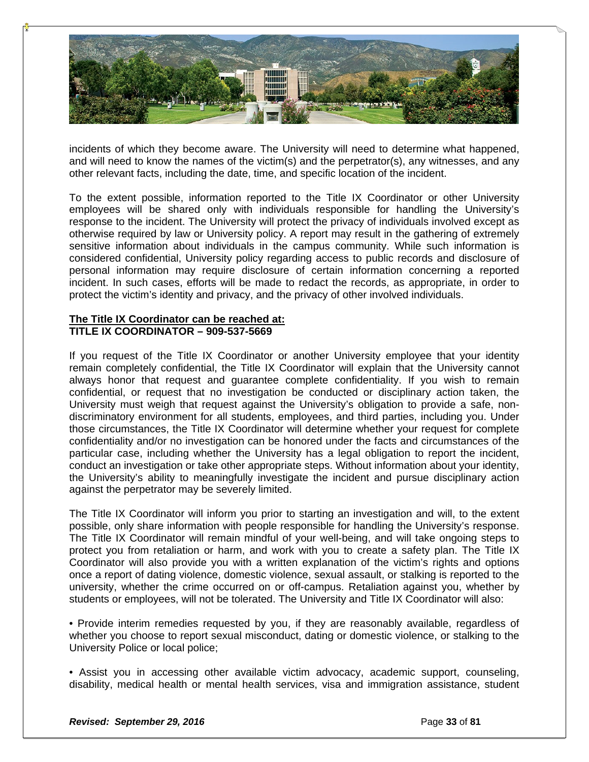incidents of which they become aware. The University will need to determine what happened, and will need to know the names of the victim(s) and the perpetrator(s), any witnesses, and any other relevant facts, including the date, time, and specific location of the incident.

To the extent possible, information reported to the Title IX Coordinator or other University employees will be shared only with individuals responsible for handling the University's response to the incident. The University will protect the privacy of individuals involved except as otherwise required by law or University policy. A report may result in the gathering of extremely sensitive information about individuals in the campus community. While such information is considered confidential, University policy regarding access to public records and disclosure of personal information may require disclosure of certain information concerning a reported incident. In such cases, efforts will be made to redact the records, as appropriate, in order to protect the victim's identity and privacy, and the privacy of other involved individuals.

**<u>The Title IX Coordinator can be reached at:</u>**
**TITLE IX COORDINATOR – 909-537-5669**

If you request of the Title IX Coordinator or another University employee that your identity remain completely confidential, the Title IX Coordinator will explain that the University cannot always honor that request and guarantee complete confidentiality. If you wish to remain confidential, or request that no investigation be conducted or disciplinary action taken, the University must weigh that request against the University's obligation to provide a safe, non-discriminatory environment for all students, employees, and third parties, including you. Under those circumstances, the Title IX Coordinator will determine whether your request for complete confidentiality and/or no investigation can be honored under the facts and circumstances of the particular case, including whether the University has a legal obligation to report the incident, conduct an investigation or take other appropriate steps. Without information about your identity, the University's ability to meaningfully investigate the incident and pursue disciplinary action against the perpetrator may be severely limited.

The Title IX Coordinator will inform you prior to starting an investigation and will, to the extent possible, only share information with people responsible for handling the University's response. The Title IX Coordinator will remain mindful of your well-being, and will take ongoing steps to protect you from retaliation or harm, and work with you to create a safety plan. The Title IX Coordinator will also provide you with a written explanation of the victim's rights and options once a report of dating violence, domestic violence, sexual assault, or stalking is reported to the university, whether the crime occurred on or off-campus. Retaliation against you, whether by students or employees, will not be tolerated. The University and Title IX Coordinator will also:

• Provide interim remedies requested by you, if they are reasonably available, regardless of whether you choose to report sexual misconduct, dating or domestic violence, or stalking to the University Police or local police;

• Assist you in accessing other available victim advocacy, academic support, counseling, disability, medical health or mental health services, visa and immigration assistance, student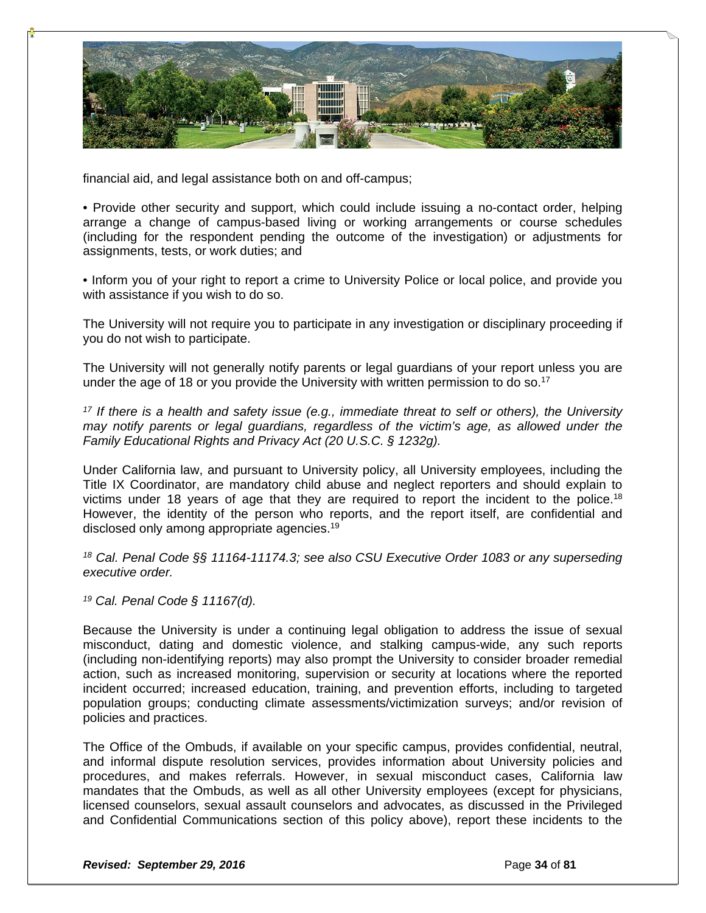financial aid, and legal assistance both on and off-campus;

• Provide other security and support, which could include issuing a no-contact order, helping arrange a change of campus-based living or working arrangements or course schedules (including for the respondent pending the outcome of the investigation) or adjustments for assignments, tests, or work duties; and

• Inform you of your right to report a crime to University Police or local police, and provide you with assistance if you wish to do so.

The University will not require you to participate in any investigation or disciplinary proceeding if you do not wish to participate.

The University will not generally notify parents or legal guardians of your report unless you are under the age of 18 or you provide the University with written permission to do so.[17]

*[17] If there is a health and safety issue (e.g., immediate threat to self or others), the University may notify parents or legal guardians, regardless of the victim's age, as allowed under the Family Educational Rights and Privacy Act (20 U.S.C. § 1232g).*

Under California law, and pursuant to University policy, all University employees, including the Title IX Coordinator, are mandatory child abuse and neglect reporters and should explain to victims under 18 years of age that they are required to report the incident to the police.[18] However, the identity of the person who reports, and the report itself, are confidential and disclosed only among appropriate agencies.[19]

*[18] Cal. Penal Code §§ 11164-11174.3; see also CSU Executive Order 1083 or any superseding executive order.*

*[19] Cal. Penal Code § 11167(d).*

Because the University is under a continuing legal obligation to address the issue of sexual misconduct, dating and domestic violence, and stalking campus-wide, any such reports (including non-identifying reports) may also prompt the University to consider broader remedial action, such as increased monitoring, supervision or security at locations where the reported incident occurred; increased education, training, and prevention efforts, including to targeted population groups; conducting climate assessments/victimization surveys; and/or revision of policies and practices.

The Office of the Ombuds, if available on your specific campus, provides confidential, neutral, and informal dispute resolution services, provides information about University policies and procedures, and makes referrals. However, in sexual misconduct cases, California law mandates that the Ombuds, as well as all other University employees (except for physicians, licensed counselors, sexual assault counselors and advocates, as discussed in the Privileged and Confidential Communications section of this policy above), report these incidents to the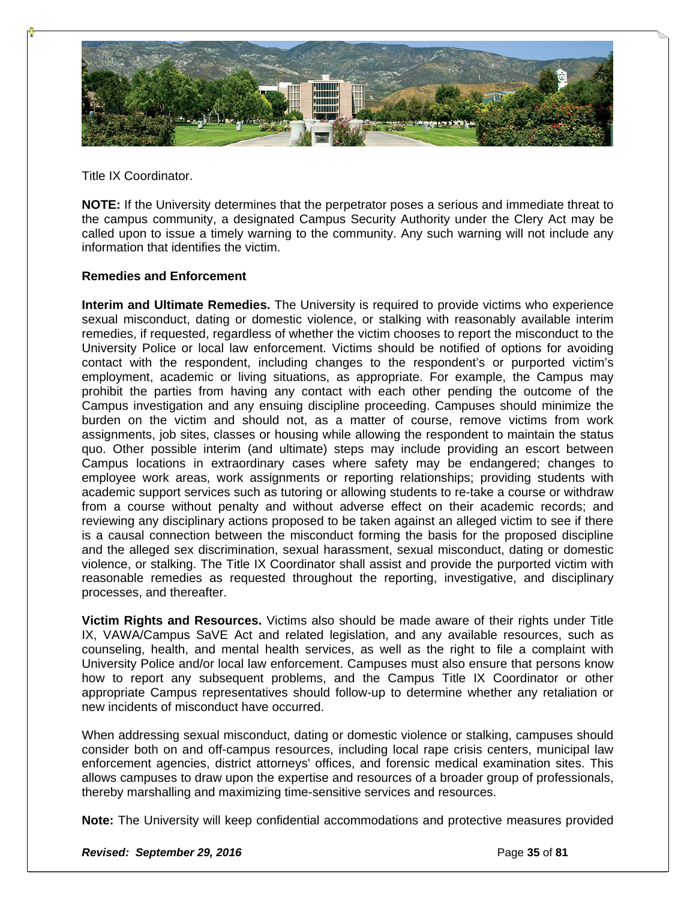Title IX Coordinator.

**NOTE:** If the University determines that the perpetrator poses a serious and immediate threat to the campus community, a designated Campus Security Authority under the Clery Act may be called upon to issue a timely warning to the community. Any such warning will not include any information that identifies the victim.

**Remedies and Enforcement**

**Interim and Ultimate Remedies.** The University is required to provide victims who experience sexual misconduct, dating or domestic violence, or stalking with reasonably available interim remedies, if requested, regardless of whether the victim chooses to report the misconduct to the University Police or local law enforcement. Victims should be notified of options for avoiding contact with the respondent, including changes to the respondent's or purported victim's employment, academic or living situations, as appropriate. For example, the Campus may prohibit the parties from having any contact with each other pending the outcome of the Campus investigation and any ensuing discipline proceeding. Campuses should minimize the burden on the victim and should not, as a matter of course, remove victims from work assignments, job sites, classes or housing while allowing the respondent to maintain the status quo. Other possible interim (and ultimate) steps may include providing an escort between Campus locations in extraordinary cases where safety may be endangered; changes to employee work areas, work assignments or reporting relationships; providing students with academic support services such as tutoring or allowing students to re-take a course or withdraw from a course without penalty and without adverse effect on their academic records; and reviewing any disciplinary actions proposed to be taken against an alleged victim to see if there is a causal connection between the misconduct forming the basis for the proposed discipline and the alleged sex discrimination, sexual harassment, sexual misconduct, dating or domestic violence, or stalking. The Title IX Coordinator shall assist and provide the purported victim with reasonable remedies as requested throughout the reporting, investigative, and disciplinary processes, and thereafter.

**Victim Rights and Resources.** Victims also should be made aware of their rights under Title IX, VAWA/Campus SaVE Act and related legislation, and any available resources, such as counseling, health, and mental health services, as well as the right to file a complaint with University Police and/or local law enforcement. Campuses must also ensure that persons know how to report any subsequent problems, and the Campus Title IX Coordinator or other appropriate Campus representatives should follow-up to determine whether any retaliation or new incidents of misconduct have occurred.

When addressing sexual misconduct, dating or domestic violence or stalking, campuses should consider both on and off-campus resources, including local rape crisis centers, municipal law enforcement agencies, district attorneys' offices, and forensic medical examination sites. This allows campuses to draw upon the expertise and resources of a broader group of professionals, thereby marshalling and maximizing time-sensitive services and resources.

**Note:** The University will keep confidential accommodations and protective measures provided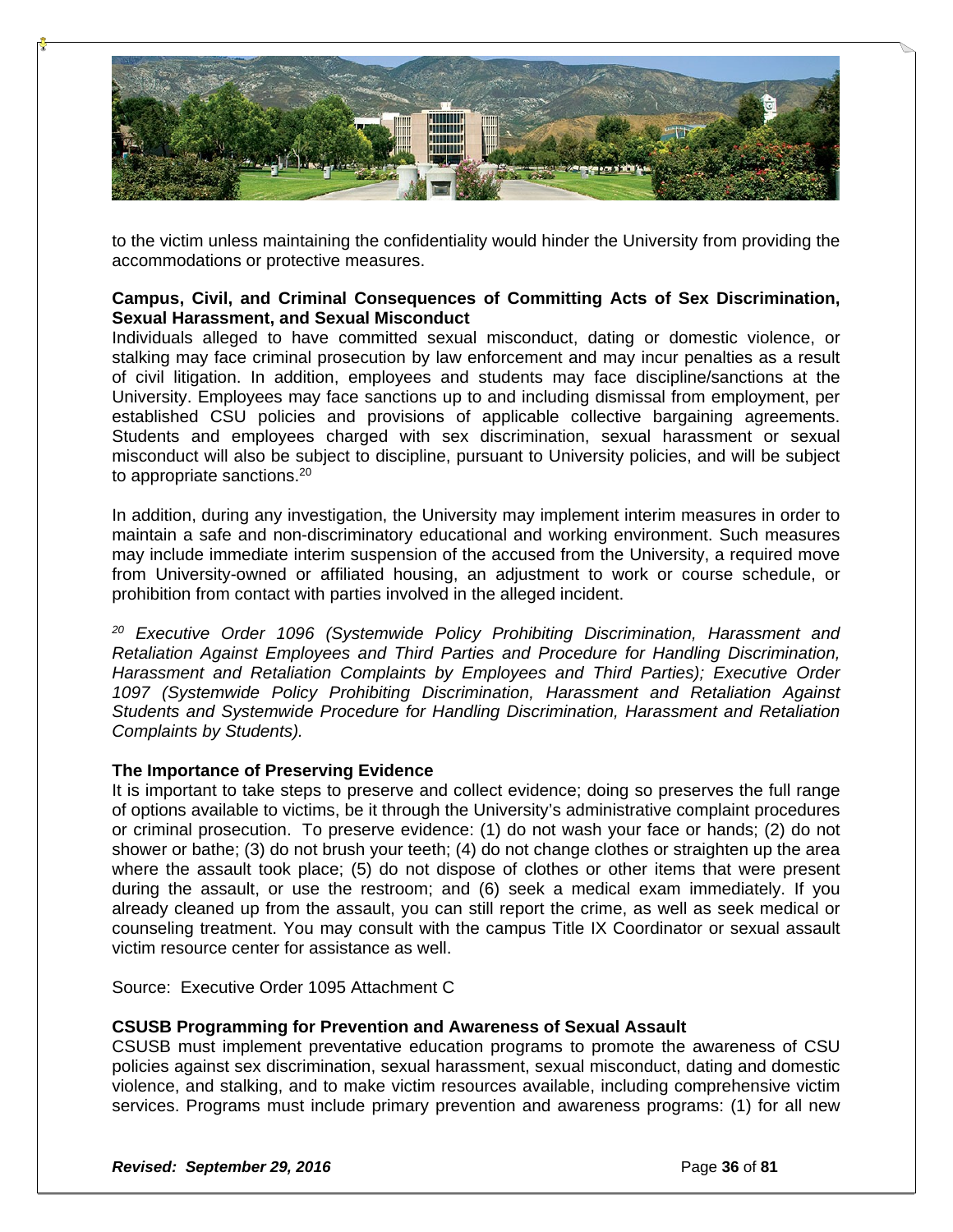to the victim unless maintaining the confidentiality would hinder the University from providing the accommodations or protective measures.

**Campus, Civil, and Criminal Consequences of Committing Acts of Sex Discrimination, Sexual Harassment, and Sexual Misconduct**

Individuals alleged to have committed sexual misconduct, dating or domestic violence, or stalking may face criminal prosecution by law enforcement and may incur penalties as a result of civil litigation. In addition, employees and students may face discipline/sanctions at the University. Employees may face sanctions up to and including dismissal from employment, per established CSU policies and provisions of applicable collective bargaining agreements. Students and employees charged with sex discrimination, sexual harassment or sexual misconduct will also be subject to discipline, pursuant to University policies, and will be subject to appropriate sanctions.[20]

In addition, during any investigation, the University may implement interim measures in order to maintain a safe and non-discriminatory educational and working environment. Such measures may include immediate interim suspension of the accused from the University, a required move from University-owned or affiliated housing, an adjustment to work or course schedule, or prohibition from contact with parties involved in the alleged incident.

*[20] Executive Order 1096 (Systemwide Policy Prohibiting Discrimination, Harassment and Retaliation Against Employees and Third Parties and Procedure for Handling Discrimination, Harassment and Retaliation Complaints by Employees and Third Parties); Executive Order 1097 (Systemwide Policy Prohibiting Discrimination, Harassment and Retaliation Against Students and Systemwide Procedure for Handling Discrimination, Harassment and Retaliation Complaints by Students).*

**The Importance of Preserving Evidence**

It is important to take steps to preserve and collect evidence; doing so preserves the full range of options available to victims, be it through the University's administrative complaint procedures or criminal prosecution. To preserve evidence: (1) do not wash your face or hands; (2) do not shower or bathe; (3) do not brush your teeth; (4) do not change clothes or straighten up the area where the assault took place; (5) do not dispose of clothes or other items that were present during the assault, or use the restroom; and (6) seek a medical exam immediately. If you already cleaned up from the assault, you can still report the crime, as well as seek medical or counseling treatment. You may consult with the campus Title IX Coordinator or sexual assault victim resource center for assistance as well.

Source: Executive Order 1095 Attachment C

**CSUSB Programming for Prevention and Awareness of Sexual Assault**

CSUSB must implement preventative education programs to promote the awareness of CSU policies against sex discrimination, sexual harassment, sexual misconduct, dating and domestic violence, and stalking, and to make victim resources available, including comprehensive victim services. Programs must include primary prevention and awareness programs: (1) for all new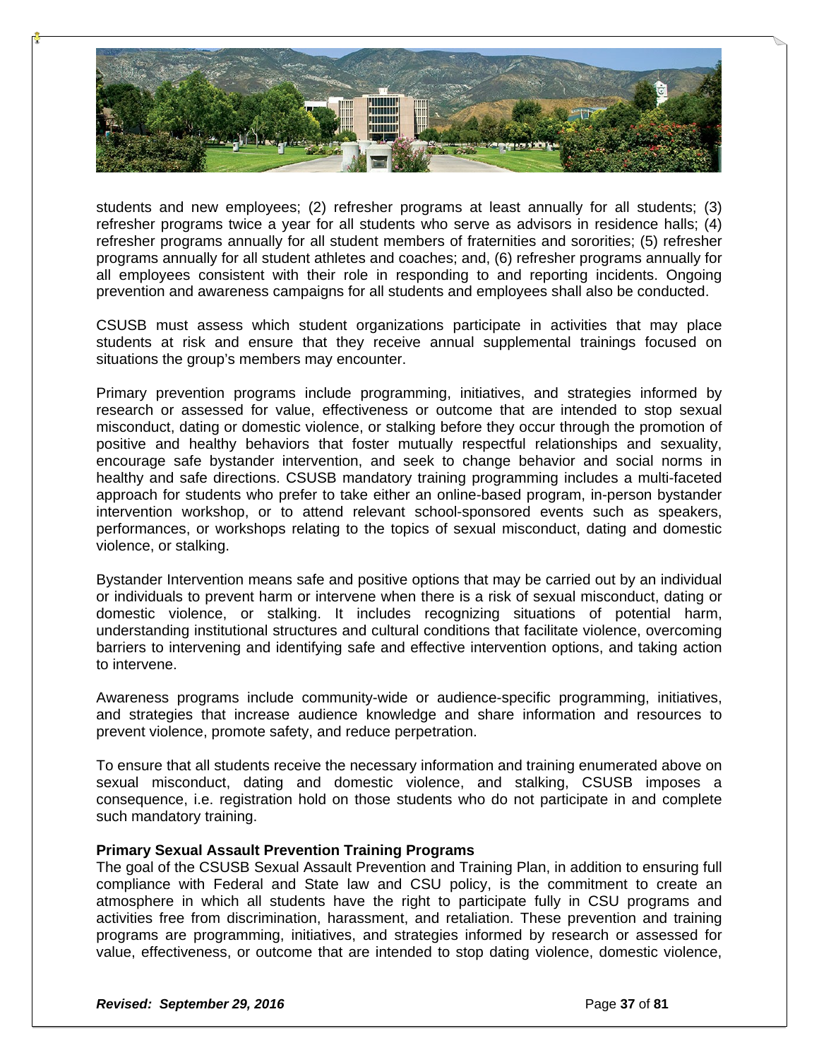students and new employees; (2) refresher programs at least annually for all students; (3) refresher programs twice a year for all students who serve as advisors in residence halls; (4) refresher programs annually for all student members of fraternities and sororities; (5) refresher programs annually for all student athletes and coaches; and, (6) refresher programs annually for all employees consistent with their role in responding to and reporting incidents. Ongoing prevention and awareness campaigns for all students and employees shall also be conducted.

CSUSB must assess which student organizations participate in activities that may place students at risk and ensure that they receive annual supplemental trainings focused on situations the group's members may encounter.

Primary prevention programs include programming, initiatives, and strategies informed by research or assessed for value, effectiveness or outcome that are intended to stop sexual misconduct, dating or domestic violence, or stalking before they occur through the promotion of positive and healthy behaviors that foster mutually respectful relationships and sexuality, encourage safe bystander intervention, and seek to change behavior and social norms in healthy and safe directions. CSUSB mandatory training programming includes a multi-faceted approach for students who prefer to take either an online-based program, in-person bystander intervention workshop, or to attend relevant school-sponsored events such as speakers, performances, or workshops relating to the topics of sexual misconduct, dating and domestic violence, or stalking.

Bystander Intervention means safe and positive options that may be carried out by an individual or individuals to prevent harm or intervene when there is a risk of sexual misconduct, dating or domestic violence, or stalking. It includes recognizing situations of potential harm, understanding institutional structures and cultural conditions that facilitate violence, overcoming barriers to intervening and identifying safe and effective intervention options, and taking action to intervene.

Awareness programs include community-wide or audience-specific programming, initiatives, and strategies that increase audience knowledge and share information and resources to prevent violence, promote safety, and reduce perpetration.

To ensure that all students receive the necessary information and training enumerated above on sexual misconduct, dating and domestic violence, and stalking, CSUSB imposes a consequence, i.e. registration hold on those students who do not participate in and complete such mandatory training.

**Primary Sexual Assault Prevention Training Programs**

The goal of the CSUSB Sexual Assault Prevention and Training Plan, in addition to ensuring full compliance with Federal and State law and CSU policy, is the commitment to create an atmosphere in which all students have the right to participate fully in CSU programs and activities free from discrimination, harassment, and retaliation. These prevention and training programs are programming, initiatives, and strategies informed by research or assessed for value, effectiveness, or outcome that are intended to stop dating violence, domestic violence,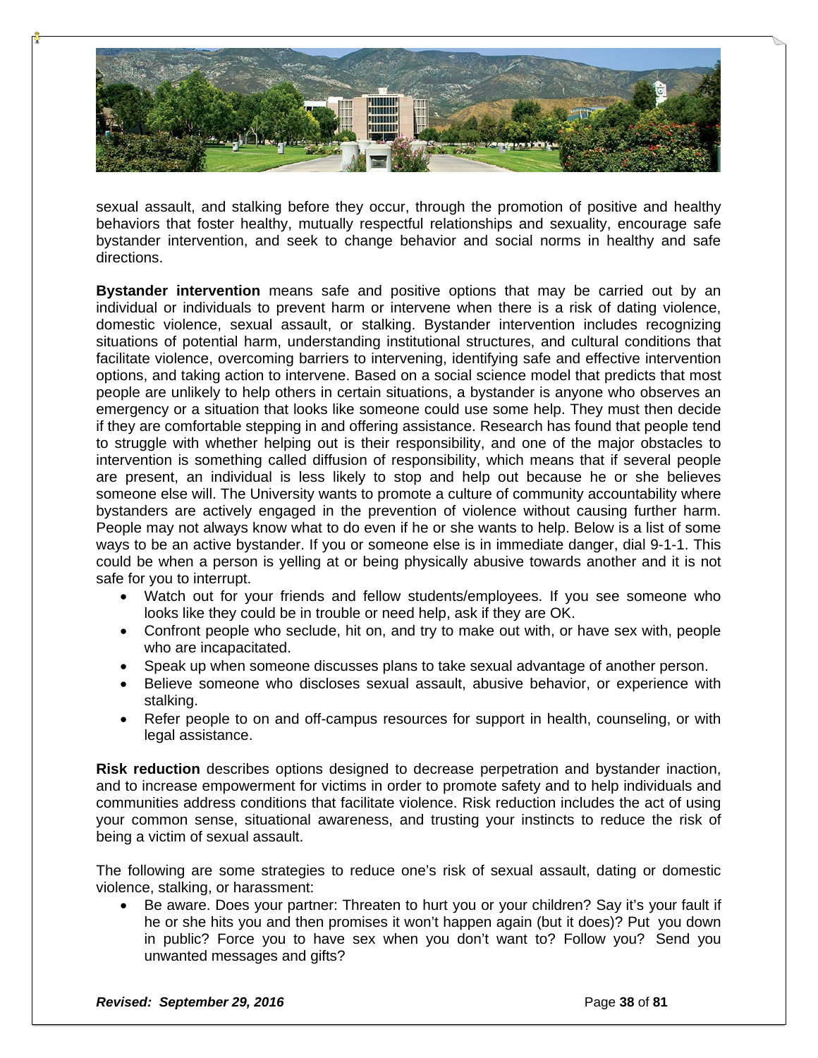sexual assault, and stalking before they occur, through the promotion of positive and healthy behaviors that foster healthy, mutually respectful relationships and sexuality, encourage safe bystander intervention, and seek to change behavior and social norms in healthy and safe directions.

**Bystander intervention** means safe and positive options that may be carried out by an individual or individuals to prevent harm or intervene when there is a risk of dating violence, domestic violence, sexual assault, or stalking. Bystander intervention includes recognizing situations of potential harm, understanding institutional structures, and cultural conditions that facilitate violence, overcoming barriers to intervening, identifying safe and effective intervention options, and taking action to intervene. Based on a social science model that predicts that most people are unlikely to help others in certain situations, a bystander is anyone who observes an emergency or a situation that looks like someone could use some help. They must then decide if they are comfortable stepping in and offering assistance. Research has found that people tend to struggle with whether helping out is their responsibility, and one of the major obstacles to intervention is something called diffusion of responsibility, which means that if several people are present, an individual is less likely to stop and help out because he or she believes someone else will. The University wants to promote a culture of community accountability where bystanders are actively engaged in the prevention of violence without causing further harm. People may not always know what to do even if he or she wants to help. Below is a list of some ways to be an active bystander. If you or someone else is in immediate danger, dial 9-1-1. This could be when a person is yelling at or being physically abusive towards another and it is not safe for you to interrupt.

- Watch out for your friends and fellow students/employees. If you see someone who looks like they could be in trouble or need help, ask if they are OK.
- Confront people who seclude, hit on, and try to make out with, or have sex with, people who are incapacitated.
- Speak up when someone discusses plans to take sexual advantage of another person.
- Believe someone who discloses sexual assault, abusive behavior, or experience with stalking.
- Refer people to on and off-campus resources for support in health, counseling, or with legal assistance.

**Risk reduction** describes options designed to decrease perpetration and bystander inaction, and to increase empowerment for victims in order to promote safety and to help individuals and communities address conditions that facilitate violence. Risk reduction includes the act of using your common sense, situational awareness, and trusting your instincts to reduce the risk of being a victim of sexual assault.

The following are some strategies to reduce one's risk of sexual assault, dating or domestic violence, stalking, or harassment:

- Be aware. Does your partner: Threaten to hurt you or your children? Say it's your fault if he or she hits you and then promises it won't happen again (but it does)? Put you down in public? Force you to have sex when you don't want to? Follow you? Send you unwanted messages and gifts?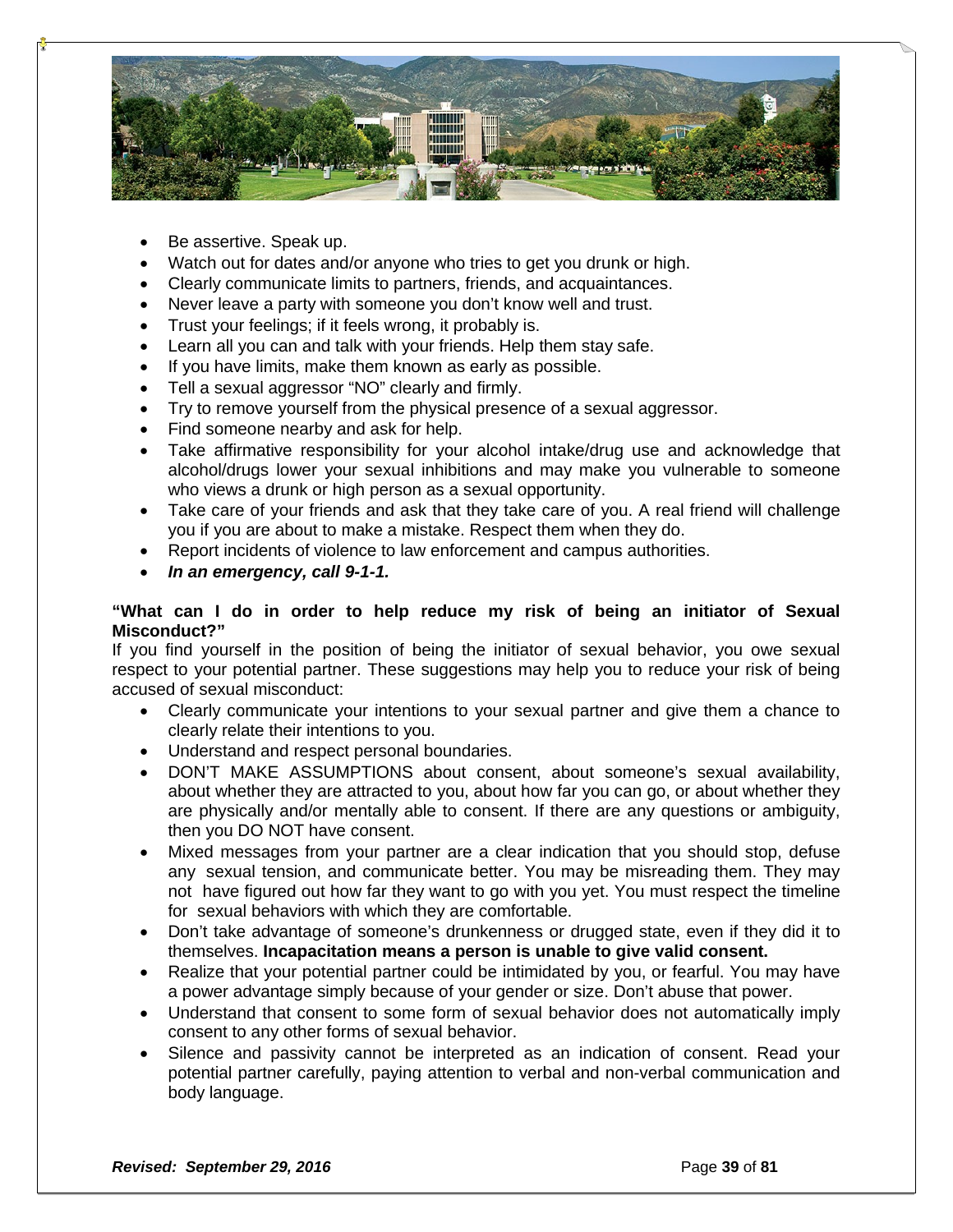- Be assertive. Speak up.
- Watch out for dates and/or anyone who tries to get you drunk or high.
- Clearly communicate limits to partners, friends, and acquaintances.
- Never leave a party with someone you don't know well and trust.
- Trust your feelings; if it feels wrong, it probably is.
- Learn all you can and talk with your friends. Help them stay safe.
- If you have limits, make them known as early as possible.
- Tell a sexual aggressor "NO" clearly and firmly.
- Try to remove yourself from the physical presence of a sexual aggressor.
- Find someone nearby and ask for help.
- Take affirmative responsibility for your alcohol intake/drug use and acknowledge that alcohol/drugs lower your sexual inhibitions and may make you vulnerable to someone who views a drunk or high person as a sexual opportunity.
- Take care of your friends and ask that they take care of you. A real friend will challenge you if you are about to make a mistake. Respect them when they do.
- Report incidents of violence to law enforcement and campus authorities.
- ***In an emergency, call 9-1-1.***

**"What can I do in order to help reduce my risk of being an initiator of Sexual Misconduct?"**

If you find yourself in the position of being the initiator of sexual behavior, you owe sexual respect to your potential partner. These suggestions may help you to reduce your risk of being accused of sexual misconduct:

- Clearly communicate your intentions to your sexual partner and give them a chance to clearly relate their intentions to you.
- Understand and respect personal boundaries.
- DON'T MAKE ASSUMPTIONS about consent, about someone's sexual availability, about whether they are attracted to you, about how far you can go, or about whether they are physically and/or mentally able to consent. If there are any questions or ambiguity, then you DO NOT have consent.
- Mixed messages from your partner are a clear indication that you should stop, defuse any sexual tension, and communicate better. You may be misreading them. They may not have figured out how far they want to go with you yet. You must respect the timeline for sexual behaviors with which they are comfortable.
- Don't take advantage of someone's drunkenness or drugged state, even if they did it to themselves. **Incapacitation means a person is unable to give valid consent.**
- Realize that your potential partner could be intimidated by you, or fearful. You may have a power advantage simply because of your gender or size. Don't abuse that power.
- Understand that consent to some form of sexual behavior does not automatically imply consent to any other forms of sexual behavior.
- Silence and passivity cannot be interpreted as an indication of consent. Read your potential partner carefully, paying attention to verbal and non-verbal communication and body language.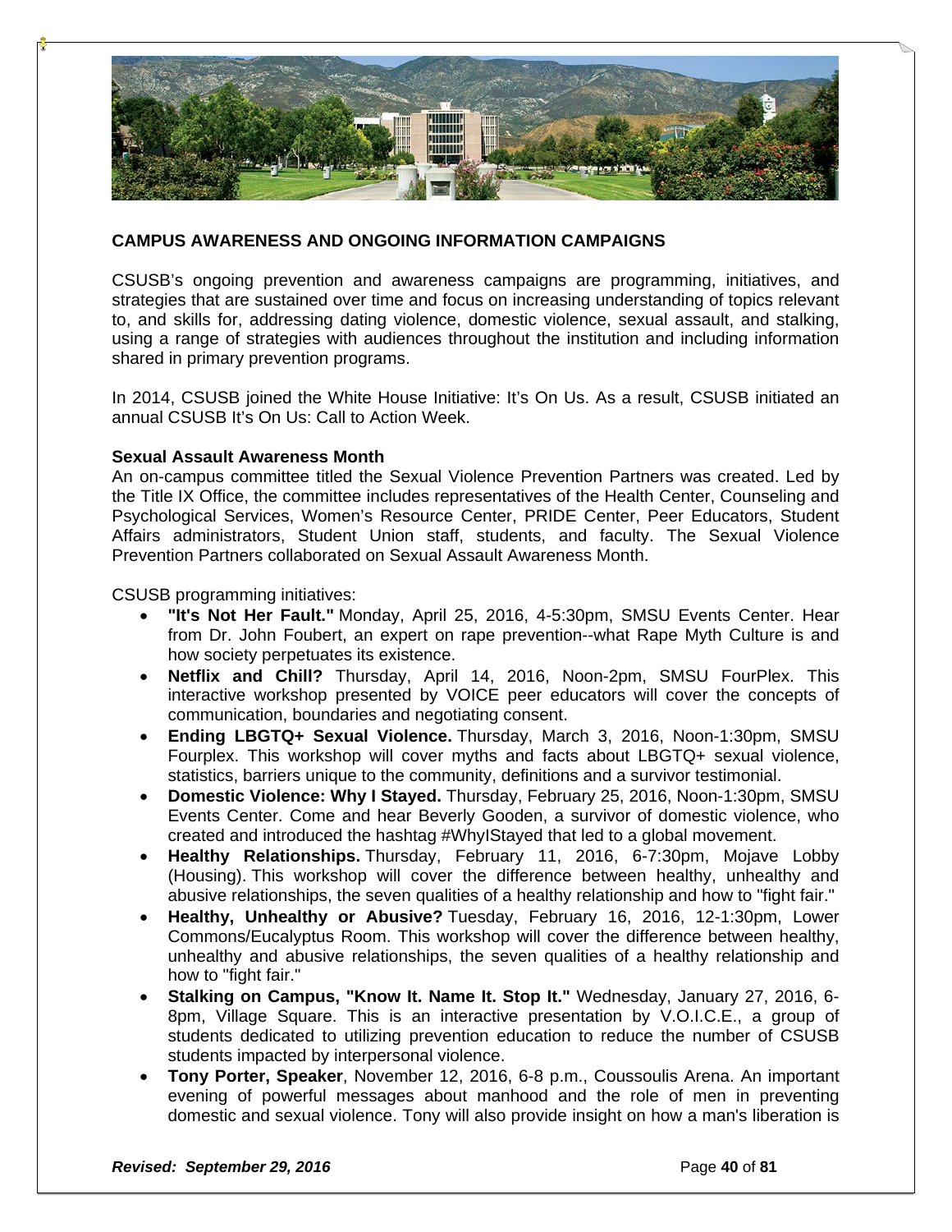## CAMPUS AWARENESS AND ONGOING INFORMATION CAMPAIGNS

CSUSB's ongoing prevention and awareness campaigns are programming, initiatives, and strategies that are sustained over time and focus on increasing understanding of topics relevant to, and skills for, addressing dating violence, domestic violence, sexual assault, and stalking, using a range of strategies with audiences throughout the institution and including information shared in primary prevention programs.

In 2014, CSUSB joined the White House Initiative: It's On Us. As a result, CSUSB initiated an annual CSUSB It's On Us: Call to Action Week.

**Sexual Assault Awareness Month**
An on-campus committee titled the Sexual Violence Prevention Partners was created. Led by the Title IX Office, the committee includes representatives of the Health Center, Counseling and Psychological Services, Women's Resource Center, PRIDE Center, Peer Educators, Student Affairs administrators, Student Union staff, students, and faculty. The Sexual Violence Prevention Partners collaborated on Sexual Assault Awareness Month.

CSUSB programming initiatives:

- **"It's Not Her Fault."** Monday, April 25, 2016, 4-5:30pm, SMSU Events Center. Hear from Dr. John Foubert, an expert on rape prevention--what Rape Myth Culture is and how society perpetuates its existence.
- **Netflix and Chill?** Thursday, April 14, 2016, Noon-2pm, SMSU FourPlex. This interactive workshop presented by VOICE peer educators will cover the concepts of communication, boundaries and negotiating consent.
- **Ending LBGTQ+ Sexual Violence.** Thursday, March 3, 2016, Noon-1:30pm, SMSU Fourplex. This workshop will cover myths and facts about LBGTQ+ sexual violence, statistics, barriers unique to the community, definitions and a survivor testimonial.
- **Domestic Violence: Why I Stayed.** Thursday, February 25, 2016, Noon-1:30pm, SMSU Events Center. Come and hear Beverly Gooden, a survivor of domestic violence, who created and introduced the hashtag #WhyIStayed that led to a global movement.
- **Healthy Relationships.** Thursday, February 11, 2016, 6-7:30pm, Mojave Lobby (Housing). This workshop will cover the difference between healthy, unhealthy and abusive relationships, the seven qualities of a healthy relationship and how to "fight fair."
- **Healthy, Unhealthy or Abusive?** Tuesday, February 16, 2016, 12-1:30pm, Lower Commons/Eucalyptus Room. This workshop will cover the difference between healthy, unhealthy and abusive relationships, the seven qualities of a healthy relationship and how to "fight fair."
- **Stalking on Campus, "Know It. Name It. Stop It."** Wednesday, January 27, 2016, 6-8pm, Village Square. This is an interactive presentation by V.O.I.C.E., a group of students dedicated to utilizing prevention education to reduce the number of CSUSB students impacted by interpersonal violence.
- **Tony Porter, Speaker**, November 12, 2016, 6-8 p.m., Coussoulis Arena. An important evening of powerful messages about manhood and the role of men in preventing domestic and sexual violence. Tony will also provide insight on how a man's liberation is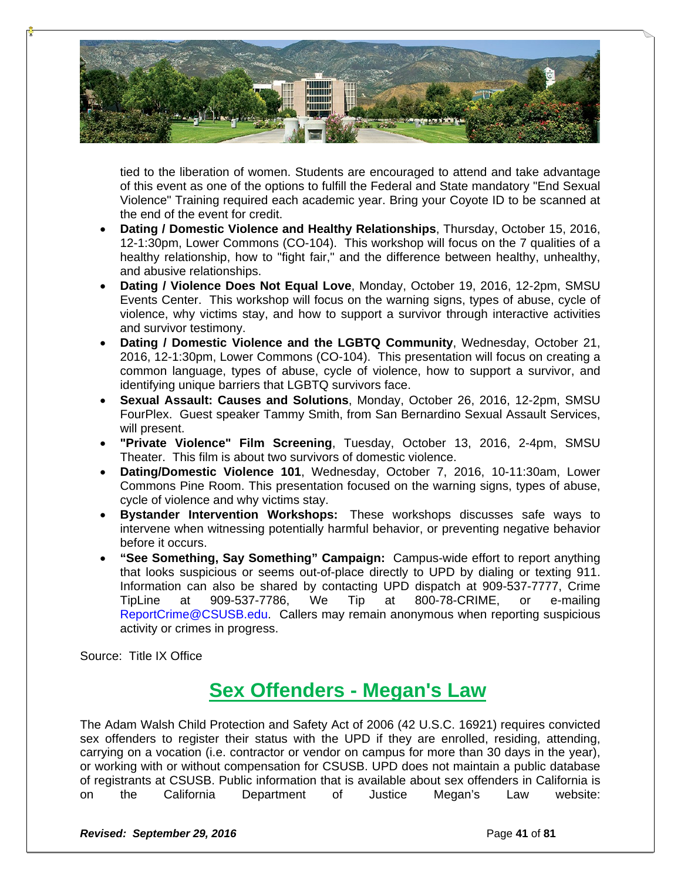tied to the liberation of women. Students are encouraged to attend and take advantage of this event as one of the options to fulfill the Federal and State mandatory "End Sexual Violence" Training required each academic year. Bring your Coyote ID to be scanned at the end of the event for credit.

- **Dating / Domestic Violence and Healthy Relationships**, Thursday, October 15, 2016, 12-1:30pm, Lower Commons (CO-104). This workshop will focus on the 7 qualities of a healthy relationship, how to "fight fair," and the difference between healthy, unhealthy, and abusive relationships.
- **Dating / Violence Does Not Equal Love**, Monday, October 19, 2016, 12-2pm, SMSU Events Center. This workshop will focus on the warning signs, types of abuse, cycle of violence, why victims stay, and how to support a survivor through interactive activities and survivor testimony.
- **Dating / Domestic Violence and the LGBTQ Community**, Wednesday, October 21, 2016, 12-1:30pm, Lower Commons (CO-104). This presentation will focus on creating a common language, types of abuse, cycle of violence, how to support a survivor, and identifying unique barriers that LGBTQ survivors face.
- **Sexual Assault: Causes and Solutions**, Monday, October 26, 2016, 12-2pm, SMSU FourPlex. Guest speaker Tammy Smith, from San Bernardino Sexual Assault Services, will present.
- **"Private Violence" Film Screening**, Tuesday, October 13, 2016, 2-4pm, SMSU Theater. This film is about two survivors of domestic violence.
- **Dating/Domestic Violence 101**, Wednesday, October 7, 2016, 10-11:30am, Lower Commons Pine Room. This presentation focused on the warning signs, types of abuse, cycle of violence and why victims stay.
- **Bystander Intervention Workshops:** These workshops discusses safe ways to intervene when witnessing potentially harmful behavior, or preventing negative behavior before it occurs.
- **"See Something, Say Something" Campaign:** Campus-wide effort to report anything that looks suspicious or seems out-of-place directly to UPD by dialing or texting 911. Information can also be shared by contacting UPD dispatch at 909-537-7777, Crime TipLine at 909-537-7786, We Tip at 800-78-CRIME, or e-mailing ReportCrime@CSUSB.edu. Callers may remain anonymous when reporting suspicious activity or crimes in progress.

Source: Title IX Office

## Sex Offenders - Megan's Law

The Adam Walsh Child Protection and Safety Act of 2006 (42 U.S.C. 16921) requires convicted sex offenders to register their status with the UPD if they are enrolled, residing, attending, carrying on a vocation (i.e. contractor or vendor on campus for more than 30 days in the year), or working with or without compensation for CSUSB. UPD does not maintain a public database of registrants at CSUSB. Public information that is available about sex offenders in California is on the California Department of Justice Megan's Law website: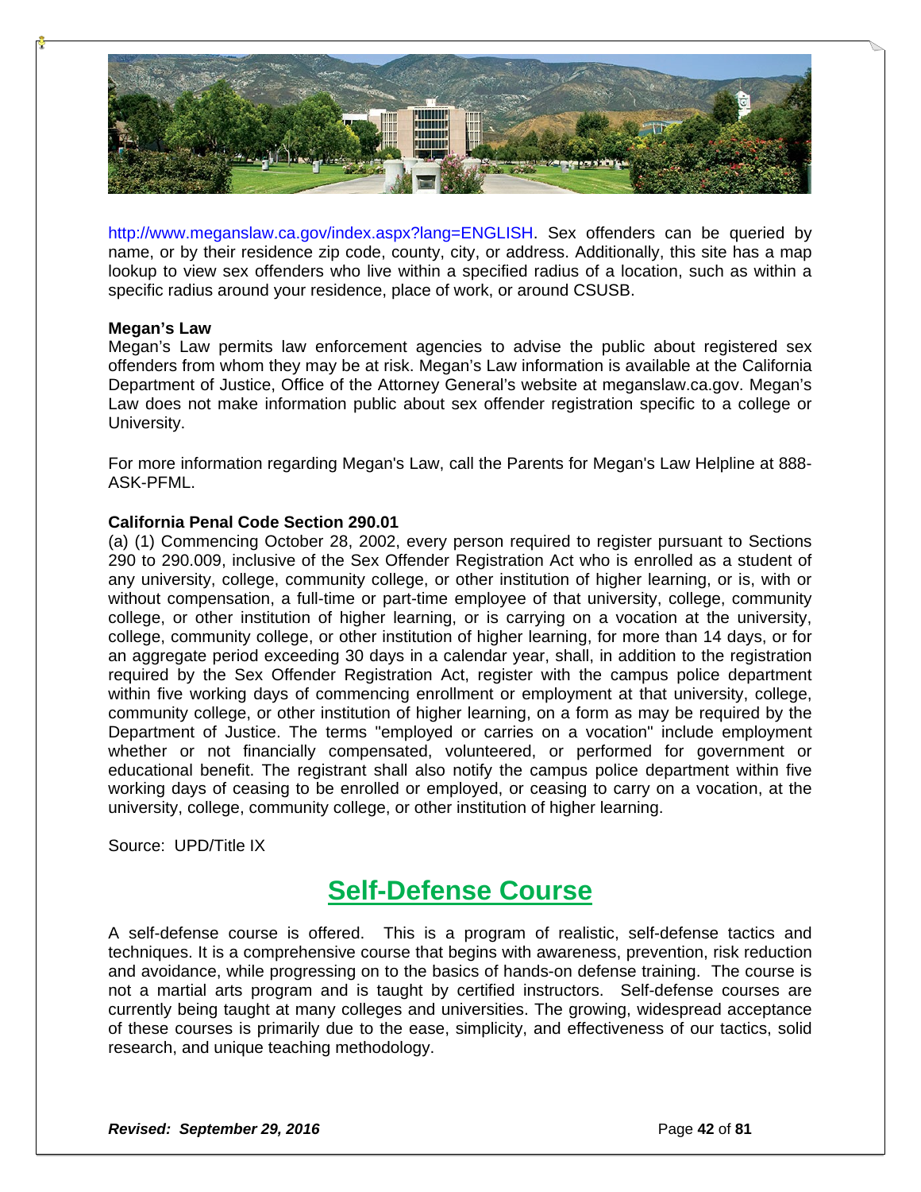http://www.meganslaw.ca.gov/index.aspx?lang=ENGLISH. Sex offenders can be queried by name, or by their residence zip code, county, city, or address. Additionally, this site has a map lookup to view sex offenders who live within a specified radius of a location, such as within a specific radius around your residence, place of work, or around CSUSB.

**Megan's Law**
Megan's Law permits law enforcement agencies to advise the public about registered sex offenders from whom they may be at risk. Megan's Law information is available at the California Department of Justice, Office of the Attorney General's website at meganslaw.ca.gov. Megan's Law does not make information public about sex offender registration specific to a college or University.

For more information regarding Megan's Law, call the Parents for Megan's Law Helpline at 888-ASK-PFML.

**California Penal Code Section 290.01**
(a) (1) Commencing October 28, 2002, every person required to register pursuant to Sections 290 to 290.009, inclusive of the Sex Offender Registration Act who is enrolled as a student of any university, college, community college, or other institution of higher learning, or is, with or without compensation, a full-time or part-time employee of that university, college, community college, or other institution of higher learning, or is carrying on a vocation at the university, college, community college, or other institution of higher learning, for more than 14 days, or for an aggregate period exceeding 30 days in a calendar year, shall, in addition to the registration required by the Sex Offender Registration Act, register with the campus police department within five working days of commencing enrollment or employment at that university, college, community college, or other institution of higher learning, on a form as may be required by the Department of Justice. The terms "employed or carries on a vocation" include employment whether or not financially compensated, volunteered, or performed for government or educational benefit. The registrant shall also notify the campus police department within five working days of ceasing to be enrolled or employed, or ceasing to carry on a vocation, at the university, college, community college, or other institution of higher learning.

Source: UPD/Title IX

## Self-Defense Course

A self-defense course is offered. This is a program of realistic, self-defense tactics and techniques. It is a comprehensive course that begins with awareness, prevention, risk reduction and avoidance, while progressing on to the basics of hands-on defense training. The course is not a martial arts program and is taught by certified instructors. Self-defense courses are currently being taught at many colleges and universities. The growing, widespread acceptance of these courses is primarily due to the ease, simplicity, and effectiveness of our tactics, solid research, and unique teaching methodology.

***Revised: September 29, 2016***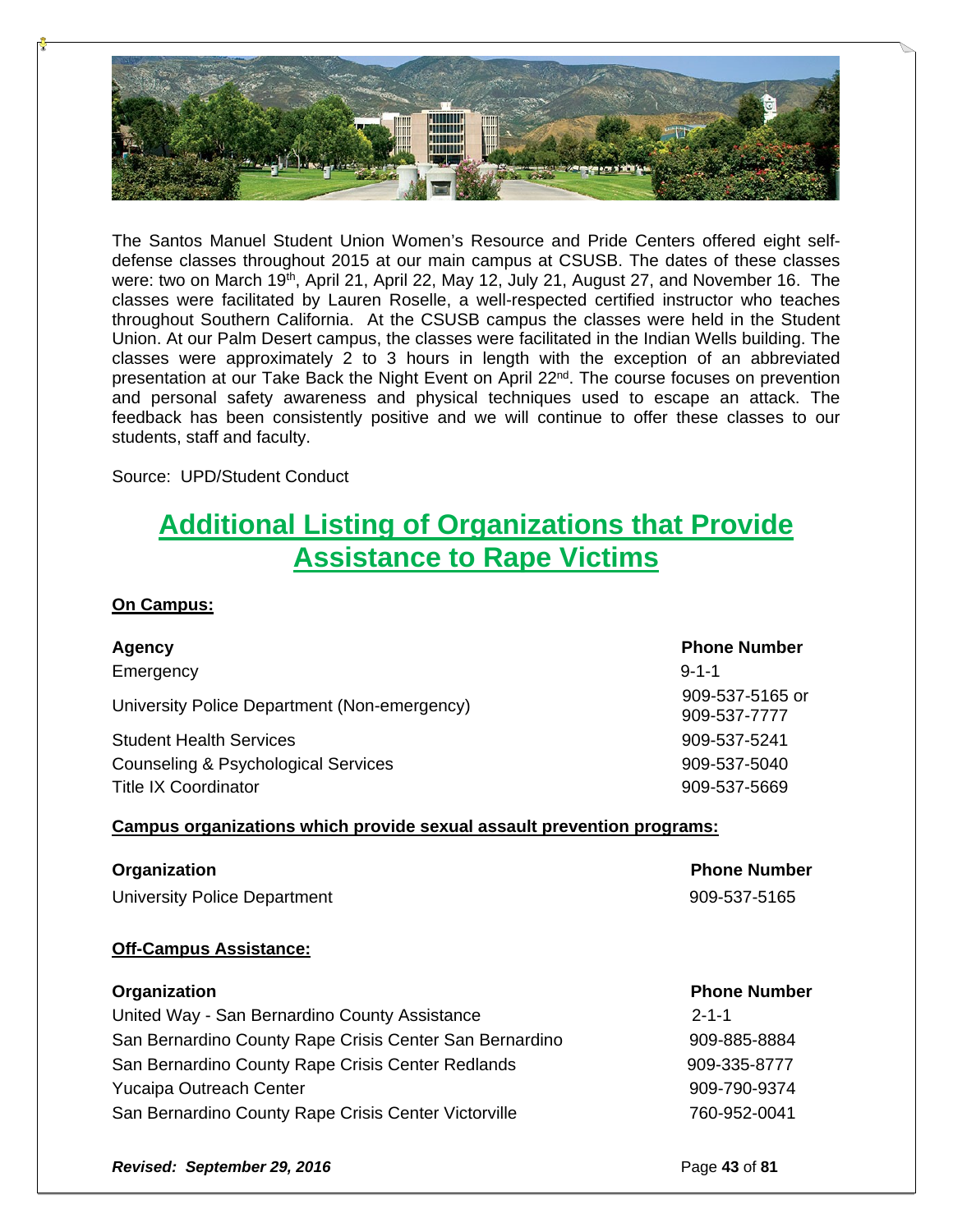The Santos Manuel Student Union Women's Resource and Pride Centers offered eight self-defense classes throughout 2015 at our main campus at CSUSB. The dates of these classes were: two on March 19th, April 21, April 22, May 12, July 21, August 27, and November 16. The classes were facilitated by Lauren Roselle, a well-respected certified instructor who teaches throughout Southern California. At the CSUSB campus the classes were held in the Student Union. At our Palm Desert campus, the classes were facilitated in the Indian Wells building. The classes were approximately 2 to 3 hours in length with the exception of an abbreviated presentation at our Take Back the Night Event on April 22nd. The course focuses on prevention and personal safety awareness and physical techniques used to escape an attack. The feedback has been consistently positive and we will continue to offer these classes to our students, staff and faculty.

Source: UPD/Student Conduct

# Additional Listing of Organizations that Provide Assistance to Rape Victims

**On Campus:**

| Agency | Phone Number |
|---|---|
| Emergency | 9-1-1 |
| University Police Department (Non-emergency) | 909-537-5165 or 909-537-7777 |
| Student Health Services | 909-537-5241 |
| Counseling & Psychological Services | 909-537-5040 |
| Title IX Coordinator | 909-537-5669 |

**Campus organizations which provide sexual assault prevention programs:**

| Organization | Phone Number |
|---|---|
| University Police Department | 909-537-5165 |

**Off-Campus Assistance:**

| Organization | Phone Number |
|---|---|
| United Way - San Bernardino County Assistance | 2-1-1 |
| San Bernardino County Rape Crisis Center San Bernardino | 909-885-8884 |
| San Bernardino County Rape Crisis Center Redlands | 909-335-8777 |
| Yucaipa Outreach Center | 909-790-9374 |
| San Bernardino County Rape Crisis Center Victorville | 760-952-0041 |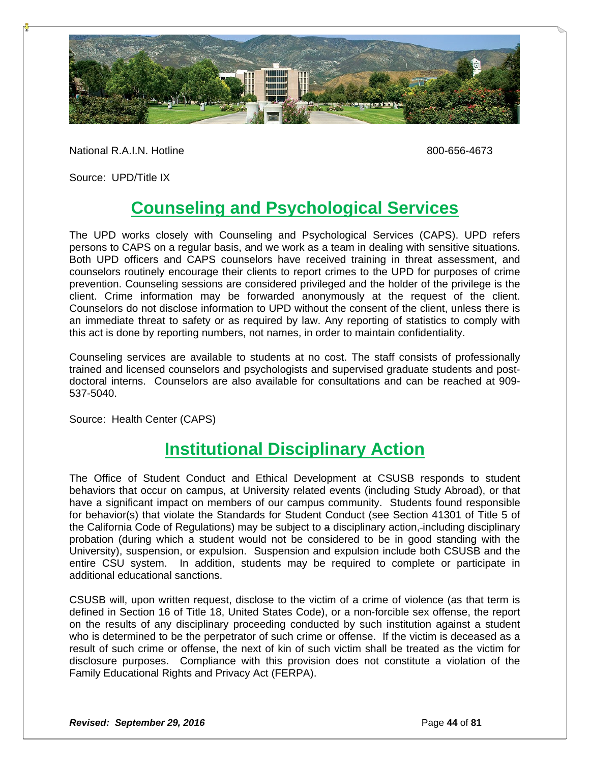National R.A.I.N. Hotline 800-656-4673

Source: UPD/Title IX

## Counseling and Psychological Services

The UPD works closely with Counseling and Psychological Services (CAPS). UPD refers persons to CAPS on a regular basis, and we work as a team in dealing with sensitive situations. Both UPD officers and CAPS counselors have received training in threat assessment, and counselors routinely encourage their clients to report crimes to the UPD for purposes of crime prevention. Counseling sessions are considered privileged and the holder of the privilege is the client. Crime information may be forwarded anonymously at the request of the client. Counselors do not disclose information to UPD without the consent of the client, unless there is an immediate threat to safety or as required by law. Any reporting of statistics to comply with this act is done by reporting numbers, not names, in order to maintain confidentiality.

Counseling services are available to students at no cost. The staff consists of professionally trained and licensed counselors and psychologists and supervised graduate students and post-doctoral interns. Counselors are also available for consultations and can be reached at 909-537-5040.

Source: Health Center (CAPS)

## Institutional Disciplinary Action

The Office of Student Conduct and Ethical Development at CSUSB responds to student behaviors that occur on campus, at University related events (including Study Abroad), or that have a significant impact on members of our campus community. Students found responsible for behavior(s) that violate the Standards for Student Conduct (see Section 41301 of Title 5 of the California Code of Regulations) may be subject to a disciplinary action, including disciplinary probation (during which a student would not be considered to be in good standing with the University), suspension, or expulsion. Suspension and expulsion include both CSUSB and the entire CSU system. In addition, students may be required to complete or participate in additional educational sanctions.

CSUSB will, upon written request, disclose to the victim of a crime of violence (as that term is defined in Section 16 of Title 18, United States Code), or a non-forcible sex offense, the report on the results of any disciplinary proceeding conducted by such institution against a student who is determined to be the perpetrator of such crime or offense. If the victim is deceased as a result of such crime or offense, the next of kin of such victim shall be treated as the victim for disclosure purposes. Compliance with this provision does not constitute a violation of the Family Educational Rights and Privacy Act (FERPA).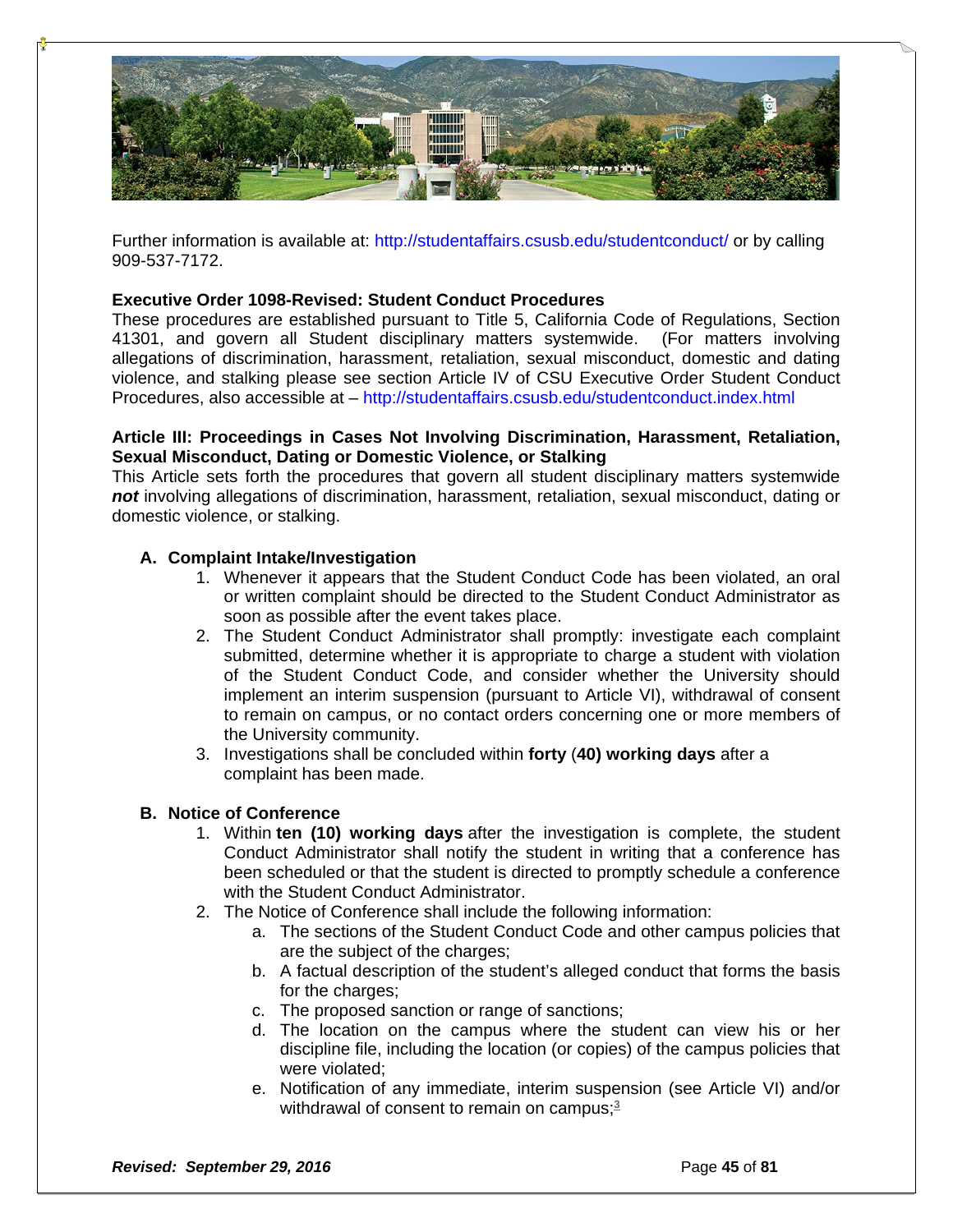Further information is available at: http://studentaffairs.csusb.edu/studentconduct/ or by calling 909-537-7172.

**Executive Order 1098-Revised: Student Conduct Procedures**

These procedures are established pursuant to Title 5, California Code of Regulations, Section 41301, and govern all Student disciplinary matters systemwide. (For matters involving allegations of discrimination, harassment, retaliation, sexual misconduct, domestic and dating violence, and stalking please see section Article IV of CSU Executive Order Student Conduct Procedures, also accessible at – http://studentaffairs.csusb.edu/studentconduct.index.html

**Article III: Proceedings in Cases Not Involving Discrimination, Harassment, Retaliation, Sexual Misconduct, Dating or Domestic Violence, or Stalking**

This Article sets forth the procedures that govern all student disciplinary matters systemwide ***not*** involving allegations of discrimination, harassment, retaliation, sexual misconduct, dating or domestic violence, or stalking.

**A. Complaint Intake/Investigation**

1. Whenever it appears that the Student Conduct Code has been violated, an oral or written complaint should be directed to the Student Conduct Administrator as soon as possible after the event takes place.
2. The Student Conduct Administrator shall promptly: investigate each complaint submitted, determine whether it is appropriate to charge a student with violation of the Student Conduct Code, and consider whether the University should implement an interim suspension (pursuant to Article VI), withdrawal of consent to remain on campus, or no contact orders concerning one or more members of the University community.
3. Investigations shall be concluded within **forty** (**40) working days** after a complaint has been made.

**B. Notice of Conference**

1. Within **ten (10) working days** after the investigation is complete, the student Conduct Administrator shall notify the student in writing that a conference has been scheduled or that the student is directed to promptly schedule a conference with the Student Conduct Administrator.
2. The Notice of Conference shall include the following information:
   a. The sections of the Student Conduct Code and other campus policies that are the subject of the charges;
   b. A factual description of the student's alleged conduct that forms the basis for the charges;
   c. The proposed sanction or range of sanctions;
   d. The location on the campus where the student can view his or her discipline file, including the location (or copies) of the campus policies that were violated;
   e. Notification of any immediate, interim suspension (see Article VI) and/or withdrawal of consent to remain on campus;[3]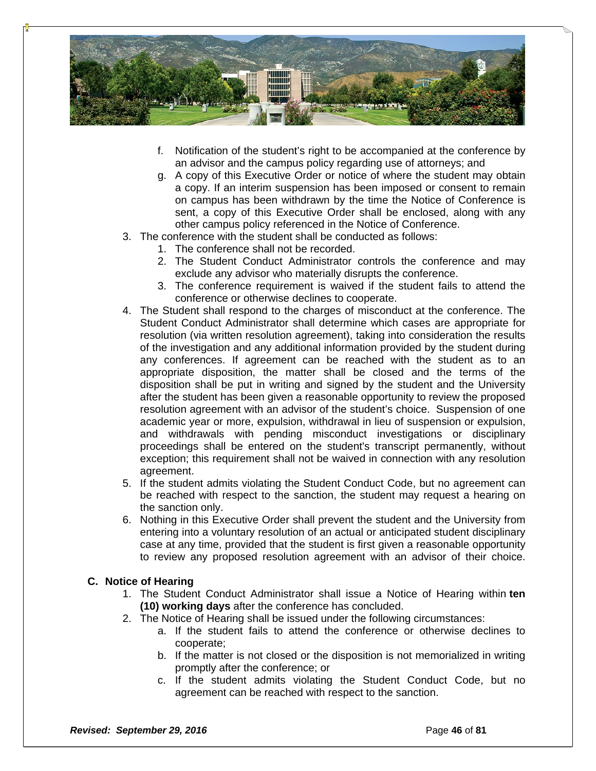f. Notification of the student's right to be accompanied at the conference by an advisor and the campus policy regarding use of attorneys; and
g. A copy of this Executive Order or notice of where the student may obtain a copy. If an interim suspension has been imposed or consent to remain on campus has been withdrawn by the time the Notice of Conference is sent, a copy of this Executive Order shall be enclosed, along with any other campus policy referenced in the Notice of Conference.

3. The conference with the student shall be conducted as follows:
   1. The conference shall not be recorded.
   2. The Student Conduct Administrator controls the conference and may exclude any advisor who materially disrupts the conference.
   3. The conference requirement is waived if the student fails to attend the conference or otherwise declines to cooperate.
4. The Student shall respond to the charges of misconduct at the conference. The Student Conduct Administrator shall determine which cases are appropriate for resolution (via written resolution agreement), taking into consideration the results of the investigation and any additional information provided by the student during any conferences. If agreement can be reached with the student as to an appropriate disposition, the matter shall be closed and the terms of the disposition shall be put in writing and signed by the student and the University after the student has been given a reasonable opportunity to review the proposed resolution agreement with an advisor of the student's choice. Suspension of one academic year or more, expulsion, withdrawal in lieu of suspension or expulsion, and withdrawals with pending misconduct investigations or disciplinary proceedings shall be entered on the student's transcript permanently, without exception; this requirement shall not be waived in connection with any resolution agreement.
5. If the student admits violating the Student Conduct Code, but no agreement can be reached with respect to the sanction, the student may request a hearing on the sanction only.
6. Nothing in this Executive Order shall prevent the student and the University from entering into a voluntary resolution of an actual or anticipated student disciplinary case at any time, provided that the student is first given a reasonable opportunity to review any proposed resolution agreement with an advisor of their choice.

### C. Notice of Hearing

1. The Student Conduct Administrator shall issue a Notice of Hearing within **ten (10) working days** after the conference has concluded.
2. The Notice of Hearing shall be issued under the following circumstances:
   a. If the student fails to attend the conference or otherwise declines to cooperate;
   b. If the matter is not closed or the disposition is not memorialized in writing promptly after the conference; or
   c. If the student admits violating the Student Conduct Code, but no agreement can be reached with respect to the sanction.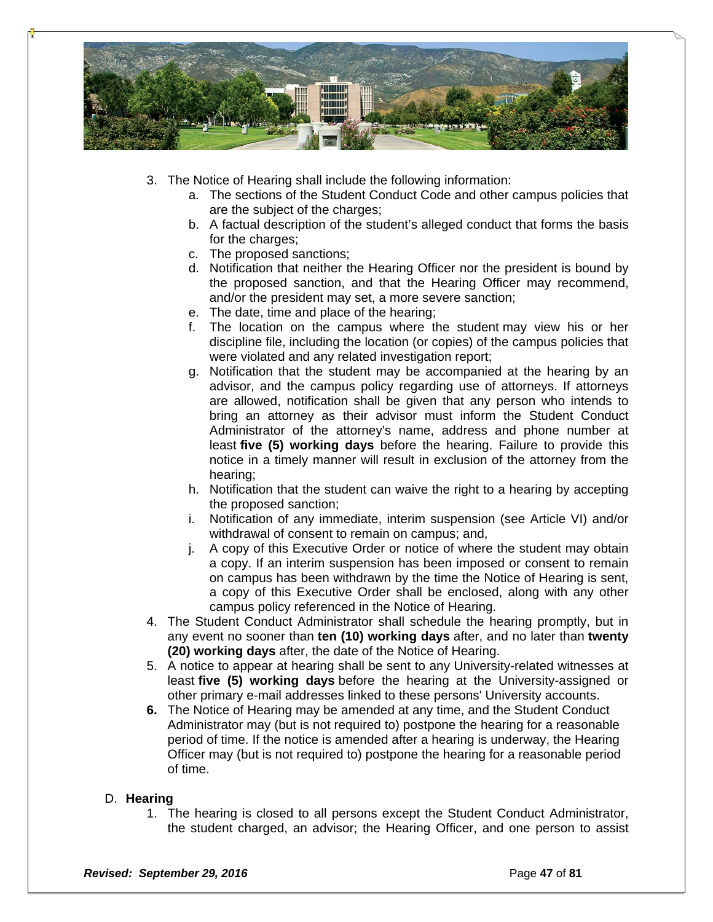3. The Notice of Hearing shall include the following information:
    a. The sections of the Student Conduct Code and other campus policies that are the subject of the charges;
    b. A factual description of the student's alleged conduct that forms the basis for the charges;
    c. The proposed sanctions;
    d. Notification that neither the Hearing Officer nor the president is bound by the proposed sanction, and that the Hearing Officer may recommend, and/or the president may set, a more severe sanction;
    e. The date, time and place of the hearing;
    f. The location on the campus where the student may view his or her discipline file, including the location (or copies) of the campus policies that were violated and any related investigation report;
    g. Notification that the student may be accompanied at the hearing by an advisor, and the campus policy regarding use of attorneys. If attorneys are allowed, notification shall be given that any person who intends to bring an attorney as their advisor must inform the Student Conduct Administrator of the attorney's name, address and phone number at least **five (5) working days** before the hearing. Failure to provide this notice in a timely manner will result in exclusion of the attorney from the hearing;
    h. Notification that the student can waive the right to a hearing by accepting the proposed sanction;
    i. Notification of any immediate, interim suspension (see Article VI) and/or withdrawal of consent to remain on campus; and,
    j. A copy of this Executive Order or notice of where the student may obtain a copy. If an interim suspension has been imposed or consent to remain on campus has been withdrawn by the time the Notice of Hearing is sent, a copy of this Executive Order shall be enclosed, along with any other campus policy referenced in the Notice of Hearing.
4. The Student Conduct Administrator shall schedule the hearing promptly, but in any event no sooner than **ten (10) working days** after, and no later than **twenty (20) working days** after, the date of the Notice of Hearing.
5. A notice to appear at hearing shall be sent to any University-related witnesses at least **five (5) working days** before the hearing at the University-assigned or other primary e-mail addresses linked to these persons' University accounts.
6. The Notice of Hearing may be amended at any time, and the Student Conduct Administrator may (but is not required to) postpone the hearing for a reasonable period of time. If the notice is amended after a hearing is underway, the Hearing Officer may (but is not required to) postpone the hearing for a reasonable period of time.

D. **Hearing**
1. The hearing is closed to all persons except the Student Conduct Administrator, the student charged, an advisor; the Hearing Officer, and one person to assist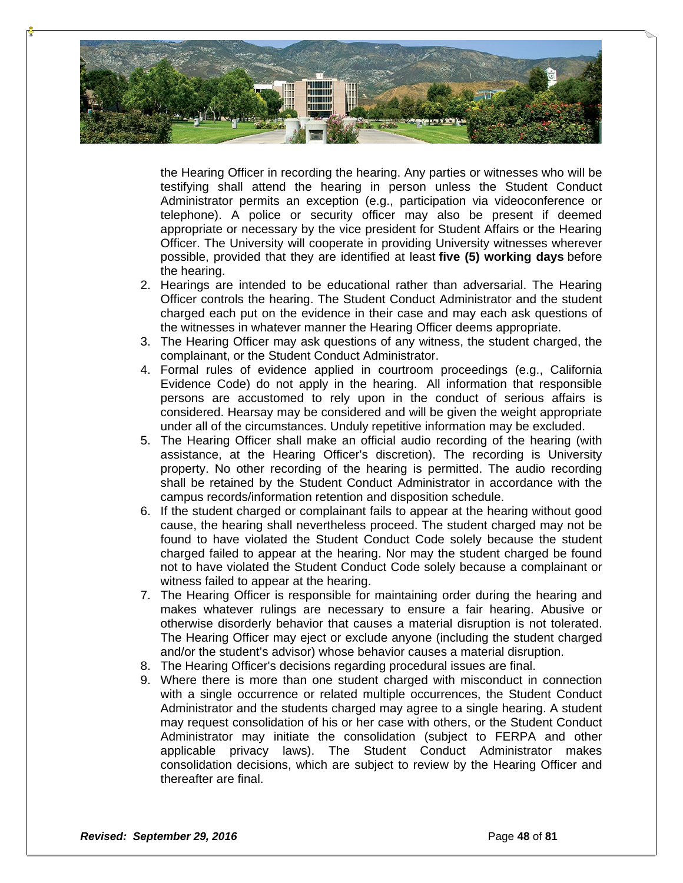the Hearing Officer in recording the hearing. Any parties or witnesses who will be testifying shall attend the hearing in person unless the Student Conduct Administrator permits an exception (e.g., participation via videoconference or telephone). A police or security officer may also be present if deemed appropriate or necessary by the vice president for Student Affairs or the Hearing Officer. The University will cooperate in providing University witnesses wherever possible, provided that they are identified at least **five (5) working days** before the hearing.

2. Hearings are intended to be educational rather than adversarial. The Hearing Officer controls the hearing. The Student Conduct Administrator and the student charged each put on the evidence in their case and may each ask questions of the witnesses in whatever manner the Hearing Officer deems appropriate.
3. The Hearing Officer may ask questions of any witness, the student charged, the complainant, or the Student Conduct Administrator.
4. Formal rules of evidence applied in courtroom proceedings (e.g., California Evidence Code) do not apply in the hearing. All information that responsible persons are accustomed to rely upon in the conduct of serious affairs is considered. Hearsay may be considered and will be given the weight appropriate under all of the circumstances. Unduly repetitive information may be excluded.
5. The Hearing Officer shall make an official audio recording of the hearing (with assistance, at the Hearing Officer's discretion). The recording is University property. No other recording of the hearing is permitted. The audio recording shall be retained by the Student Conduct Administrator in accordance with the campus records/information retention and disposition schedule.
6. If the student charged or complainant fails to appear at the hearing without good cause, the hearing shall nevertheless proceed. The student charged may not be found to have violated the Student Conduct Code solely because the student charged failed to appear at the hearing. Nor may the student charged be found not to have violated the Student Conduct Code solely because a complainant or witness failed to appear at the hearing.
7. The Hearing Officer is responsible for maintaining order during the hearing and makes whatever rulings are necessary to ensure a fair hearing. Abusive or otherwise disorderly behavior that causes a material disruption is not tolerated. The Hearing Officer may eject or exclude anyone (including the student charged and/or the student's advisor) whose behavior causes a material disruption.
8. The Hearing Officer's decisions regarding procedural issues are final.
9. Where there is more than one student charged with misconduct in connection with a single occurrence or related multiple occurrences, the Student Conduct Administrator and the students charged may agree to a single hearing. A student may request consolidation of his or her case with others, or the Student Conduct Administrator may initiate the consolidation (subject to FERPA and other applicable privacy laws). The Student Conduct Administrator makes consolidation decisions, which are subject to review by the Hearing Officer and thereafter are final.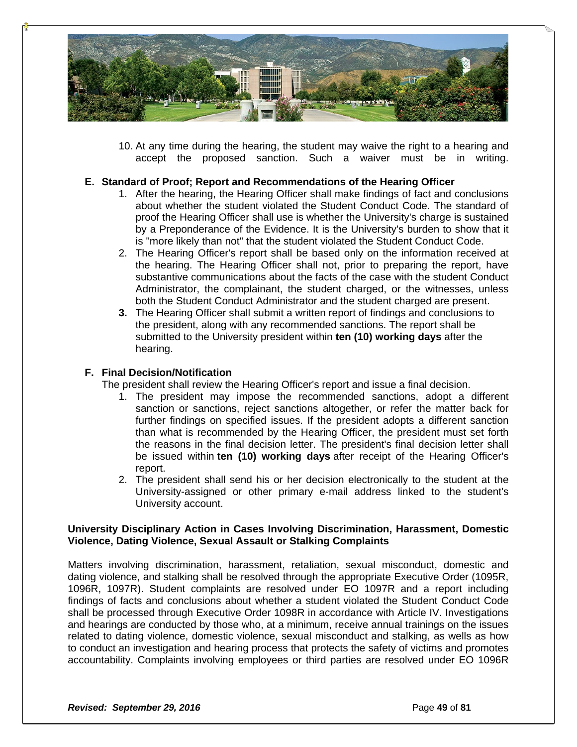10. At any time during the hearing, the student may waive the right to a hearing and accept the proposed sanction. Such a waiver must be in writing.

**E. Standard of Proof; Report and Recommendations of the Hearing Officer**

1. After the hearing, the Hearing Officer shall make findings of fact and conclusions about whether the student violated the Student Conduct Code. The standard of proof the Hearing Officer shall use is whether the University's charge is sustained by a Preponderance of the Evidence. It is the University's burden to show that it is "more likely than not" that the student violated the Student Conduct Code.
2. The Hearing Officer's report shall be based only on the information received at the hearing. The Hearing Officer shall not, prior to preparing the report, have substantive communications about the facts of the case with the student Conduct Administrator, the complainant, the student charged, or the witnesses, unless both the Student Conduct Administrator and the student charged are present.
3. The Hearing Officer shall submit a written report of findings and conclusions to the president, along with any recommended sanctions. The report shall be submitted to the University president within **ten (10) working days** after the hearing.

**F. Final Decision/Notification**

The president shall review the Hearing Officer's report and issue a final decision.

1. The president may impose the recommended sanctions, adopt a different sanction or sanctions, reject sanctions altogether, or refer the matter back for further findings on specified issues. If the president adopts a different sanction than what is recommended by the Hearing Officer, the president must set forth the reasons in the final decision letter. The president's final decision letter shall be issued within **ten (10) working days** after receipt of the Hearing Officer's report.
2. The president shall send his or her decision electronically to the student at the University-assigned or other primary e-mail address linked to the student's University account.

**University Disciplinary Action in Cases Involving Discrimination, Harassment, Domestic Violence, Dating Violence, Sexual Assault or Stalking Complaints**

Matters involving discrimination, harassment, retaliation, sexual misconduct, domestic and dating violence, and stalking shall be resolved through the appropriate Executive Order (1095R, 1096R, 1097R). Student complaints are resolved under EO 1097R and a report including findings of facts and conclusions about whether a student violated the Student Conduct Code shall be processed through Executive Order 1098R in accordance with Article IV. Investigations and hearings are conducted by those who, at a minimum, receive annual trainings on the issues related to dating violence, domestic violence, sexual misconduct and stalking, as wells as how to conduct an investigation and hearing process that protects the safety of victims and promotes accountability. Complaints involving employees or third parties are resolved under EO 1096R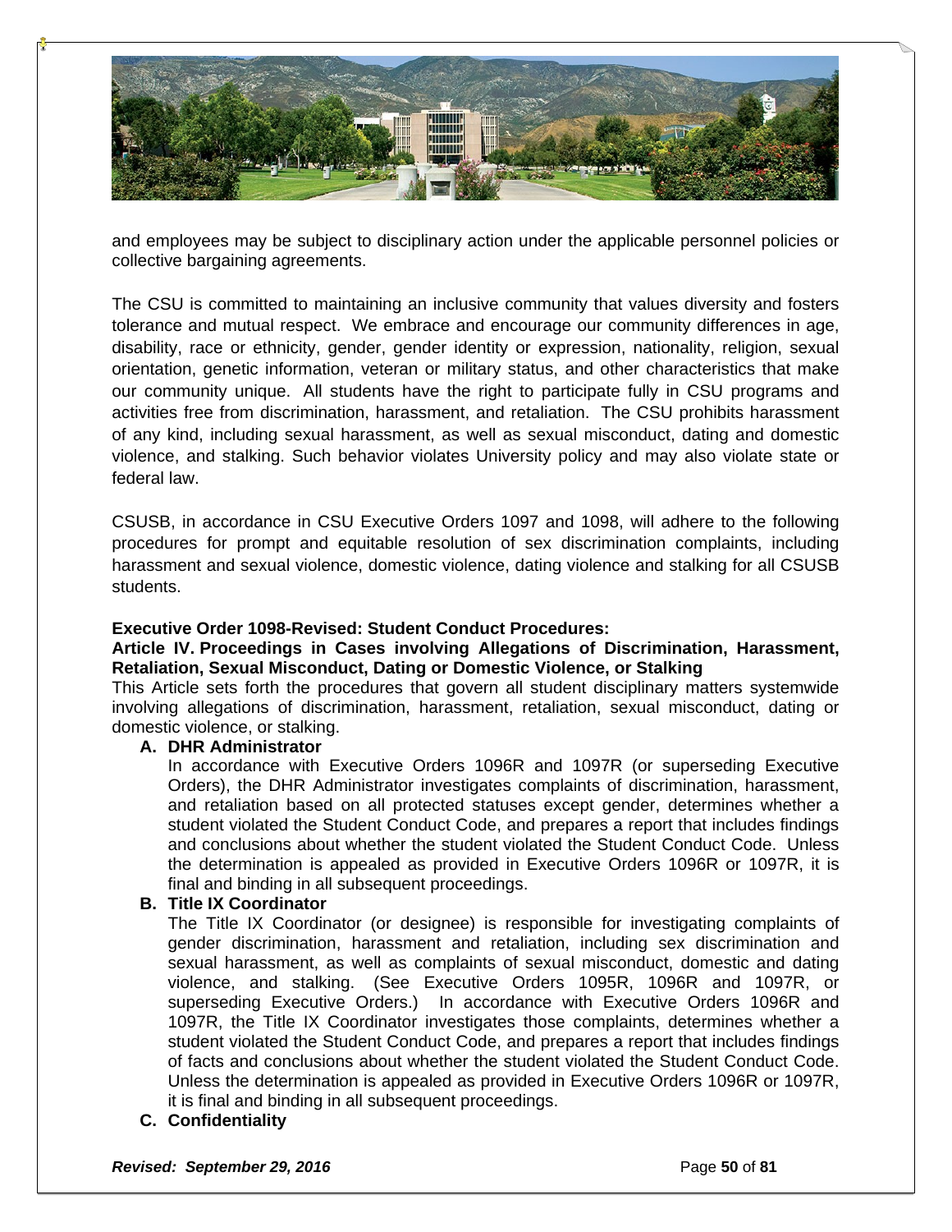and employees may be subject to disciplinary action under the applicable personnel policies or collective bargaining agreements.

The CSU is committed to maintaining an inclusive community that values diversity and fosters tolerance and mutual respect. We embrace and encourage our community differences in age, disability, race or ethnicity, gender, gender identity or expression, nationality, religion, sexual orientation, genetic information, veteran or military status, and other characteristics that make our community unique. All students have the right to participate fully in CSU programs and activities free from discrimination, harassment, and retaliation. The CSU prohibits harassment of any kind, including sexual harassment, as well as sexual misconduct, dating and domestic violence, and stalking. Such behavior violates University policy and may also violate state or federal law.

CSUSB, in accordance in CSU Executive Orders 1097 and 1098, will adhere to the following procedures for prompt and equitable resolution of sex discrimination complaints, including harassment and sexual violence, domestic violence, dating violence and stalking for all CSUSB students.

**Executive Order 1098-Revised: Student Conduct Procedures:**
**Article IV. Proceedings in Cases involving Allegations of Discrimination, Harassment, Retaliation, Sexual Misconduct, Dating or Domestic Violence, or Stalking**

This Article sets forth the procedures that govern all student disciplinary matters systemwide involving allegations of discrimination, harassment, retaliation, sexual misconduct, dating or domestic violence, or stalking.

**A. DHR Administrator**

In accordance with Executive Orders 1096R and 1097R (or superseding Executive Orders), the DHR Administrator investigates complaints of discrimination, harassment, and retaliation based on all protected statuses except gender, determines whether a student violated the Student Conduct Code, and prepares a report that includes findings and conclusions about whether the student violated the Student Conduct Code. Unless the determination is appealed as provided in Executive Orders 1096R or 1097R, it is final and binding in all subsequent proceedings.

**B. Title IX Coordinator**

The Title IX Coordinator (or designee) is responsible for investigating complaints of gender discrimination, harassment and retaliation, including sex discrimination and sexual harassment, as well as complaints of sexual misconduct, domestic and dating violence, and stalking. (See Executive Orders 1095R, 1096R and 1097R, or superseding Executive Orders.) In accordance with Executive Orders 1096R and 1097R, the Title IX Coordinator investigates those complaints, determines whether a student violated the Student Conduct Code, and prepares a report that includes findings of facts and conclusions about whether the student violated the Student Conduct Code. Unless the determination is appealed as provided in Executive Orders 1096R or 1097R, it is final and binding in all subsequent proceedings.

**C. Confidentiality**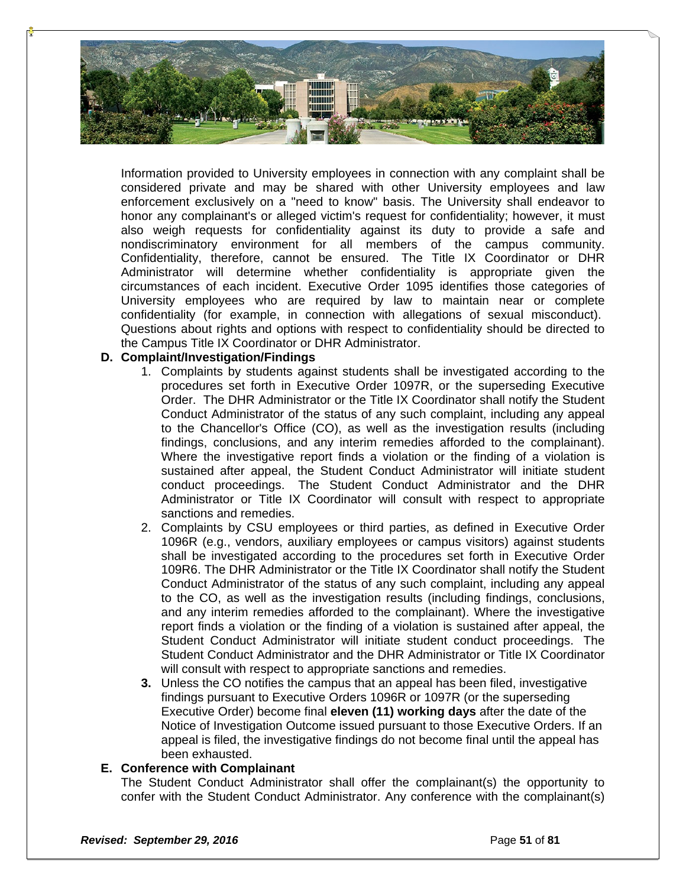Information provided to University employees in connection with any complaint shall be considered private and may be shared with other University employees and law enforcement exclusively on a "need to know" basis. The University shall endeavor to honor any complainant's or alleged victim's request for confidentiality; however, it must also weigh requests for confidentiality against its duty to provide a safe and nondiscriminatory environment for all members of the campus community. Confidentiality, therefore, cannot be ensured. The Title IX Coordinator or DHR Administrator will determine whether confidentiality is appropriate given the circumstances of each incident. Executive Order 1095 identifies those categories of University employees who are required by law to maintain near or complete confidentiality (for example, in connection with allegations of sexual misconduct). Questions about rights and options with respect to confidentiality should be directed to the Campus Title IX Coordinator or DHR Administrator.

**D. Complaint/Investigation/Findings**

1. Complaints by students against students shall be investigated according to the procedures set forth in Executive Order 1097R, or the superseding Executive Order. The DHR Administrator or the Title IX Coordinator shall notify the Student Conduct Administrator of the status of any such complaint, including any appeal to the Chancellor's Office (CO), as well as the investigation results (including findings, conclusions, and any interim remedies afforded to the complainant). Where the investigative report finds a violation or the finding of a violation is sustained after appeal, the Student Conduct Administrator will initiate student conduct proceedings. The Student Conduct Administrator and the DHR Administrator or Title IX Coordinator will consult with respect to appropriate sanctions and remedies.
2. Complaints by CSU employees or third parties, as defined in Executive Order 1096R (e.g., vendors, auxiliary employees or campus visitors) against students shall be investigated according to the procedures set forth in Executive Order 109R6. The DHR Administrator or the Title IX Coordinator shall notify the Student Conduct Administrator of the status of any such complaint, including any appeal to the CO, as well as the investigation results (including findings, conclusions, and any interim remedies afforded to the complainant). Where the investigative report finds a violation or the finding of a violation is sustained after appeal, the Student Conduct Administrator will initiate student conduct proceedings. The Student Conduct Administrator and the DHR Administrator or Title IX Coordinator will consult with respect to appropriate sanctions and remedies.
3. Unless the CO notifies the campus that an appeal has been filed, investigative findings pursuant to Executive Orders 1096R or 1097R (or the superseding Executive Order) become final **eleven (11) working days** after the date of the Notice of Investigation Outcome issued pursuant to those Executive Orders. If an appeal is filed, the investigative findings do not become final until the appeal has been exhausted.

**E. Conference with Complainant**

The Student Conduct Administrator shall offer the complainant(s) the opportunity to confer with the Student Conduct Administrator. Any conference with the complainant(s)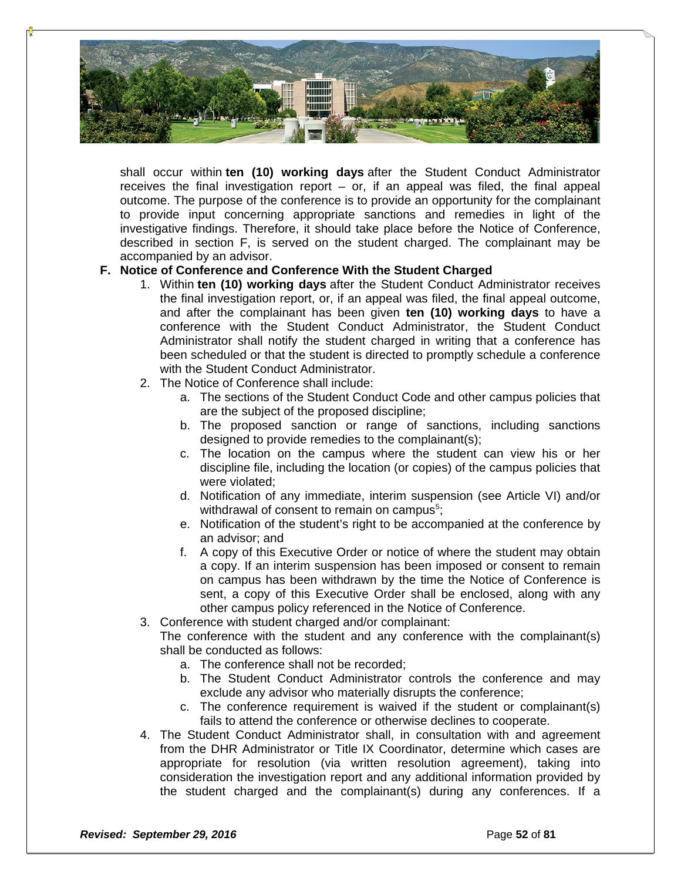shall occur within **ten (10) working days** after the Student Conduct Administrator receives the final investigation report – or, if an appeal was filed, the final appeal outcome. The purpose of the conference is to provide an opportunity for the complainant to provide input concerning appropriate sanctions and remedies in light of the investigative findings. Therefore, it should take place before the Notice of Conference, described in section F, is served on the student charged. The complainant may be accompanied by an advisor.

**F. Notice of Conference and Conference With the Student Charged**

1. Within **ten (10) working days** after the Student Conduct Administrator receives the final investigation report, or, if an appeal was filed, the final appeal outcome, and after the complainant has been given **ten (10) working days** to have a conference with the Student Conduct Administrator, the Student Conduct Administrator shall notify the student charged in writing that a conference has been scheduled or that the student is directed to promptly schedule a conference with the Student Conduct Administrator.
2. The Notice of Conference shall include:
    a. The sections of the Student Conduct Code and other campus policies that are the subject of the proposed discipline;
    b. The proposed sanction or range of sanctions, including sanctions designed to provide remedies to the complainant(s);
    c. The location on the campus where the student can view his or her discipline file, including the location (or copies) of the campus policies that were violated;
    d. Notification of any immediate, interim suspension (see Article VI) and/or withdrawal of consent to remain on campus[5];
    e. Notification of the student's right to be accompanied at the conference by an advisor; and
    f. A copy of this Executive Order or notice of where the student may obtain a copy. If an interim suspension has been imposed or consent to remain on campus has been withdrawn by the time the Notice of Conference is sent, a copy of this Executive Order shall be enclosed, along with any other campus policy referenced in the Notice of Conference.
3. Conference with student charged and/or complainant:
   The conference with the student and any conference with the complainant(s) shall be conducted as follows:
    a. The conference shall not be recorded;
    b. The Student Conduct Administrator controls the conference and may exclude any advisor who materially disrupts the conference;
    c. The conference requirement is waived if the student or complainant(s) fails to attend the conference or otherwise declines to cooperate.
4. The Student Conduct Administrator shall, in consultation with and agreement from the DHR Administrator or Title IX Coordinator, determine which cases are appropriate for resolution (via written resolution agreement), taking into consideration the investigation report and any additional information provided by the student charged and the complainant(s) during any conferences. If a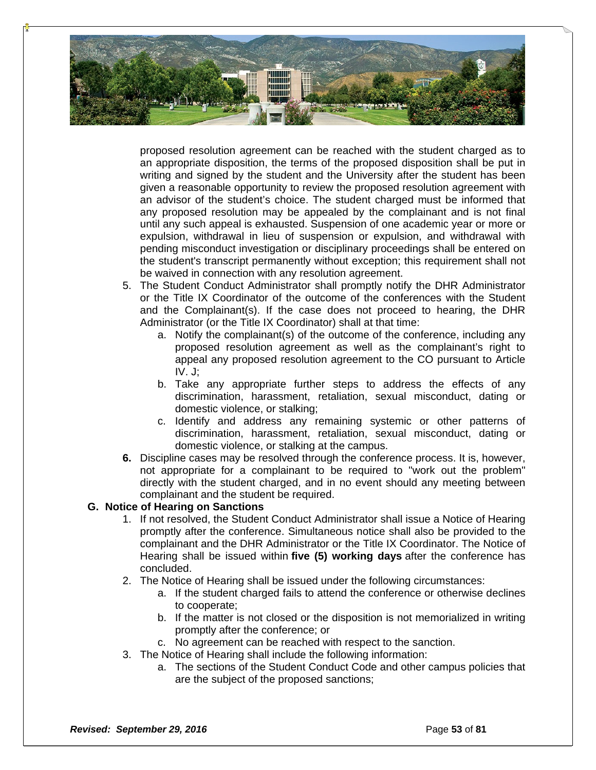proposed resolution agreement can be reached with the student charged as to an appropriate disposition, the terms of the proposed disposition shall be put in writing and signed by the student and the University after the student has been given a reasonable opportunity to review the proposed resolution agreement with an advisor of the student's choice. The student charged must be informed that any proposed resolution may be appealed by the complainant and is not final until any such appeal is exhausted. Suspension of one academic year or more or expulsion, withdrawal in lieu of suspension or expulsion, and withdrawal with pending misconduct investigation or disciplinary proceedings shall be entered on the student's transcript permanently without exception; this requirement shall not be waived in connection with any resolution agreement.

5. The Student Conduct Administrator shall promptly notify the DHR Administrator or the Title IX Coordinator of the outcome of the conferences with the Student and the Complainant(s). If the case does not proceed to hearing, the DHR Administrator (or the Title IX Coordinator) shall at that time:
   a. Notify the complainant(s) of the outcome of the conference, including any proposed resolution agreement as well as the complainant's right to appeal any proposed resolution agreement to the CO pursuant to Article IV. J;
   b. Take any appropriate further steps to address the effects of any discrimination, harassment, retaliation, sexual misconduct, dating or domestic violence, or stalking;
   c. Identify and address any remaining systemic or other patterns of discrimination, harassment, retaliation, sexual misconduct, dating or domestic violence, or stalking at the campus.
6. Discipline cases may be resolved through the conference process. It is, however, not appropriate for a complainant to be required to "work out the problem" directly with the student charged, and in no event should any meeting between complainant and the student be required.

## G. Notice of Hearing on Sanctions

1. If not resolved, the Student Conduct Administrator shall issue a Notice of Hearing promptly after the conference. Simultaneous notice shall also be provided to the complainant and the DHR Administrator or the Title IX Coordinator. The Notice of Hearing shall be issued within **five (5) working days** after the conference has concluded.
2. The Notice of Hearing shall be issued under the following circumstances:
   a. If the student charged fails to attend the conference or otherwise declines to cooperate;
   b. If the matter is not closed or the disposition is not memorialized in writing promptly after the conference; or
   c. No agreement can be reached with respect to the sanction.
3. The Notice of Hearing shall include the following information:
   a. The sections of the Student Conduct Code and other campus policies that are the subject of the proposed sanctions;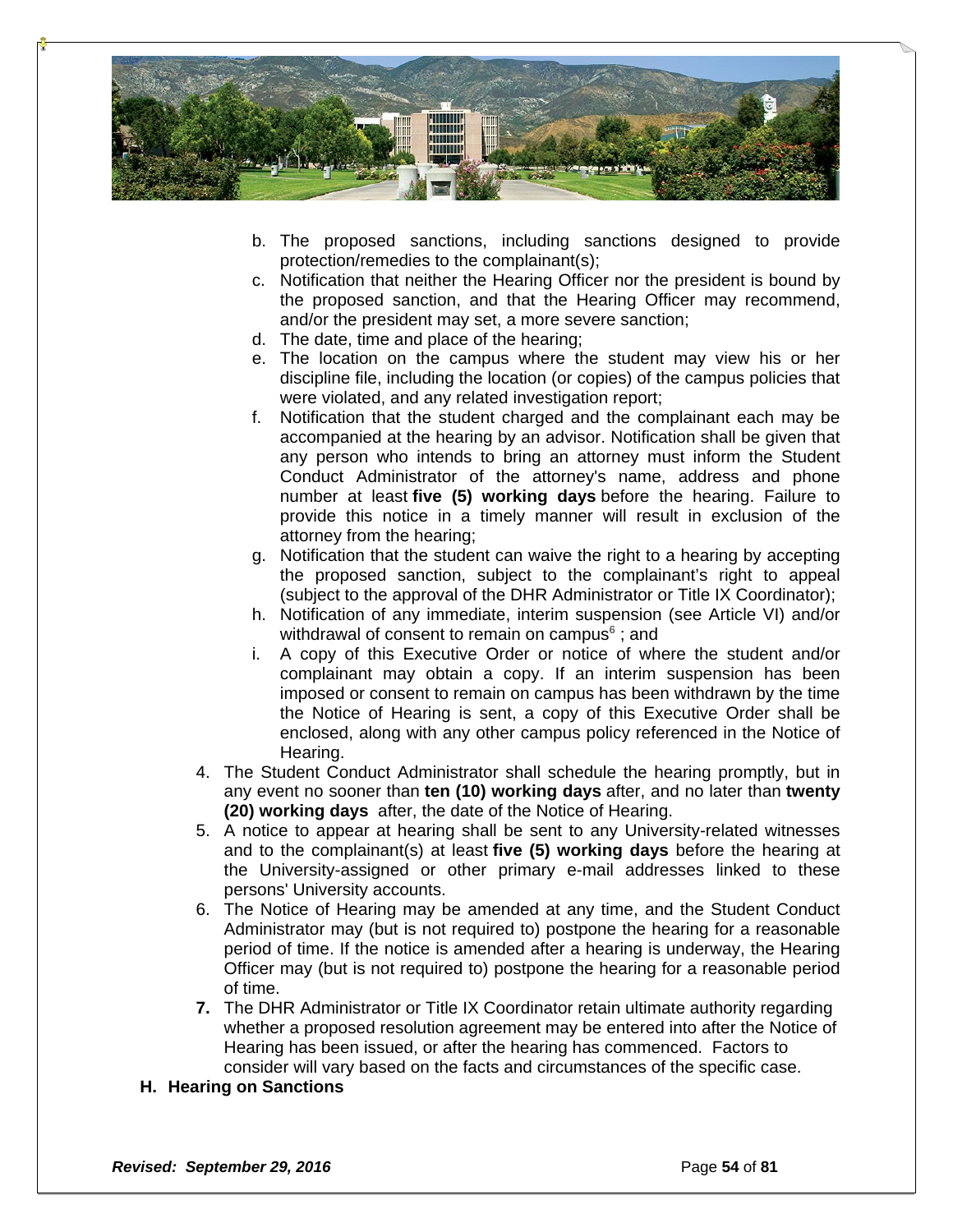b. The proposed sanctions, including sanctions designed to provide protection/remedies to the complainant(s);
c. Notification that neither the Hearing Officer nor the president is bound by the proposed sanction, and that the Hearing Officer may recommend, and/or the president may set, a more severe sanction;
d. The date, time and place of the hearing;
e. The location on the campus where the student may view his or her discipline file, including the location (or copies) of the campus policies that were violated, and any related investigation report;
f. Notification that the student charged and the complainant each may be accompanied at the hearing by an advisor. Notification shall be given that any person who intends to bring an attorney must inform the Student Conduct Administrator of the attorney's name, address and phone number at least **five (5) working days** before the hearing. Failure to provide this notice in a timely manner will result in exclusion of the attorney from the hearing;
g. Notification that the student can waive the right to a hearing by accepting the proposed sanction, subject to the complainant's right to appeal (subject to the approval of the DHR Administrator or Title IX Coordinator);
h. Notification of any immediate, interim suspension (see Article VI) and/or withdrawal of consent to remain on campus[6] ; and
i. A copy of this Executive Order or notice of where the student and/or complainant may obtain a copy. If an interim suspension has been imposed or consent to remain on campus has been withdrawn by the time the Notice of Hearing is sent, a copy of this Executive Order shall be enclosed, along with any other campus policy referenced in the Notice of Hearing.

4. The Student Conduct Administrator shall schedule the hearing promptly, but in any event no sooner than **ten (10) working days** after, and no later than **twenty (20) working days** after, the date of the Notice of Hearing.
5. A notice to appear at hearing shall be sent to any University-related witnesses and to the complainant(s) at least **five (5) working days** before the hearing at the University-assigned or other primary e-mail addresses linked to these persons' University accounts.
6. The Notice of Hearing may be amended at any time, and the Student Conduct Administrator may (but is not required to) postpone the hearing for a reasonable period of time. If the notice is amended after a hearing is underway, the Hearing Officer may (but is not required to) postpone the hearing for a reasonable period of time.
7. The DHR Administrator or Title IX Coordinator retain ultimate authority regarding whether a proposed resolution agreement may be entered into after the Notice of Hearing has been issued, or after the hearing has commenced. Factors to consider will vary based on the facts and circumstances of the specific case.

### H. Hearing on Sanctions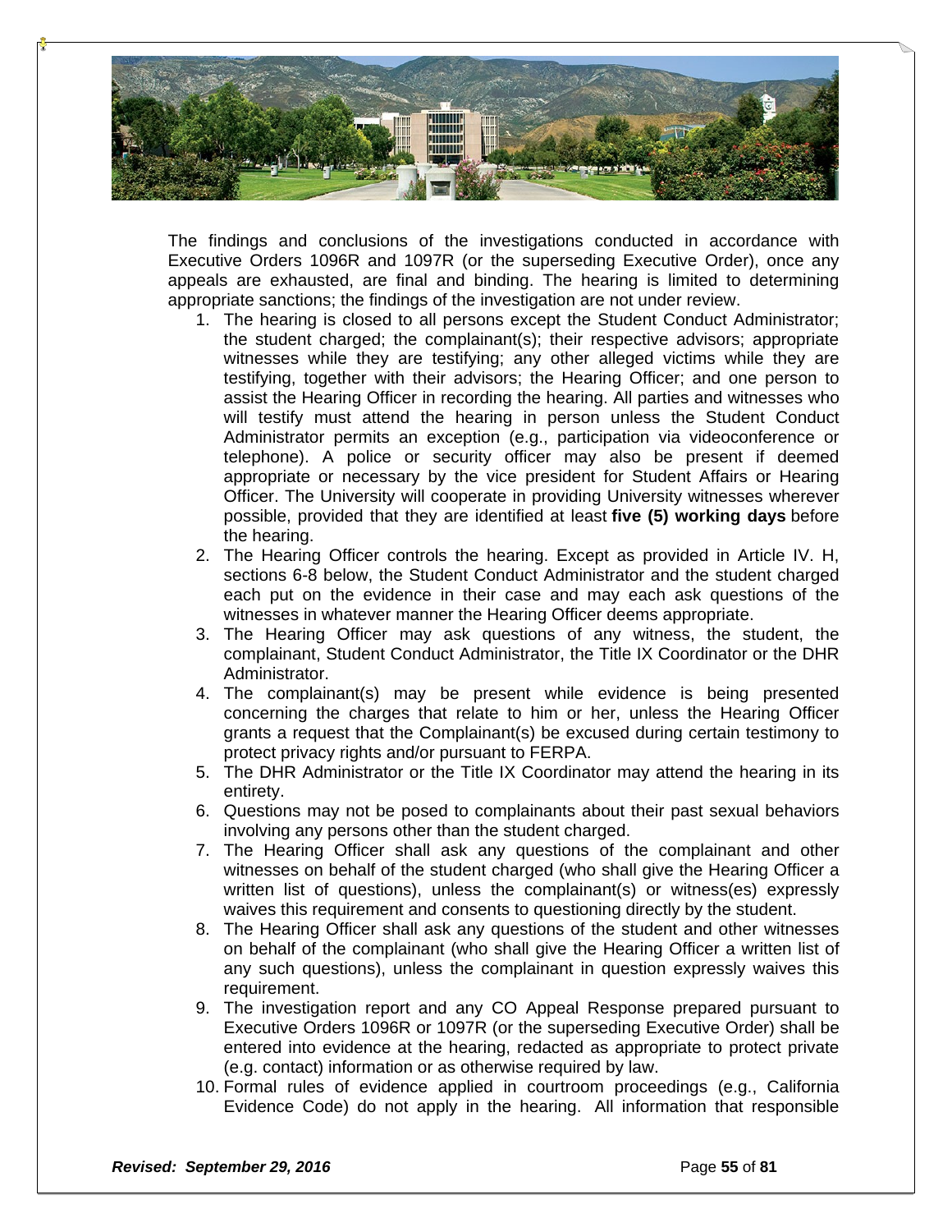The findings and conclusions of the investigations conducted in accordance with Executive Orders 1096R and 1097R (or the superseding Executive Order), once any appeals are exhausted, are final and binding. The hearing is limited to determining appropriate sanctions; the findings of the investigation are not under review.

1. The hearing is closed to all persons except the Student Conduct Administrator; the student charged; the complainant(s); their respective advisors; appropriate witnesses while they are testifying; any other alleged victims while they are testifying, together with their advisors; the Hearing Officer; and one person to assist the Hearing Officer in recording the hearing. All parties and witnesses who will testify must attend the hearing in person unless the Student Conduct Administrator permits an exception (e.g., participation via videoconference or telephone). A police or security officer may also be present if deemed appropriate or necessary by the vice president for Student Affairs or Hearing Officer. The University will cooperate in providing University witnesses wherever possible, provided that they are identified at least **five (5) working days** before the hearing.
2. The Hearing Officer controls the hearing. Except as provided in Article IV. H, sections 6-8 below, the Student Conduct Administrator and the student charged each put on the evidence in their case and may each ask questions of the witnesses in whatever manner the Hearing Officer deems appropriate.
3. The Hearing Officer may ask questions of any witness, the student, the complainant, Student Conduct Administrator, the Title IX Coordinator or the DHR Administrator.
4. The complainant(s) may be present while evidence is being presented concerning the charges that relate to him or her, unless the Hearing Officer grants a request that the Complainant(s) be excused during certain testimony to protect privacy rights and/or pursuant to FERPA.
5. The DHR Administrator or the Title IX Coordinator may attend the hearing in its entirety.
6. Questions may not be posed to complainants about their past sexual behaviors involving any persons other than the student charged.
7. The Hearing Officer shall ask any questions of the complainant and other witnesses on behalf of the student charged (who shall give the Hearing Officer a written list of questions), unless the complainant(s) or witness(es) expressly waives this requirement and consents to questioning directly by the student.
8. The Hearing Officer shall ask any questions of the student and other witnesses on behalf of the complainant (who shall give the Hearing Officer a written list of any such questions), unless the complainant in question expressly waives this requirement.
9. The investigation report and any CO Appeal Response prepared pursuant to Executive Orders 1096R or 1097R (or the superseding Executive Order) shall be entered into evidence at the hearing, redacted as appropriate to protect private (e.g. contact) information or as otherwise required by law.
10. Formal rules of evidence applied in courtroom proceedings (e.g., California Evidence Code) do not apply in the hearing. All information that responsible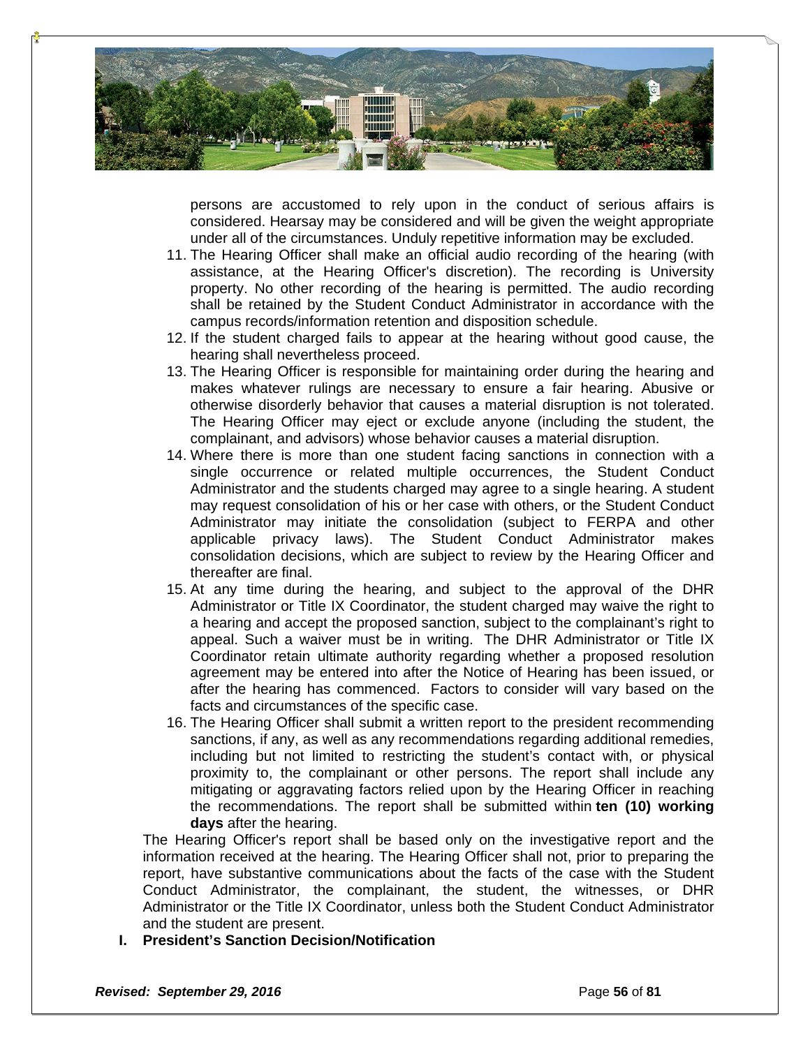persons are accustomed to rely upon in the conduct of serious affairs is considered. Hearsay may be considered and will be given the weight appropriate under all of the circumstances. Unduly repetitive information may be excluded.

11. The Hearing Officer shall make an official audio recording of the hearing (with assistance, at the Hearing Officer's discretion). The recording is University property. No other recording of the hearing is permitted. The audio recording shall be retained by the Student Conduct Administrator in accordance with the campus records/information retention and disposition schedule.
12. If the student charged fails to appear at the hearing without good cause, the hearing shall nevertheless proceed.
13. The Hearing Officer is responsible for maintaining order during the hearing and makes whatever rulings are necessary to ensure a fair hearing. Abusive or otherwise disorderly behavior that causes a material disruption is not tolerated. The Hearing Officer may eject or exclude anyone (including the student, the complainant, and advisors) whose behavior causes a material disruption.
14. Where there is more than one student facing sanctions in connection with a single occurrence or related multiple occurrences, the Student Conduct Administrator and the students charged may agree to a single hearing. A student may request consolidation of his or her case with others, or the Student Conduct Administrator may initiate the consolidation (subject to FERPA and other applicable privacy laws). The Student Conduct Administrator makes consolidation decisions, which are subject to review by the Hearing Officer and thereafter are final.
15. At any time during the hearing, and subject to the approval of the DHR Administrator or Title IX Coordinator, the student charged may waive the right to a hearing and accept the proposed sanction, subject to the complainant's right to appeal. Such a waiver must be in writing. The DHR Administrator or Title IX Coordinator retain ultimate authority regarding whether a proposed resolution agreement may be entered into after the Notice of Hearing has been issued, or after the hearing has commenced. Factors to consider will vary based on the facts and circumstances of the specific case.
16. The Hearing Officer shall submit a written report to the president recommending sanctions, if any, as well as any recommendations regarding additional remedies, including but not limited to restricting the student's contact with, or physical proximity to, the complainant or other persons. The report shall include any mitigating or aggravating factors relied upon by the Hearing Officer in reaching the recommendations. The report shall be submitted within **ten (10) working days** after the hearing.

The Hearing Officer's report shall be based only on the investigative report and the information received at the hearing. The Hearing Officer shall not, prior to preparing the report, have substantive communications about the facts of the case with the Student Conduct Administrator, the complainant, the student, the witnesses, or DHR Administrator or the Title IX Coordinator, unless both the Student Conduct Administrator and the student are present.

**I. President's Sanction Decision/Notification**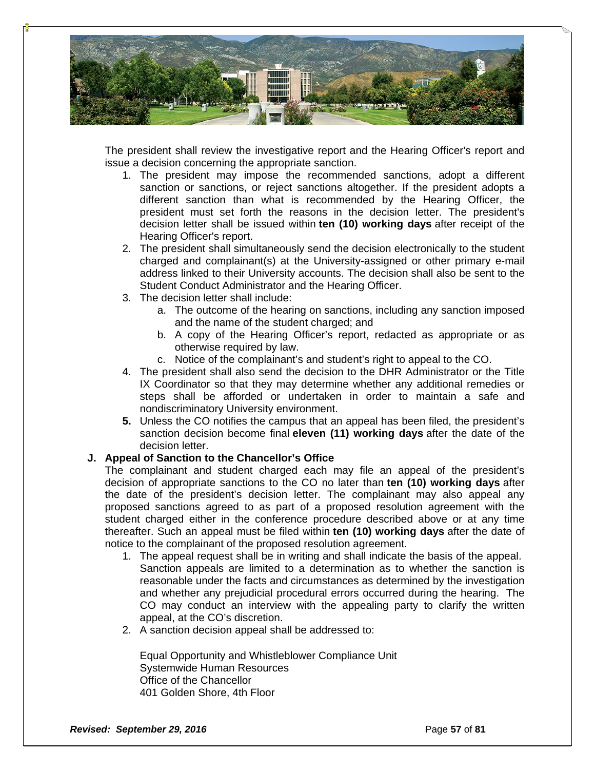The president shall review the investigative report and the Hearing Officer's report and issue a decision concerning the appropriate sanction.

1. The president may impose the recommended sanctions, adopt a different sanction or sanctions, or reject sanctions altogether. If the president adopts a different sanction than what is recommended by the Hearing Officer, the president must set forth the reasons in the decision letter. The president's decision letter shall be issued within **ten (10) working days** after receipt of the Hearing Officer's report.
2. The president shall simultaneously send the decision electronically to the student charged and complainant(s) at the University-assigned or other primary e-mail address linked to their University accounts. The decision shall also be sent to the Student Conduct Administrator and the Hearing Officer.
3. The decision letter shall include:
    a. The outcome of the hearing on sanctions, including any sanction imposed and the name of the student charged; and
    b. A copy of the Hearing Officer's report, redacted as appropriate or as otherwise required by law.
    c. Notice of the complainant's and student's right to appeal to the CO.
4. The president shall also send the decision to the DHR Administrator or the Title IX Coordinator so that they may determine whether any additional remedies or steps shall be afforded or undertaken in order to maintain a safe and nondiscriminatory University environment.
5. Unless the CO notifies the campus that an appeal has been filed, the president's sanction decision become final **eleven (11) working days** after the date of the decision letter.

**J. Appeal of Sanction to the Chancellor's Office**

The complainant and student charged each may file an appeal of the president's decision of appropriate sanctions to the CO no later than **ten (10) working days** after the date of the president's decision letter. The complainant may also appeal any proposed sanctions agreed to as part of a proposed resolution agreement with the student charged either in the conference procedure described above or at any time thereafter. Such an appeal must be filed within **ten (10) working days** after the date of notice to the complainant of the proposed resolution agreement.

1. The appeal request shall be in writing and shall indicate the basis of the appeal. Sanction appeals are limited to a determination as to whether the sanction is reasonable under the facts and circumstances as determined by the investigation and whether any prejudicial procedural errors occurred during the hearing. The CO may conduct an interview with the appealing party to clarify the written appeal, at the CO's discretion.
2. A sanction decision appeal shall be addressed to:

    Equal Opportunity and Whistleblower Compliance Unit
    Systemwide Human Resources
    Office of the Chancellor
    401 Golden Shore, 4th Floor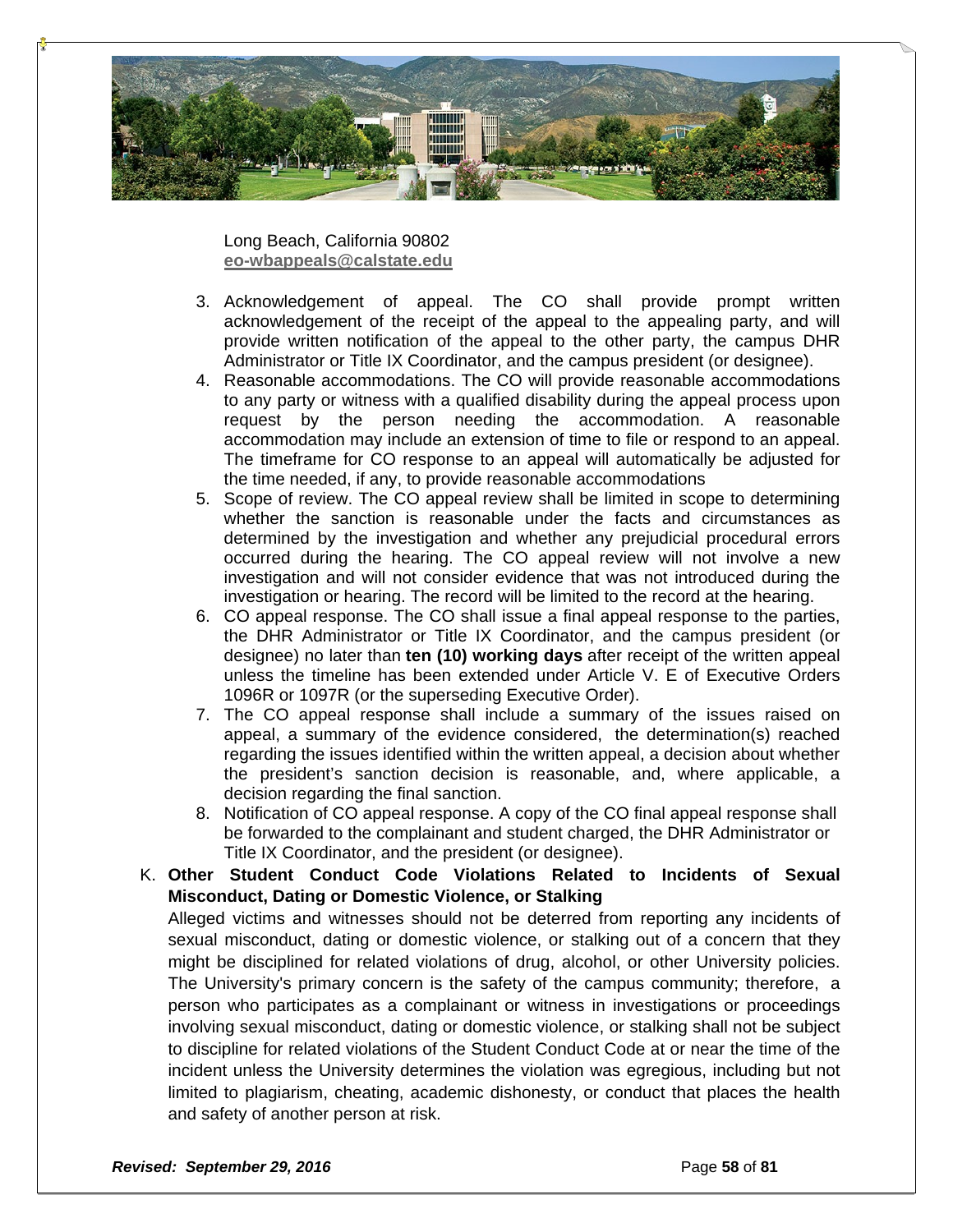Long Beach, California 90802
**eo-wbappeals@calstate.edu**

3. Acknowledgement of appeal. The CO shall provide prompt written acknowledgement of the receipt of the appeal to the appealing party, and will provide written notification of the appeal to the other party, the campus DHR Administrator or Title IX Coordinator, and the campus president (or designee).
4. Reasonable accommodations. The CO will provide reasonable accommodations to any party or witness with a qualified disability during the appeal process upon request by the person needing the accommodation. A reasonable accommodation may include an extension of time to file or respond to an appeal. The timeframe for CO response to an appeal will automatically be adjusted for the time needed, if any, to provide reasonable accommodations
5. Scope of review. The CO appeal review shall be limited in scope to determining whether the sanction is reasonable under the facts and circumstances as determined by the investigation and whether any prejudicial procedural errors occurred during the hearing. The CO appeal review will not involve a new investigation and will not consider evidence that was not introduced during the investigation or hearing. The record will be limited to the record at the hearing.
6. CO appeal response. The CO shall issue a final appeal response to the parties, the DHR Administrator or Title IX Coordinator, and the campus president (or designee) no later than **ten (10) working days** after receipt of the written appeal unless the timeline has been extended under Article V. E of Executive Orders 1096R or 1097R (or the superseding Executive Order).
7. The CO appeal response shall include a summary of the issues raised on appeal, a summary of the evidence considered, the determination(s) reached regarding the issues identified within the written appeal, a decision about whether the president's sanction decision is reasonable, and, where applicable, a decision regarding the final sanction.
8. Notification of CO appeal response. A copy of the CO final appeal response shall be forwarded to the complainant and student charged, the DHR Administrator or Title IX Coordinator, and the president (or designee).

K. **Other Student Conduct Code Violations Related to Incidents of Sexual Misconduct, Dating or Domestic Violence, or Stalking**

Alleged victims and witnesses should not be deterred from reporting any incidents of sexual misconduct, dating or domestic violence, or stalking out of a concern that they might be disciplined for related violations of drug, alcohol, or other University policies. The University's primary concern is the safety of the campus community; therefore, a person who participates as a complainant or witness in investigations or proceedings involving sexual misconduct, dating or domestic violence, or stalking shall not be subject to discipline for related violations of the Student Conduct Code at or near the time of the incident unless the University determines the violation was egregious, including but not limited to plagiarism, cheating, academic dishonesty, or conduct that places the health and safety of another person at risk.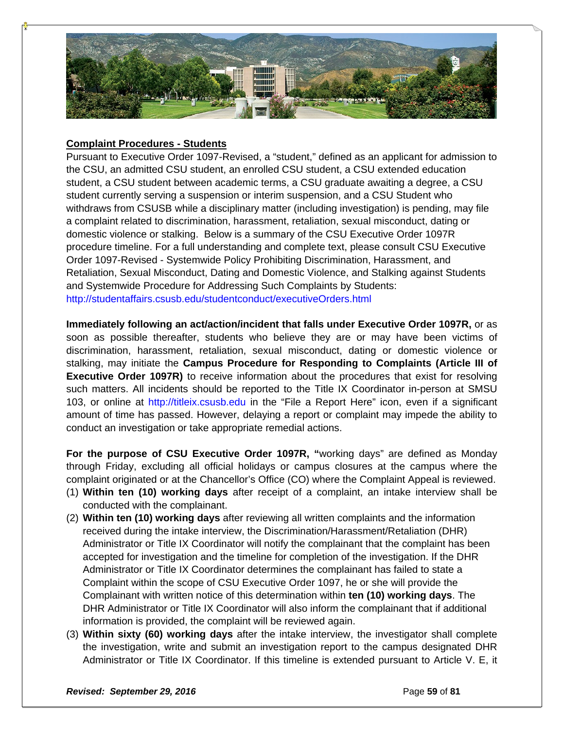**Complaint Procedures - Students**

Pursuant to Executive Order 1097-Revised, a “student,” defined as an applicant for admission to the CSU, an admitted CSU student, an enrolled CSU student, a CSU extended education student, a CSU student between academic terms, a CSU graduate awaiting a degree, a CSU student currently serving a suspension or interim suspension, and a CSU Student who withdraws from CSUSB while a disciplinary matter (including investigation) is pending, may file a complaint related to discrimination, harassment, retaliation, sexual misconduct, dating or domestic violence or stalking. Below is a summary of the CSU Executive Order 1097R procedure timeline. For a full understanding and complete text, please consult CSU Executive Order 1097-Revised - Systemwide Policy Prohibiting Discrimination, Harassment, and Retaliation, Sexual Misconduct, Dating and Domestic Violence, and Stalking against Students and Systemwide Procedure for Addressing Such Complaints by Students: http://studentaffairs.csusb.edu/studentconduct/executiveOrders.html

**Immediately following an act/action/incident that falls under Executive Order 1097R,** or as soon as possible thereafter, students who believe they are or may have been victims of discrimination, harassment, retaliation, sexual misconduct, dating or domestic violence or stalking, may initiate the **Campus Procedure for Responding to Complaints (Article III of Executive Order 1097R)** to receive information about the procedures that exist for resolving such matters. All incidents should be reported to the Title IX Coordinator in-person at SMSU 103, or online at http://titleix.csusb.edu in the “File a Report Here” icon, even if a significant amount of time has passed. However, delaying a report or complaint may impede the ability to conduct an investigation or take appropriate remedial actions.

**For the purpose of CSU Executive Order 1097R, “**working days” are defined as Monday through Friday, excluding all official holidays or campus closures at the campus where the complaint originated or at the Chancellor’s Office (CO) where the Complaint Appeal is reviewed.

(1) **Within ten (10) working days** after receipt of a complaint, an intake interview shall be conducted with the complainant.

(2) **Within ten (10) working days** after reviewing all written complaints and the information received during the intake interview, the Discrimination/Harassment/Retaliation (DHR) Administrator or Title IX Coordinator will notify the complainant that the complaint has been accepted for investigation and the timeline for completion of the investigation. If the DHR Administrator or Title IX Coordinator determines the complainant has failed to state a Complaint within the scope of CSU Executive Order 1097, he or she will provide the Complainant with written notice of this determination within **ten (10) working days**. The DHR Administrator or Title IX Coordinator will also inform the complainant that if additional information is provided, the complaint will be reviewed again.

(3) **Within sixty (60) working days** after the intake interview, the investigator shall complete the investigation, write and submit an investigation report to the campus designated DHR Administrator or Title IX Coordinator. If this timeline is extended pursuant to Article V. E, it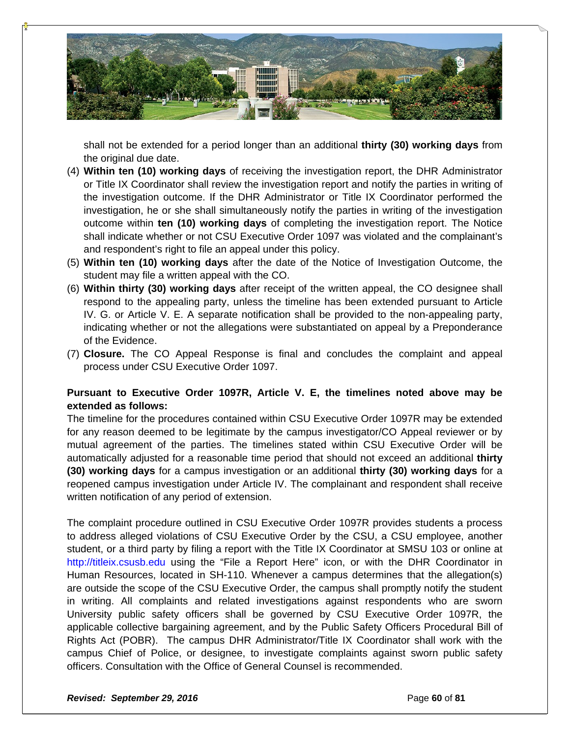shall not be extended for a period longer than an additional **thirty (30) working days** from the original due date.

(4) **Within ten (10) working days** of receiving the investigation report, the DHR Administrator or Title IX Coordinator shall review the investigation report and notify the parties in writing of the investigation outcome. If the DHR Administrator or Title IX Coordinator performed the investigation, he or she shall simultaneously notify the parties in writing of the investigation outcome within **ten (10) working days** of completing the investigation report. The Notice shall indicate whether or not CSU Executive Order 1097 was violated and the complainant's and respondent's right to file an appeal under this policy.

(5) **Within ten (10) working days** after the date of the Notice of Investigation Outcome, the student may file a written appeal with the CO.

(6) **Within thirty (30) working days** after receipt of the written appeal, the CO designee shall respond to the appealing party, unless the timeline has been extended pursuant to Article IV. G. or Article V. E. A separate notification shall be provided to the non-appealing party, indicating whether or not the allegations were substantiated on appeal by a Preponderance of the Evidence.

(7) **Closure.** The CO Appeal Response is final and concludes the complaint and appeal process under CSU Executive Order 1097.

**Pursuant to Executive Order 1097R, Article V. E, the timelines noted above may be extended as follows:**

The timeline for the procedures contained within CSU Executive Order 1097R may be extended for any reason deemed to be legitimate by the campus investigator/CO Appeal reviewer or by mutual agreement of the parties. The timelines stated within CSU Executive Order will be automatically adjusted for a reasonable time period that should not exceed an additional **thirty (30) working days** for a campus investigation or an additional **thirty (30) working days** for a reopened campus investigation under Article IV. The complainant and respondent shall receive written notification of any period of extension.

The complaint procedure outlined in CSU Executive Order 1097R provides students a process to address alleged violations of CSU Executive Order by the CSU, a CSU employee, another student, or a third party by filing a report with the Title IX Coordinator at SMSU 103 or online at http://titleix.csusb.edu using the "File a Report Here" icon, or with the DHR Coordinator in Human Resources, located in SH-110. Whenever a campus determines that the allegation(s) are outside the scope of the CSU Executive Order, the campus shall promptly notify the student in writing. All complaints and related investigations against respondents who are sworn University public safety officers shall be governed by CSU Executive Order 1097R, the applicable collective bargaining agreement, and by the Public Safety Officers Procedural Bill of Rights Act (POBR). The campus DHR Administrator/Title IX Coordinator shall work with the campus Chief of Police, or designee, to investigate complaints against sworn public safety officers. Consultation with the Office of General Counsel is recommended.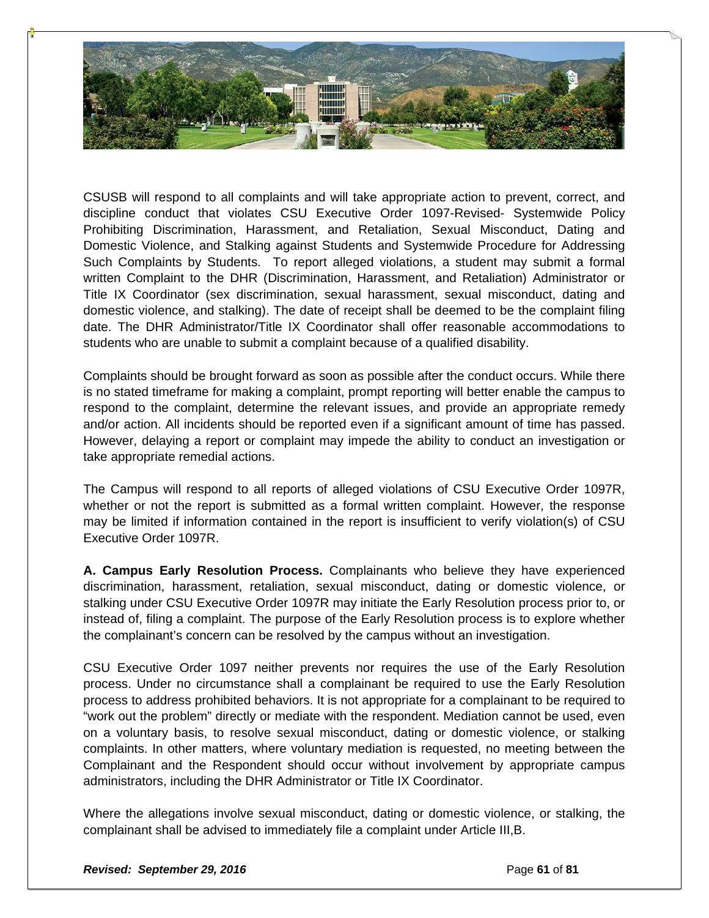CSUSB will respond to all complaints and will take appropriate action to prevent, correct, and discipline conduct that violates CSU Executive Order 1097-Revised- Systemwide Policy Prohibiting Discrimination, Harassment, and Retaliation, Sexual Misconduct, Dating and Domestic Violence, and Stalking against Students and Systemwide Procedure for Addressing Such Complaints by Students. To report alleged violations, a student may submit a formal written Complaint to the DHR (Discrimination, Harassment, and Retaliation) Administrator or Title IX Coordinator (sex discrimination, sexual harassment, sexual misconduct, dating and domestic violence, and stalking). The date of receipt shall be deemed to be the complaint filing date. The DHR Administrator/Title IX Coordinator shall offer reasonable accommodations to students who are unable to submit a complaint because of a qualified disability.

Complaints should be brought forward as soon as possible after the conduct occurs. While there is no stated timeframe for making a complaint, prompt reporting will better enable the campus to respond to the complaint, determine the relevant issues, and provide an appropriate remedy and/or action. All incidents should be reported even if a significant amount of time has passed. However, delaying a report or complaint may impede the ability to conduct an investigation or take appropriate remedial actions.

The Campus will respond to all reports of alleged violations of CSU Executive Order 1097R, whether or not the report is submitted as a formal written complaint. However, the response may be limited if information contained in the report is insufficient to verify violation(s) of CSU Executive Order 1097R.

**A. Campus Early Resolution Process.** Complainants who believe they have experienced discrimination, harassment, retaliation, sexual misconduct, dating or domestic violence, or stalking under CSU Executive Order 1097R may initiate the Early Resolution process prior to, or instead of, filing a complaint. The purpose of the Early Resolution process is to explore whether the complainant's concern can be resolved by the campus without an investigation.

CSU Executive Order 1097 neither prevents nor requires the use of the Early Resolution process. Under no circumstance shall a complainant be required to use the Early Resolution process to address prohibited behaviors. It is not appropriate for a complainant to be required to "work out the problem" directly or mediate with the respondent. Mediation cannot be used, even on a voluntary basis, to resolve sexual misconduct, dating or domestic violence, or stalking complaints. In other matters, where voluntary mediation is requested, no meeting between the Complainant and the Respondent should occur without involvement by appropriate campus administrators, including the DHR Administrator or Title IX Coordinator.

Where the allegations involve sexual misconduct, dating or domestic violence, or stalking, the complainant shall be advised to immediately file a complaint under Article III,B.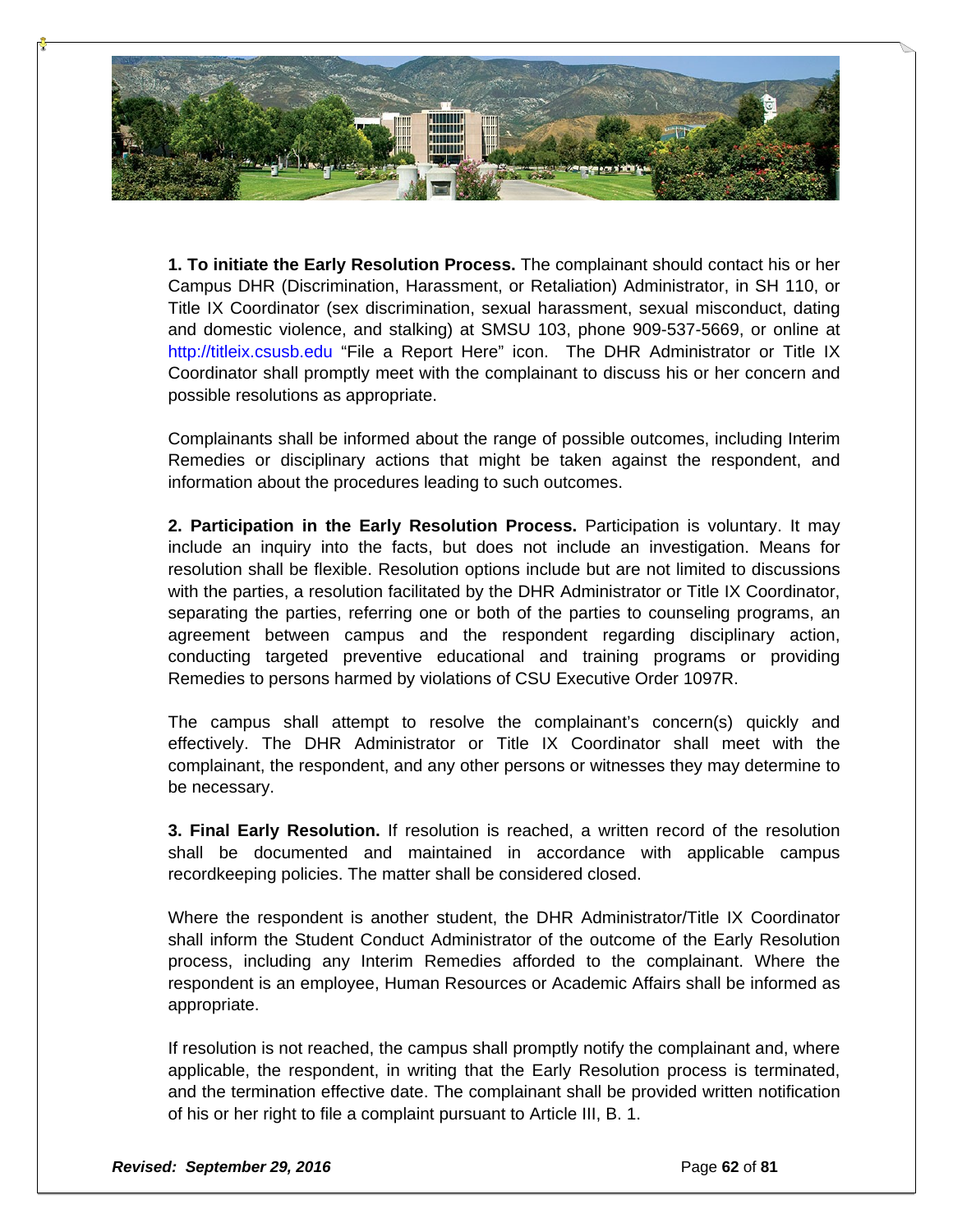**1. To initiate the Early Resolution Process.** The complainant should contact his or her Campus DHR (Discrimination, Harassment, or Retaliation) Administrator, in SH 110, or Title IX Coordinator (sex discrimination, sexual harassment, sexual misconduct, dating and domestic violence, and stalking) at SMSU 103, phone 909-537-5669, or online at http://titleix.csusb.edu "File a Report Here" icon. The DHR Administrator or Title IX Coordinator shall promptly meet with the complainant to discuss his or her concern and possible resolutions as appropriate.

Complainants shall be informed about the range of possible outcomes, including Interim Remedies or disciplinary actions that might be taken against the respondent, and information about the procedures leading to such outcomes.

**2. Participation in the Early Resolution Process.** Participation is voluntary. It may include an inquiry into the facts, but does not include an investigation. Means for resolution shall be flexible. Resolution options include but are not limited to discussions with the parties, a resolution facilitated by the DHR Administrator or Title IX Coordinator, separating the parties, referring one or both of the parties to counseling programs, an agreement between campus and the respondent regarding disciplinary action, conducting targeted preventive educational and training programs or providing Remedies to persons harmed by violations of CSU Executive Order 1097R.

The campus shall attempt to resolve the complainant's concern(s) quickly and effectively. The DHR Administrator or Title IX Coordinator shall meet with the complainant, the respondent, and any other persons or witnesses they may determine to be necessary.

**3. Final Early Resolution.** If resolution is reached, a written record of the resolution shall be documented and maintained in accordance with applicable campus recordkeeping policies. The matter shall be considered closed.

Where the respondent is another student, the DHR Administrator/Title IX Coordinator shall inform the Student Conduct Administrator of the outcome of the Early Resolution process, including any Interim Remedies afforded to the complainant. Where the respondent is an employee, Human Resources or Academic Affairs shall be informed as appropriate.

If resolution is not reached, the campus shall promptly notify the complainant and, where applicable, the respondent, in writing that the Early Resolution process is terminated, and the termination effective date. The complainant shall be provided written notification of his or her right to file a complaint pursuant to Article III, B. 1.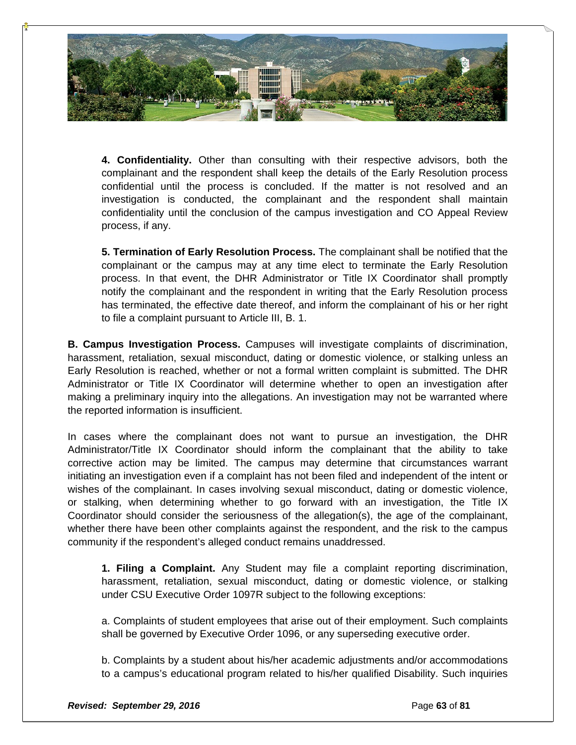**4. Confidentiality.** Other than consulting with their respective advisors, both the complainant and the respondent shall keep the details of the Early Resolution process confidential until the process is concluded. If the matter is not resolved and an investigation is conducted, the complainant and the respondent shall maintain confidentiality until the conclusion of the campus investigation and CO Appeal Review process, if any.

**5. Termination of Early Resolution Process.** The complainant shall be notified that the complainant or the campus may at any time elect to terminate the Early Resolution process. In that event, the DHR Administrator or Title IX Coordinator shall promptly notify the complainant and the respondent in writing that the Early Resolution process has terminated, the effective date thereof, and inform the complainant of his or her right to file a complaint pursuant to Article III, B. 1.

**B. Campus Investigation Process.** Campuses will investigate complaints of discrimination, harassment, retaliation, sexual misconduct, dating or domestic violence, or stalking unless an Early Resolution is reached, whether or not a formal written complaint is submitted. The DHR Administrator or Title IX Coordinator will determine whether to open an investigation after making a preliminary inquiry into the allegations. An investigation may not be warranted where the reported information is insufficient.

In cases where the complainant does not want to pursue an investigation, the DHR Administrator/Title IX Coordinator should inform the complainant that the ability to take corrective action may be limited. The campus may determine that circumstances warrant initiating an investigation even if a complaint has not been filed and independent of the intent or wishes of the complainant. In cases involving sexual misconduct, dating or domestic violence, or stalking, when determining whether to go forward with an investigation, the Title IX Coordinator should consider the seriousness of the allegation(s), the age of the complainant, whether there have been other complaints against the respondent, and the risk to the campus community if the respondent's alleged conduct remains unaddressed.

**1. Filing a Complaint.** Any Student may file a complaint reporting discrimination, harassment, retaliation, sexual misconduct, dating or domestic violence, or stalking under CSU Executive Order 1097R subject to the following exceptions:

a. Complaints of student employees that arise out of their employment. Such complaints shall be governed by Executive Order 1096, or any superseding executive order.

b. Complaints by a student about his/her academic adjustments and/or accommodations to a campus's educational program related to his/her qualified Disability. Such inquiries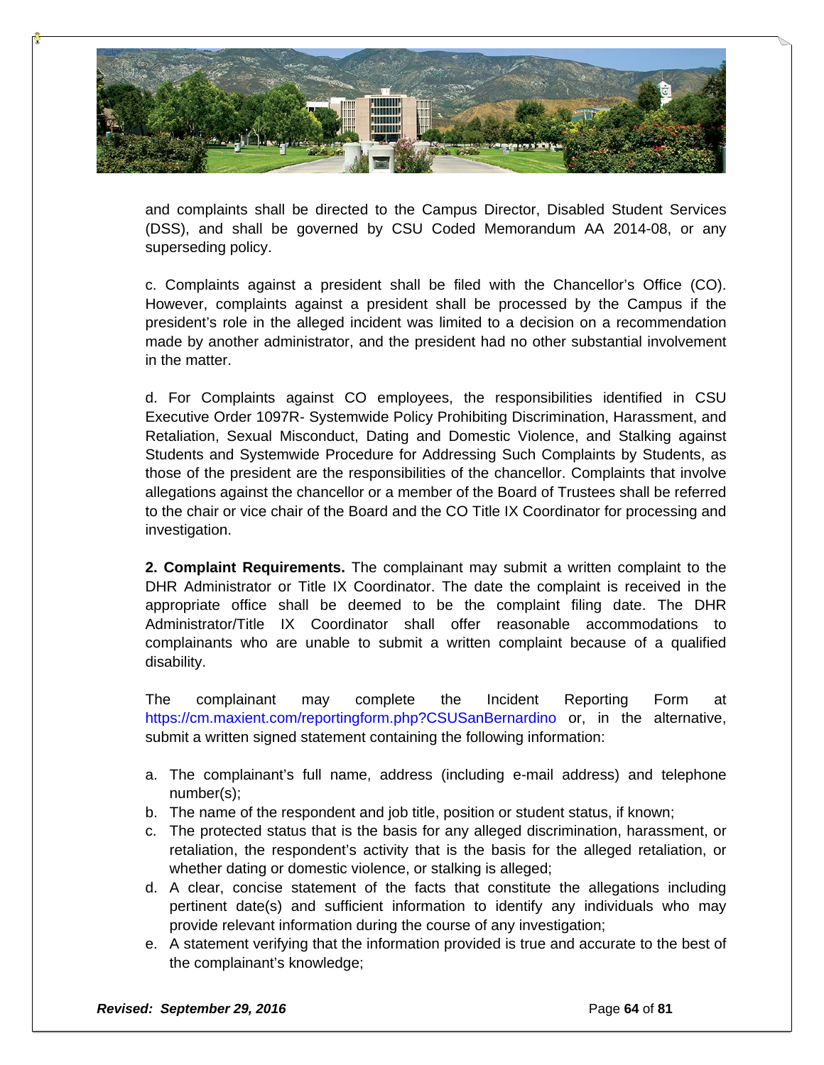and complaints shall be directed to the Campus Director, Disabled Student Services (DSS), and shall be governed by CSU Coded Memorandum AA 2014-08, or any superseding policy.

c. Complaints against a president shall be filed with the Chancellor's Office (CO). However, complaints against a president shall be processed by the Campus if the president's role in the alleged incident was limited to a decision on a recommendation made by another administrator, and the president had no other substantial involvement in the matter.

d. For Complaints against CO employees, the responsibilities identified in CSU Executive Order 1097R- Systemwide Policy Prohibiting Discrimination, Harassment, and Retaliation, Sexual Misconduct, Dating and Domestic Violence, and Stalking against Students and Systemwide Procedure for Addressing Such Complaints by Students, as those of the president are the responsibilities of the chancellor. Complaints that involve allegations against the chancellor or a member of the Board of Trustees shall be referred to the chair or vice chair of the Board and the CO Title IX Coordinator for processing and investigation.

**2. Complaint Requirements.** The complainant may submit a written complaint to the DHR Administrator or Title IX Coordinator. The date the complaint is received in the appropriate office shall be deemed to be the complaint filing date. The DHR Administrator/Title IX Coordinator shall offer reasonable accommodations to complainants who are unable to submit a written complaint because of a qualified disability.

The complainant may complete the Incident Reporting Form at https://cm.maxient.com/reportingform.php?CSUSanBernardino or, in the alternative, submit a written signed statement containing the following information:

a. The complainant's full name, address (including e-mail address) and telephone number(s);
b. The name of the respondent and job title, position or student status, if known;
c. The protected status that is the basis for any alleged discrimination, harassment, or retaliation, the respondent's activity that is the basis for the alleged retaliation, or whether dating or domestic violence, or stalking is alleged;
d. A clear, concise statement of the facts that constitute the allegations including pertinent date(s) and sufficient information to identify any individuals who may provide relevant information during the course of any investigation;
e. A statement verifying that the information provided is true and accurate to the best of the complainant's knowledge;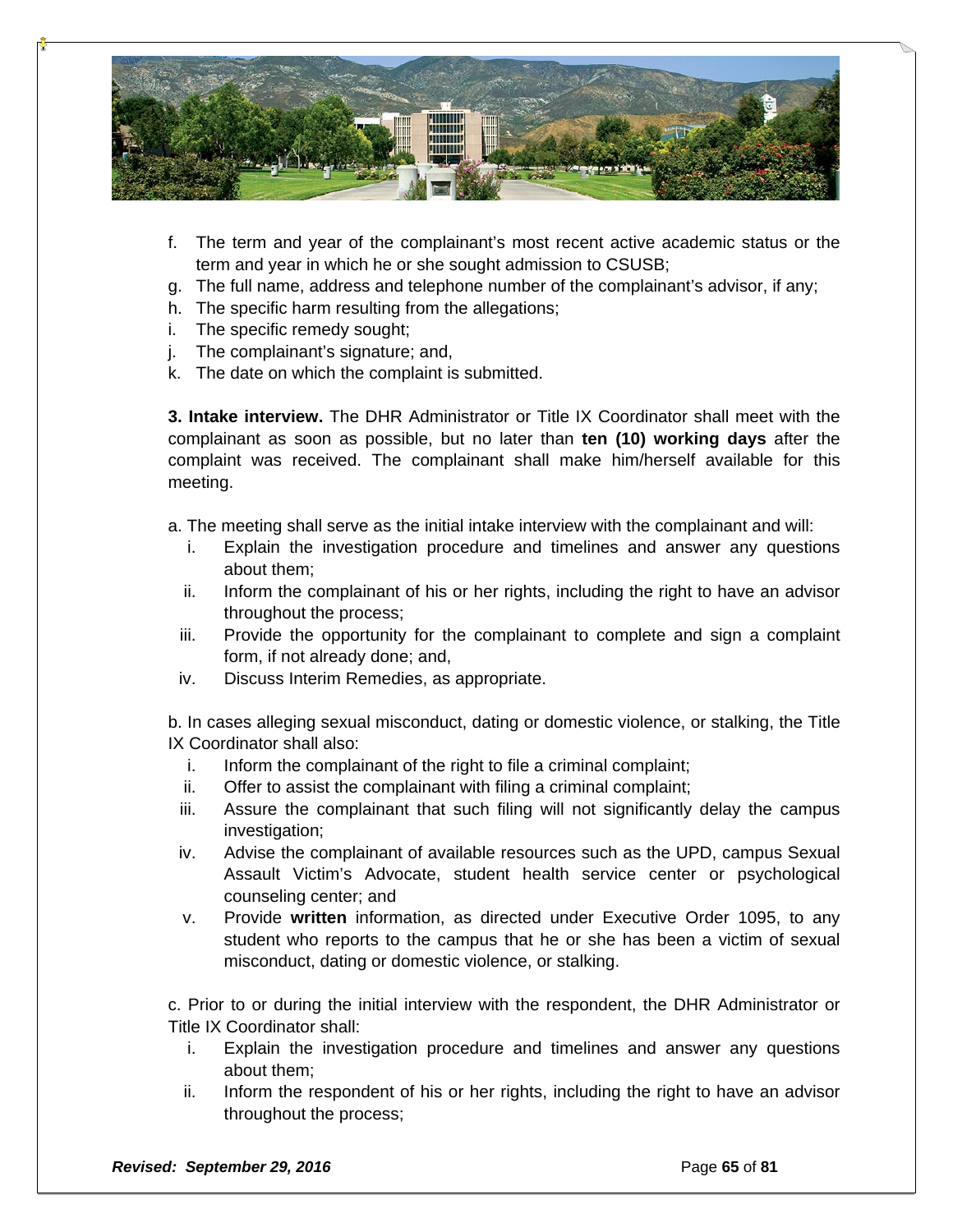f. The term and year of the complainant's most recent active academic status or the term and year in which he or she sought admission to CSUSB;
g. The full name, address and telephone number of the complainant's advisor, if any;
h. The specific harm resulting from the allegations;
i. The specific remedy sought;
j. The complainant's signature; and,
k. The date on which the complaint is submitted.

**3. Intake interview.** The DHR Administrator or Title IX Coordinator shall meet with the complainant as soon as possible, but no later than **ten (10) working days** after the complaint was received. The complainant shall make him/herself available for this meeting.

a. The meeting shall serve as the initial intake interview with the complainant and will:

i. Explain the investigation procedure and timelines and answer any questions about them;
ii. Inform the complainant of his or her rights, including the right to have an advisor throughout the process;
iii. Provide the opportunity for the complainant to complete and sign a complaint form, if not already done; and,
iv. Discuss Interim Remedies, as appropriate.

b. In cases alleging sexual misconduct, dating or domestic violence, or stalking, the Title IX Coordinator shall also:

i. Inform the complainant of the right to file a criminal complaint;
ii. Offer to assist the complainant with filing a criminal complaint;
iii. Assure the complainant that such filing will not significantly delay the campus investigation;
iv. Advise the complainant of available resources such as the UPD, campus Sexual Assault Victim's Advocate, student health service center or psychological counseling center; and
v. Provide **written** information, as directed under Executive Order 1095, to any student who reports to the campus that he or she has been a victim of sexual misconduct, dating or domestic violence, or stalking.

c. Prior to or during the initial interview with the respondent, the DHR Administrator or Title IX Coordinator shall:

i. Explain the investigation procedure and timelines and answer any questions about them;
ii. Inform the respondent of his or her rights, including the right to have an advisor throughout the process;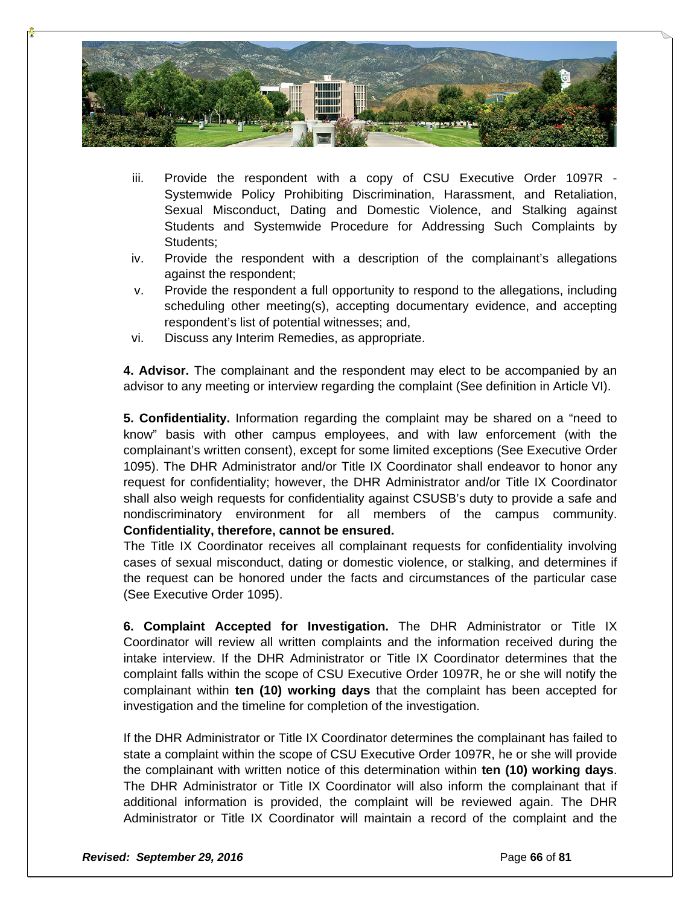iii. Provide the respondent with a copy of CSU Executive Order 1097R - Systemwide Policy Prohibiting Discrimination, Harassment, and Retaliation, Sexual Misconduct, Dating and Domestic Violence, and Stalking against Students and Systemwide Procedure for Addressing Such Complaints by Students;

iv. Provide the respondent with a description of the complainant's allegations against the respondent;

v. Provide the respondent a full opportunity to respond to the allegations, including scheduling other meeting(s), accepting documentary evidence, and accepting respondent's list of potential witnesses; and,

vi. Discuss any Interim Remedies, as appropriate.

**4. Advisor.** The complainant and the respondent may elect to be accompanied by an advisor to any meeting or interview regarding the complaint (See definition in Article VI).

**5. Confidentiality.** Information regarding the complaint may be shared on a "need to know" basis with other campus employees, and with law enforcement (with the complainant's written consent), except for some limited exceptions (See Executive Order 1095). The DHR Administrator and/or Title IX Coordinator shall endeavor to honor any request for confidentiality; however, the DHR Administrator and/or Title IX Coordinator shall also weigh requests for confidentiality against CSUSB's duty to provide a safe and nondiscriminatory environment for all members of the campus community. **Confidentiality, therefore, cannot be ensured.**

The Title IX Coordinator receives all complainant requests for confidentiality involving cases of sexual misconduct, dating or domestic violence, or stalking, and determines if the request can be honored under the facts and circumstances of the particular case (See Executive Order 1095).

**6. Complaint Accepted for Investigation.** The DHR Administrator or Title IX Coordinator will review all written complaints and the information received during the intake interview. If the DHR Administrator or Title IX Coordinator determines that the complaint falls within the scope of CSU Executive Order 1097R, he or she will notify the complainant within **ten (10) working days** that the complaint has been accepted for investigation and the timeline for completion of the investigation.

If the DHR Administrator or Title IX Coordinator determines the complainant has failed to state a complaint within the scope of CSU Executive Order 1097R, he or she will provide the complainant with written notice of this determination within **ten (10) working days**. The DHR Administrator or Title IX Coordinator will also inform the complainant that if additional information is provided, the complaint will be reviewed again. The DHR Administrator or Title IX Coordinator will maintain a record of the complaint and the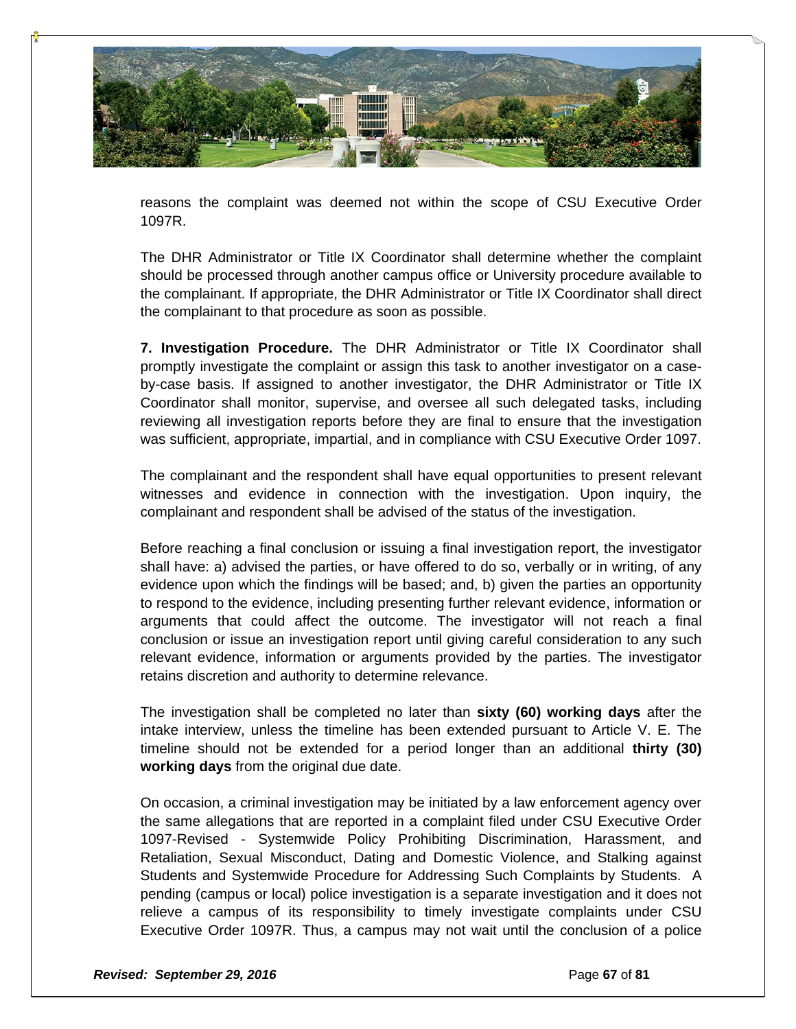reasons the complaint was deemed not within the scope of CSU Executive Order 1097R.

The DHR Administrator or Title IX Coordinator shall determine whether the complaint should be processed through another campus office or University procedure available to the complainant. If appropriate, the DHR Administrator or Title IX Coordinator shall direct the complainant to that procedure as soon as possible.

**7. Investigation Procedure.** The DHR Administrator or Title IX Coordinator shall promptly investigate the complaint or assign this task to another investigator on a case-by-case basis. If assigned to another investigator, the DHR Administrator or Title IX Coordinator shall monitor, supervise, and oversee all such delegated tasks, including reviewing all investigation reports before they are final to ensure that the investigation was sufficient, appropriate, impartial, and in compliance with CSU Executive Order 1097.

The complainant and the respondent shall have equal opportunities to present relevant witnesses and evidence in connection with the investigation. Upon inquiry, the complainant and respondent shall be advised of the status of the investigation.

Before reaching a final conclusion or issuing a final investigation report, the investigator shall have: a) advised the parties, or have offered to do so, verbally or in writing, of any evidence upon which the findings will be based; and, b) given the parties an opportunity to respond to the evidence, including presenting further relevant evidence, information or arguments that could affect the outcome. The investigator will not reach a final conclusion or issue an investigation report until giving careful consideration to any such relevant evidence, information or arguments provided by the parties. The investigator retains discretion and authority to determine relevance.

The investigation shall be completed no later than **sixty (60) working days** after the intake interview, unless the timeline has been extended pursuant to Article V. E. The timeline should not be extended for a period longer than an additional **thirty (30) working days** from the original due date.

On occasion, a criminal investigation may be initiated by a law enforcement agency over the same allegations that are reported in a complaint filed under CSU Executive Order 1097-Revised - Systemwide Policy Prohibiting Discrimination, Harassment, and Retaliation, Sexual Misconduct, Dating and Domestic Violence, and Stalking against Students and Systemwide Procedure for Addressing Such Complaints by Students. A pending (campus or local) police investigation is a separate investigation and it does not relieve a campus of its responsibility to timely investigate complaints under CSU Executive Order 1097R. Thus, a campus may not wait until the conclusion of a police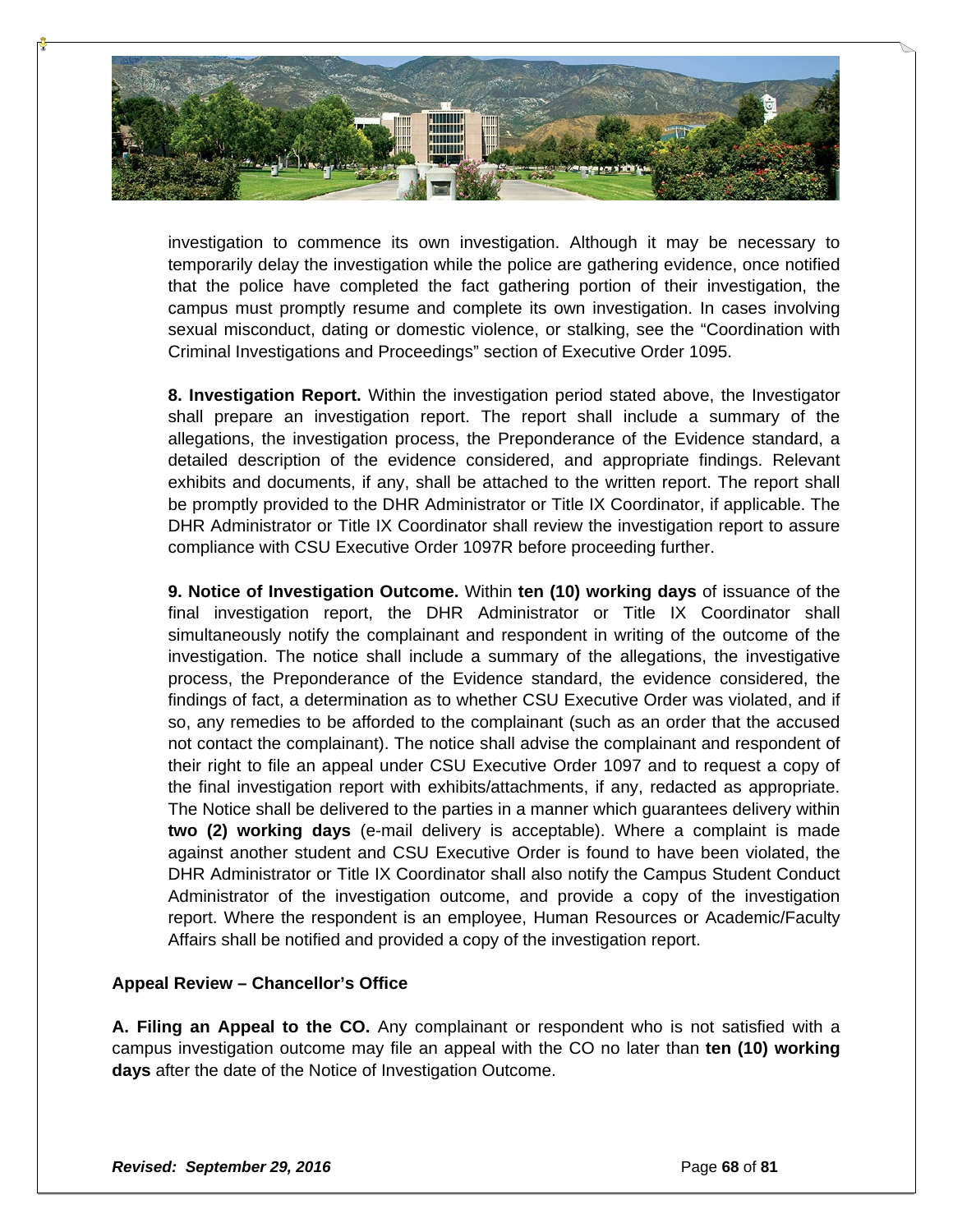investigation to commence its own investigation. Although it may be necessary to temporarily delay the investigation while the police are gathering evidence, once notified that the police have completed the fact gathering portion of their investigation, the campus must promptly resume and complete its own investigation. In cases involving sexual misconduct, dating or domestic violence, or stalking, see the "Coordination with Criminal Investigations and Proceedings" section of Executive Order 1095.

**8. Investigation Report.** Within the investigation period stated above, the Investigator shall prepare an investigation report. The report shall include a summary of the allegations, the investigation process, the Preponderance of the Evidence standard, a detailed description of the evidence considered, and appropriate findings. Relevant exhibits and documents, if any, shall be attached to the written report. The report shall be promptly provided to the DHR Administrator or Title IX Coordinator, if applicable. The DHR Administrator or Title IX Coordinator shall review the investigation report to assure compliance with CSU Executive Order 1097R before proceeding further.

**9. Notice of Investigation Outcome.** Within **ten (10) working days** of issuance of the final investigation report, the DHR Administrator or Title IX Coordinator shall simultaneously notify the complainant and respondent in writing of the outcome of the investigation. The notice shall include a summary of the allegations, the investigative process, the Preponderance of the Evidence standard, the evidence considered, the findings of fact, a determination as to whether CSU Executive Order was violated, and if so, any remedies to be afforded to the complainant (such as an order that the accused not contact the complainant). The notice shall advise the complainant and respondent of their right to file an appeal under CSU Executive Order 1097 and to request a copy of the final investigation report with exhibits/attachments, if any, redacted as appropriate. The Notice shall be delivered to the parties in a manner which guarantees delivery within **two (2) working days** (e-mail delivery is acceptable). Where a complaint is made against another student and CSU Executive Order is found to have been violated, the DHR Administrator or Title IX Coordinator shall also notify the Campus Student Conduct Administrator of the investigation outcome, and provide a copy of the investigation report. Where the respondent is an employee, Human Resources or Academic/Faculty Affairs shall be notified and provided a copy of the investigation report.

**Appeal Review – Chancellor's Office**

**A. Filing an Appeal to the CO.** Any complainant or respondent who is not satisfied with a campus investigation outcome may file an appeal with the CO no later than **ten (10) working days** after the date of the Notice of Investigation Outcome.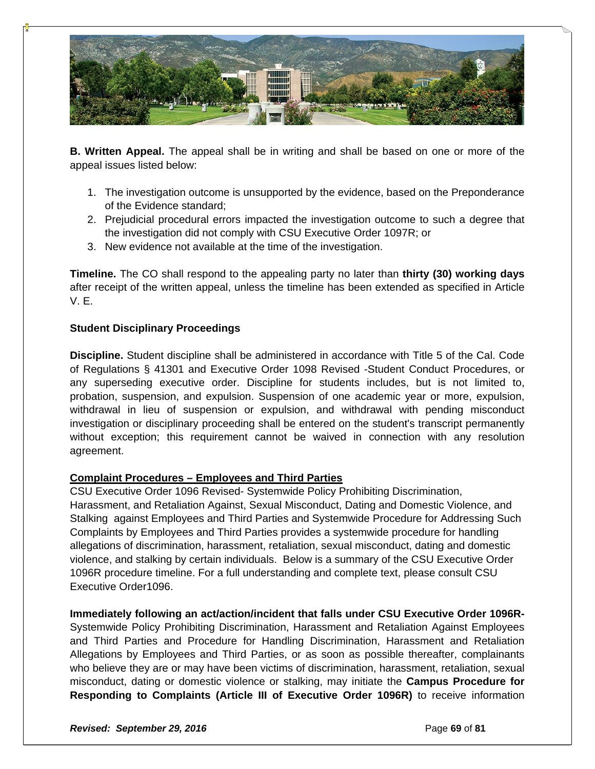**B. Written Appeal.** The appeal shall be in writing and shall be based on one or more of the appeal issues listed below:

1. The investigation outcome is unsupported by the evidence, based on the Preponderance of the Evidence standard;
2. Prejudicial procedural errors impacted the investigation outcome to such a degree that the investigation did not comply with CSU Executive Order 1097R; or
3. New evidence not available at the time of the investigation.

**Timeline.** The CO shall respond to the appealing party no later than **thirty (30) working days** after receipt of the written appeal, unless the timeline has been extended as specified in Article V. E.

**Student Disciplinary Proceedings**

**Discipline.** Student discipline shall be administered in accordance with Title 5 of the Cal. Code of Regulations § 41301 and Executive Order 1098 Revised -Student Conduct Procedures, or any superseding executive order. Discipline for students includes, but is not limited to, probation, suspension, and expulsion. Suspension of one academic year or more, expulsion, withdrawal in lieu of suspension or expulsion, and withdrawal with pending misconduct investigation or disciplinary proceeding shall be entered on the student's transcript permanently without exception; this requirement cannot be waived in connection with any resolution agreement.

**<u>Complaint Procedures – Employees and Third Parties</u>**

CSU Executive Order 1096 Revised- Systemwide Policy Prohibiting Discrimination, Harassment, and Retaliation Against, Sexual Misconduct, Dating and Domestic Violence, and Stalking against Employees and Third Parties and Systemwide Procedure for Addressing Such Complaints by Employees and Third Parties provides a systemwide procedure for handling allegations of discrimination, harassment, retaliation, sexual misconduct, dating and domestic violence, and stalking by certain individuals. Below is a summary of the CSU Executive Order 1096R procedure timeline. For a full understanding and complete text, please consult CSU Executive Order1096.

**Immediately following an act/action/incident that falls under CSU Executive Order 1096R-** Systemwide Policy Prohibiting Discrimination, Harassment and Retaliation Against Employees and Third Parties and Procedure for Handling Discrimination, Harassment and Retaliation Allegations by Employees and Third Parties, or as soon as possible thereafter, complainants who believe they are or may have been victims of discrimination, harassment, retaliation, sexual misconduct, dating or domestic violence or stalking, may initiate the **Campus Procedure for Responding to Complaints (Article III of Executive Order 1096R)** to receive information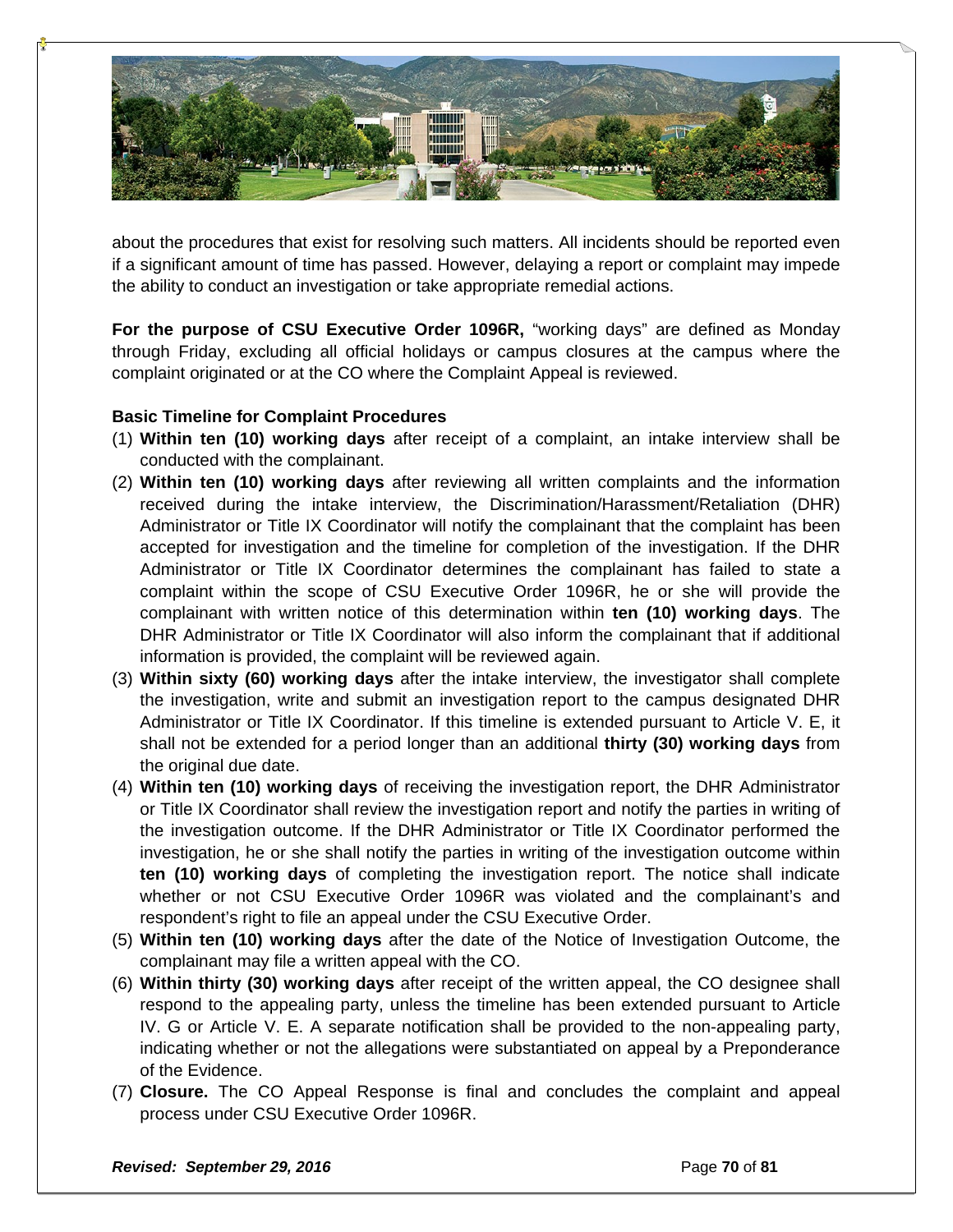about the procedures that exist for resolving such matters. All incidents should be reported even if a significant amount of time has passed. However, delaying a report or complaint may impede the ability to conduct an investigation or take appropriate remedial actions.

**For the purpose of CSU Executive Order 1096R,** "working days" are defined as Monday through Friday, excluding all official holidays or campus closures at the campus where the complaint originated or at the CO where the Complaint Appeal is reviewed.

**Basic Timeline for Complaint Procedures**

(1) **Within ten (10) working days** after receipt of a complaint, an intake interview shall be conducted with the complainant.

(2) **Within ten (10) working days** after reviewing all written complaints and the information received during the intake interview, the Discrimination/Harassment/Retaliation (DHR) Administrator or Title IX Coordinator will notify the complainant that the complaint has been accepted for investigation and the timeline for completion of the investigation. If the DHR Administrator or Title IX Coordinator determines the complainant has failed to state a complaint within the scope of CSU Executive Order 1096R, he or she will provide the complainant with written notice of this determination within **ten (10) working days**. The DHR Administrator or Title IX Coordinator will also inform the complainant that if additional information is provided, the complaint will be reviewed again.

(3) **Within sixty (60) working days** after the intake interview, the investigator shall complete the investigation, write and submit an investigation report to the campus designated DHR Administrator or Title IX Coordinator. If this timeline is extended pursuant to Article V. E, it shall not be extended for a period longer than an additional **thirty (30) working days** from the original due date.

(4) **Within ten (10) working days** of receiving the investigation report, the DHR Administrator or Title IX Coordinator shall review the investigation report and notify the parties in writing of the investigation outcome. If the DHR Administrator or Title IX Coordinator performed the investigation, he or she shall notify the parties in writing of the investigation outcome within **ten (10) working days** of completing the investigation report. The notice shall indicate whether or not CSU Executive Order 1096R was violated and the complainant's and respondent's right to file an appeal under the CSU Executive Order.

(5) **Within ten (10) working days** after the date of the Notice of Investigation Outcome, the complainant may file a written appeal with the CO.

(6) **Within thirty (30) working days** after receipt of the written appeal, the CO designee shall respond to the appealing party, unless the timeline has been extended pursuant to Article IV. G or Article V. E. A separate notification shall be provided to the non-appealing party, indicating whether or not the allegations were substantiated on appeal by a Preponderance of the Evidence.

(7) **Closure.** The CO Appeal Response is final and concludes the complaint and appeal process under CSU Executive Order 1096R.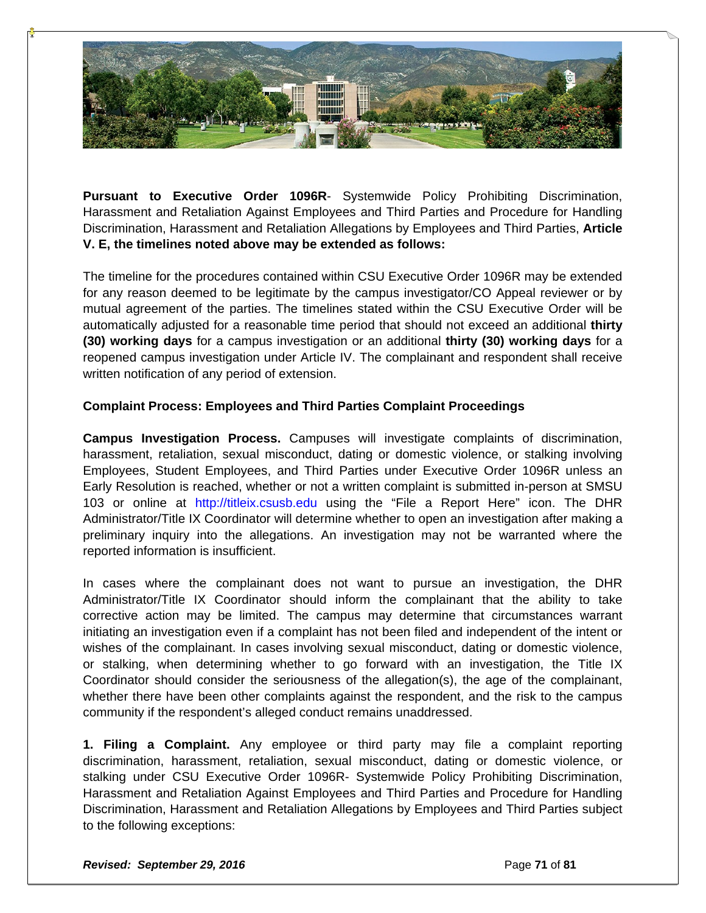**Pursuant to Executive Order 1096R**- Systemwide Policy Prohibiting Discrimination, Harassment and Retaliation Against Employees and Third Parties and Procedure for Handling Discrimination, Harassment and Retaliation Allegations by Employees and Third Parties, **Article V. E, the timelines noted above may be extended as follows:**

The timeline for the procedures contained within CSU Executive Order 1096R may be extended for any reason deemed to be legitimate by the campus investigator/CO Appeal reviewer or by mutual agreement of the parties. The timelines stated within the CSU Executive Order will be automatically adjusted for a reasonable time period that should not exceed an additional **thirty (30) working days** for a campus investigation or an additional **thirty (30) working days** for a reopened campus investigation under Article IV. The complainant and respondent shall receive written notification of any period of extension.

**Complaint Process: Employees and Third Parties Complaint Proceedings**

**Campus Investigation Process.** Campuses will investigate complaints of discrimination, harassment, retaliation, sexual misconduct, dating or domestic violence, or stalking involving Employees, Student Employees, and Third Parties under Executive Order 1096R unless an Early Resolution is reached, whether or not a written complaint is submitted in-person at SMSU 103 or online at http://titleix.csusb.edu using the "File a Report Here" icon. The DHR Administrator/Title IX Coordinator will determine whether to open an investigation after making a preliminary inquiry into the allegations. An investigation may not be warranted where the reported information is insufficient.

In cases where the complainant does not want to pursue an investigation, the DHR Administrator/Title IX Coordinator should inform the complainant that the ability to take corrective action may be limited. The campus may determine that circumstances warrant initiating an investigation even if a complaint has not been filed and independent of the intent or wishes of the complainant. In cases involving sexual misconduct, dating or domestic violence, or stalking, when determining whether to go forward with an investigation, the Title IX Coordinator should consider the seriousness of the allegation(s), the age of the complainant, whether there have been other complaints against the respondent, and the risk to the campus community if the respondent's alleged conduct remains unaddressed.

**1. Filing a Complaint.** Any employee or third party may file a complaint reporting discrimination, harassment, retaliation, sexual misconduct, dating or domestic violence, or stalking under CSU Executive Order 1096R- Systemwide Policy Prohibiting Discrimination, Harassment and Retaliation Against Employees and Third Parties and Procedure for Handling Discrimination, Harassment and Retaliation Allegations by Employees and Third Parties subject to the following exceptions:

*Revised: September 29, 2016*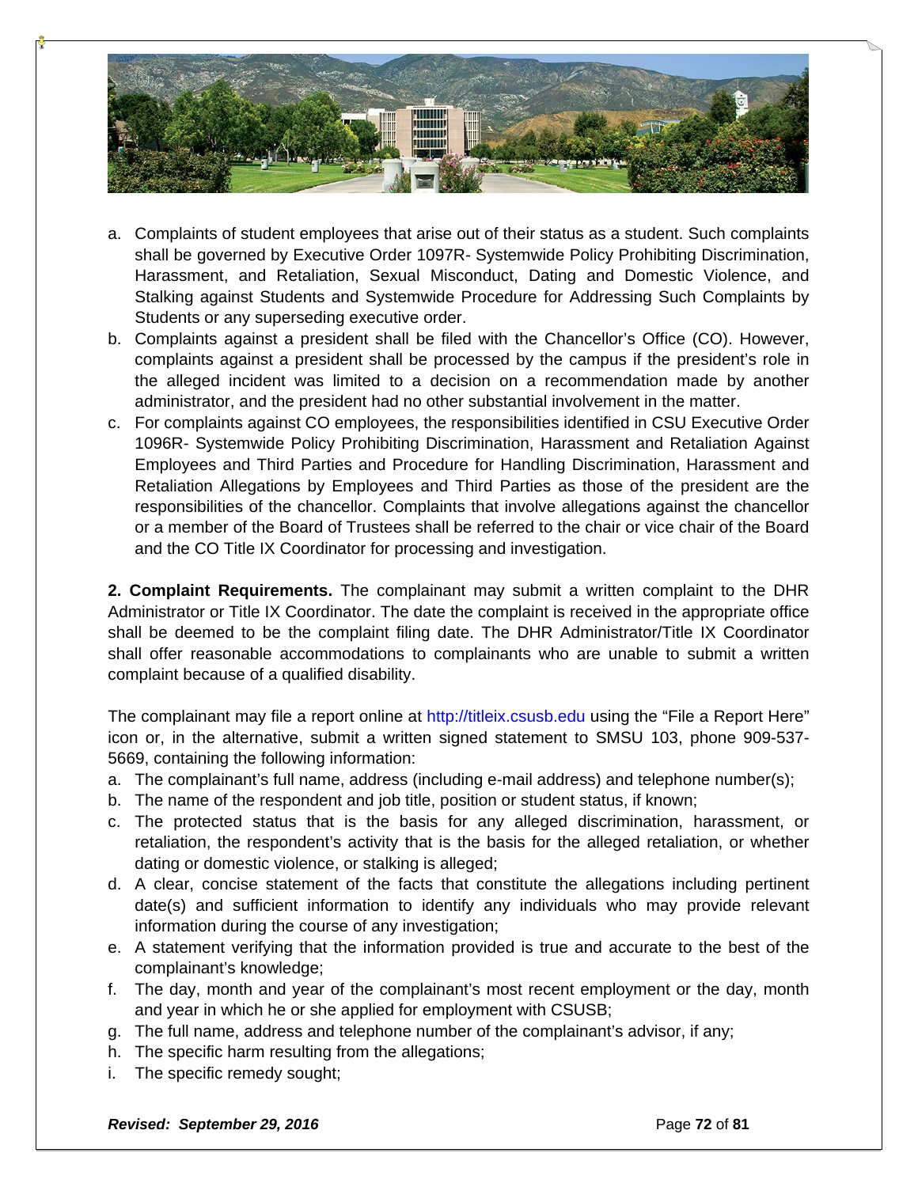a. Complaints of student employees that arise out of their status as a student. Such complaints shall be governed by Executive Order 1097R- Systemwide Policy Prohibiting Discrimination, Harassment, and Retaliation, Sexual Misconduct, Dating and Domestic Violence, and Stalking against Students and Systemwide Procedure for Addressing Such Complaints by Students or any superseding executive order.
b. Complaints against a president shall be filed with the Chancellor's Office (CO). However, complaints against a president shall be processed by the campus if the president's role in the alleged incident was limited to a decision on a recommendation made by another administrator, and the president had no other substantial involvement in the matter.
c. For complaints against CO employees, the responsibilities identified in CSU Executive Order 1096R- Systemwide Policy Prohibiting Discrimination, Harassment and Retaliation Against Employees and Third Parties and Procedure for Handling Discrimination, Harassment and Retaliation Allegations by Employees and Third Parties as those of the president are the responsibilities of the chancellor. Complaints that involve allegations against the chancellor or a member of the Board of Trustees shall be referred to the chair or vice chair of the Board and the CO Title IX Coordinator for processing and investigation.

**2. Complaint Requirements.** The complainant may submit a written complaint to the DHR Administrator or Title IX Coordinator. The date the complaint is received in the appropriate office shall be deemed to be the complaint filing date. The DHR Administrator/Title IX Coordinator shall offer reasonable accommodations to complainants who are unable to submit a written complaint because of a qualified disability.

The complainant may file a report online at http://titleix.csusb.edu using the "File a Report Here" icon or, in the alternative, submit a written signed statement to SMSU 103, phone 909-537-5669, containing the following information:

a. The complainant's full name, address (including e-mail address) and telephone number(s);
b. The name of the respondent and job title, position or student status, if known;
c. The protected status that is the basis for any alleged discrimination, harassment, or retaliation, the respondent's activity that is the basis for the alleged retaliation, or whether dating or domestic violence, or stalking is alleged;
d. A clear, concise statement of the facts that constitute the allegations including pertinent date(s) and sufficient information to identify any individuals who may provide relevant information during the course of any investigation;
e. A statement verifying that the information provided is true and accurate to the best of the complainant's knowledge;
f. The day, month and year of the complainant's most recent employment or the day, month and year in which he or she applied for employment with CSUSB;
g. The full name, address and telephone number of the complainant's advisor, if any;
h. The specific harm resulting from the allegations;
i. The specific remedy sought;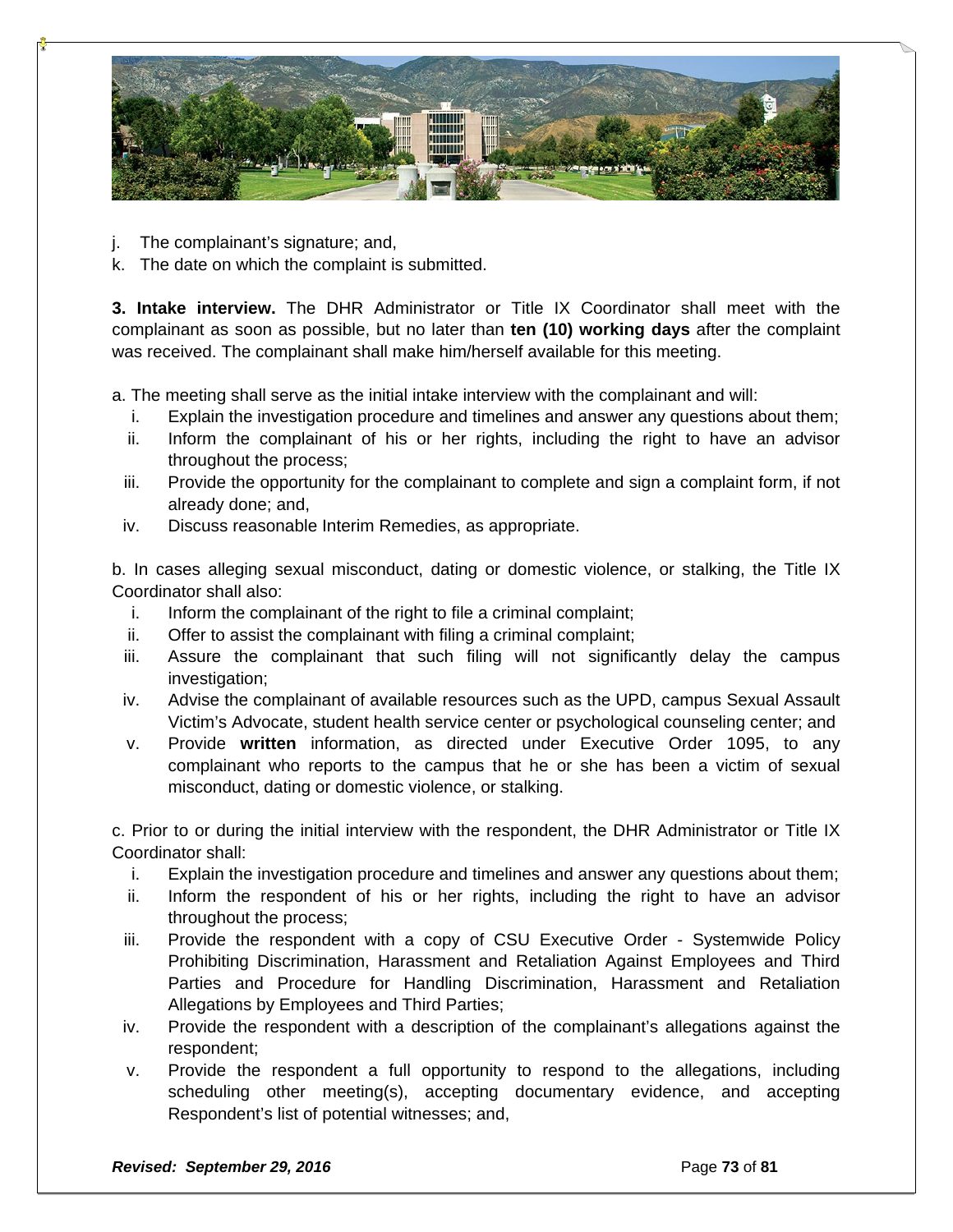j. The complainant's signature; and,
k. The date on which the complaint is submitted.

**3. Intake interview.** The DHR Administrator or Title IX Coordinator shall meet with the complainant as soon as possible, but no later than **ten (10) working days** after the complaint was received. The complainant shall make him/herself available for this meeting.

a. The meeting shall serve as the initial intake interview with the complainant and will:

i. Explain the investigation procedure and timelines and answer any questions about them;
ii. Inform the complainant of his or her rights, including the right to have an advisor throughout the process;
iii. Provide the opportunity for the complainant to complete and sign a complaint form, if not already done; and,
iv. Discuss reasonable Interim Remedies, as appropriate.

b. In cases alleging sexual misconduct, dating or domestic violence, or stalking, the Title IX Coordinator shall also:

i. Inform the complainant of the right to file a criminal complaint;
ii. Offer to assist the complainant with filing a criminal complaint;
iii. Assure the complainant that such filing will not significantly delay the campus investigation;
iv. Advise the complainant of available resources such as the UPD, campus Sexual Assault Victim's Advocate, student health service center or psychological counseling center; and
v. Provide **written** information, as directed under Executive Order 1095, to any complainant who reports to the campus that he or she has been a victim of sexual misconduct, dating or domestic violence, or stalking.

c. Prior to or during the initial interview with the respondent, the DHR Administrator or Title IX Coordinator shall:

i. Explain the investigation procedure and timelines and answer any questions about them;
ii. Inform the respondent of his or her rights, including the right to have an advisor throughout the process;
iii. Provide the respondent with a copy of CSU Executive Order - Systemwide Policy Prohibiting Discrimination, Harassment and Retaliation Against Employees and Third Parties and Procedure for Handling Discrimination, Harassment and Retaliation Allegations by Employees and Third Parties;
iv. Provide the respondent with a description of the complainant's allegations against the respondent;
v. Provide the respondent a full opportunity to respond to the allegations, including scheduling other meeting(s), accepting documentary evidence, and accepting Respondent's list of potential witnesses; and,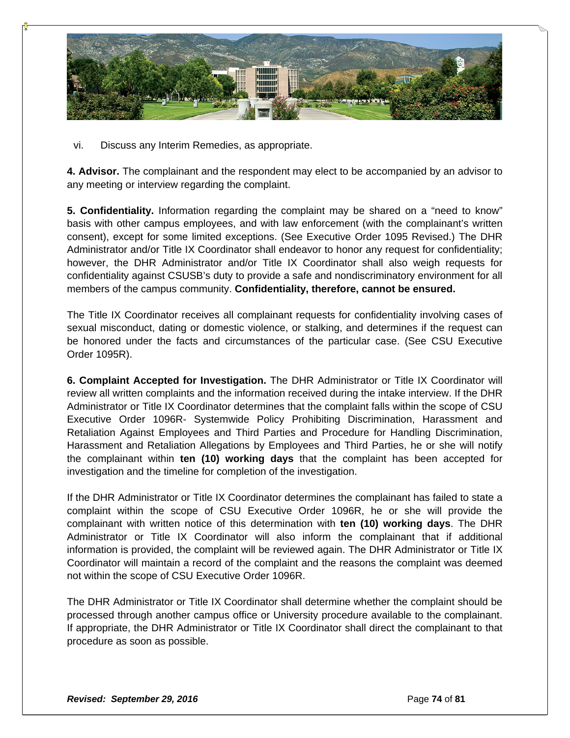vi. Discuss any Interim Remedies, as appropriate.

**4. Advisor.** The complainant and the respondent may elect to be accompanied by an advisor to any meeting or interview regarding the complaint.

**5. Confidentiality.** Information regarding the complaint may be shared on a "need to know" basis with other campus employees, and with law enforcement (with the complainant's written consent), except for some limited exceptions. (See Executive Order 1095 Revised.) The DHR Administrator and/or Title IX Coordinator shall endeavor to honor any request for confidentiality; however, the DHR Administrator and/or Title IX Coordinator shall also weigh requests for confidentiality against CSUSB's duty to provide a safe and nondiscriminatory environment for all members of the campus community. **Confidentiality, therefore, cannot be ensured.**

The Title IX Coordinator receives all complainant requests for confidentiality involving cases of sexual misconduct, dating or domestic violence, or stalking, and determines if the request can be honored under the facts and circumstances of the particular case. (See CSU Executive Order 1095R).

**6. Complaint Accepted for Investigation.** The DHR Administrator or Title IX Coordinator will review all written complaints and the information received during the intake interview. If the DHR Administrator or Title IX Coordinator determines that the complaint falls within the scope of CSU Executive Order 1096R- Systemwide Policy Prohibiting Discrimination, Harassment and Retaliation Against Employees and Third Parties and Procedure for Handling Discrimination, Harassment and Retaliation Allegations by Employees and Third Parties, he or she will notify the complainant within **ten (10) working days** that the complaint has been accepted for investigation and the timeline for completion of the investigation.

If the DHR Administrator or Title IX Coordinator determines the complainant has failed to state a complaint within the scope of CSU Executive Order 1096R, he or she will provide the complainant with written notice of this determination with **ten (10) working days**. The DHR Administrator or Title IX Coordinator will also inform the complainant that if additional information is provided, the complaint will be reviewed again. The DHR Administrator or Title IX Coordinator will maintain a record of the complaint and the reasons the complaint was deemed not within the scope of CSU Executive Order 1096R.

The DHR Administrator or Title IX Coordinator shall determine whether the complaint should be processed through another campus office or University procedure available to the complainant. If appropriate, the DHR Administrator or Title IX Coordinator shall direct the complainant to that procedure as soon as possible.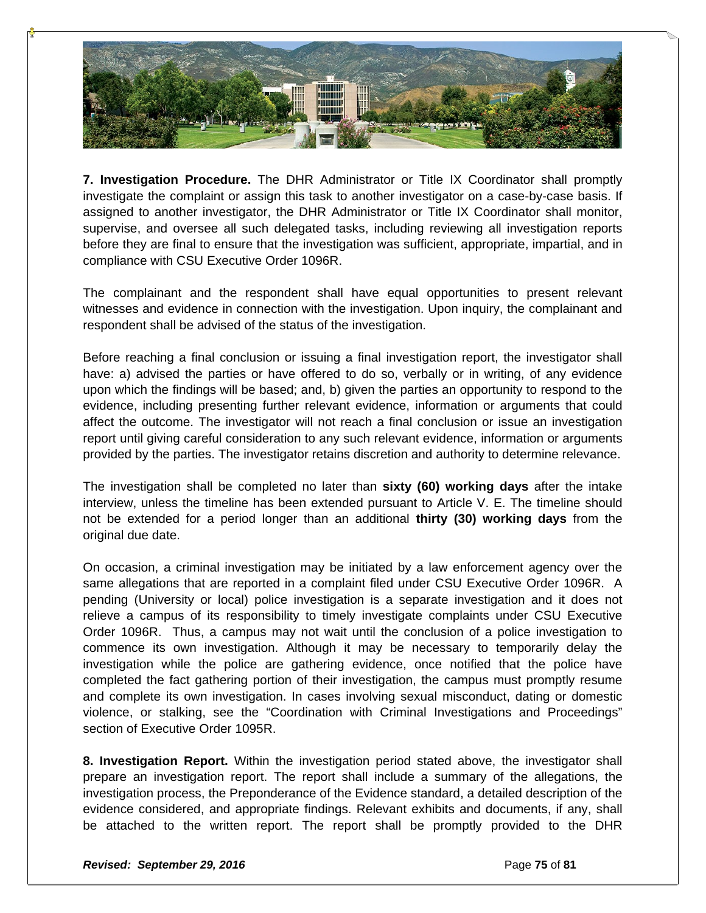**7. Investigation Procedure.** The DHR Administrator or Title IX Coordinator shall promptly investigate the complaint or assign this task to another investigator on a case-by-case basis. If assigned to another investigator, the DHR Administrator or Title IX Coordinator shall monitor, supervise, and oversee all such delegated tasks, including reviewing all investigation reports before they are final to ensure that the investigation was sufficient, appropriate, impartial, and in compliance with CSU Executive Order 1096R.

The complainant and the respondent shall have equal opportunities to present relevant witnesses and evidence in connection with the investigation. Upon inquiry, the complainant and respondent shall be advised of the status of the investigation.

Before reaching a final conclusion or issuing a final investigation report, the investigator shall have: a) advised the parties or have offered to do so, verbally or in writing, of any evidence upon which the findings will be based; and, b) given the parties an opportunity to respond to the evidence, including presenting further relevant evidence, information or arguments that could affect the outcome. The investigator will not reach a final conclusion or issue an investigation report until giving careful consideration to any such relevant evidence, information or arguments provided by the parties. The investigator retains discretion and authority to determine relevance.

The investigation shall be completed no later than **sixty (60) working days** after the intake interview, unless the timeline has been extended pursuant to Article V. E. The timeline should not be extended for a period longer than an additional **thirty (30) working days** from the original due date.

On occasion, a criminal investigation may be initiated by a law enforcement agency over the same allegations that are reported in a complaint filed under CSU Executive Order 1096R. A pending (University or local) police investigation is a separate investigation and it does not relieve a campus of its responsibility to timely investigate complaints under CSU Executive Order 1096R. Thus, a campus may not wait until the conclusion of a police investigation to commence its own investigation. Although it may be necessary to temporarily delay the investigation while the police are gathering evidence, once notified that the police have completed the fact gathering portion of their investigation, the campus must promptly resume and complete its own investigation. In cases involving sexual misconduct, dating or domestic violence, or stalking, see the "Coordination with Criminal Investigations and Proceedings" section of Executive Order 1095R.

**8. Investigation Report.** Within the investigation period stated above, the investigator shall prepare an investigation report. The report shall include a summary of the allegations, the investigation process, the Preponderance of the Evidence standard, a detailed description of the evidence considered, and appropriate findings. Relevant exhibits and documents, if any, shall be attached to the written report. The report shall be promptly provided to the DHR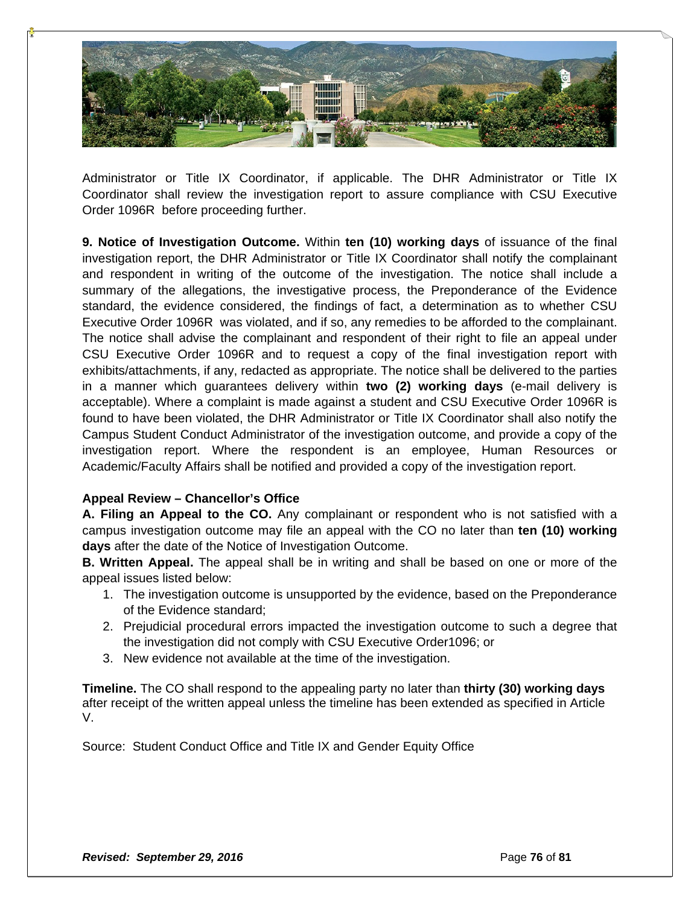Administrator or Title IX Coordinator, if applicable. The DHR Administrator or Title IX Coordinator shall review the investigation report to assure compliance with CSU Executive Order 1096R before proceeding further.

**9. Notice of Investigation Outcome.** Within **ten (10) working days** of issuance of the final investigation report, the DHR Administrator or Title IX Coordinator shall notify the complainant and respondent in writing of the outcome of the investigation. The notice shall include a summary of the allegations, the investigative process, the Preponderance of the Evidence standard, the evidence considered, the findings of fact, a determination as to whether CSU Executive Order 1096R was violated, and if so, any remedies to be afforded to the complainant. The notice shall advise the complainant and respondent of their right to file an appeal under CSU Executive Order 1096R and to request a copy of the final investigation report with exhibits/attachments, if any, redacted as appropriate. The notice shall be delivered to the parties in a manner which guarantees delivery within **two (2) working days** (e-mail delivery is acceptable). Where a complaint is made against a student and CSU Executive Order 1096R is found to have been violated, the DHR Administrator or Title IX Coordinator shall also notify the Campus Student Conduct Administrator of the investigation outcome, and provide a copy of the investigation report. Where the respondent is an employee, Human Resources or Academic/Faculty Affairs shall be notified and provided a copy of the investigation report.

**Appeal Review – Chancellor's Office**

**A. Filing an Appeal to the CO.** Any complainant or respondent who is not satisfied with a campus investigation outcome may file an appeal with the CO no later than **ten (10) working days** after the date of the Notice of Investigation Outcome.

**B. Written Appeal.** The appeal shall be in writing and shall be based on one or more of the appeal issues listed below:

1. The investigation outcome is unsupported by the evidence, based on the Preponderance of the Evidence standard;
2. Prejudicial procedural errors impacted the investigation outcome to such a degree that the investigation did not comply with CSU Executive Order1096; or
3. New evidence not available at the time of the investigation.

**Timeline.** The CO shall respond to the appealing party no later than **thirty (30) working days** after receipt of the written appeal unless the timeline has been extended as specified in Article V.

Source: Student Conduct Office and Title IX and Gender Equity Office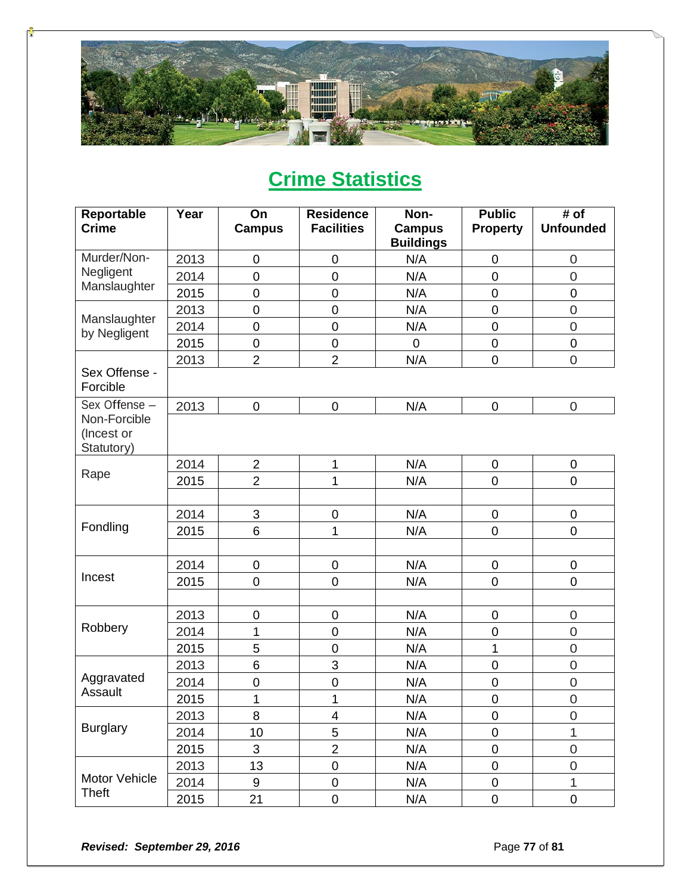## Crime Statistics

| Reportable Crime | Year | On Campus | Residence Facilities | Non-Campus Buildings | Public Property | # of Unfounded |
|---|---|---|---|---|---|---|
| Murder/Non-Negligent Manslaughter | 2013 | 0 | 0 | N/A | 0 | 0 |
| | 2014 | 0 | 0 | N/A | 0 | 0 |
| | 2015 | 0 | 0 | N/A | 0 | 0 |
| Manslaughter by Negligent | 2013 | 0 | 0 | N/A | 0 | 0 |
| | 2014 | 0 | 0 | N/A | 0 | 0 |
| | 2015 | 0 | 0 | 0 | 0 | 0 |
| Sex Offense - Forcible | 2013 | 2 | 2 | N/A | 0 | 0 |
| Sex Offense – Non-Forcible (Incest or Statutory) | 2013 | 0 | 0 | N/A | 0 | 0 |
| Rape | 2014 | 2 | 1 | N/A | 0 | 0 |
| | 2015 | 2 | 1 | N/A | 0 | 0 |
| | | | | | | |
| Fondling | 2014 | 3 | 0 | N/A | 0 | 0 |
| | 2015 | 6 | 1 | N/A | 0 | 0 |
| | | | | | | |
| Incest | 2014 | 0 | 0 | N/A | 0 | 0 |
| | 2015 | 0 | 0 | N/A | 0 | 0 |
| | | | | | | |
| Robbery | 2013 | 0 | 0 | N/A | 0 | 0 |
| | 2014 | 1 | 0 | N/A | 0 | 0 |
| | 2015 | 5 | 0 | N/A | 1 | 0 |
| Aggravated Assault | 2013 | 6 | 3 | N/A | 0 | 0 |
| | 2014 | 0 | 0 | N/A | 0 | 0 |
| | 2015 | 1 | 1 | N/A | 0 | 0 |
| Burglary | 2013 | 8 | 4 | N/A | 0 | 0 |
| | 2014 | 10 | 5 | N/A | 0 | 1 |
| | 2015 | 3 | 2 | N/A | 0 | 0 |
| Motor Vehicle Theft | 2013 | 13 | 0 | N/A | 0 | 0 |
| | 2014 | 9 | 0 | N/A | 0 | 1 |
| | 2015 | 21 | 0 | N/A | 0 | 0 |

***Revised: September 29, 2016***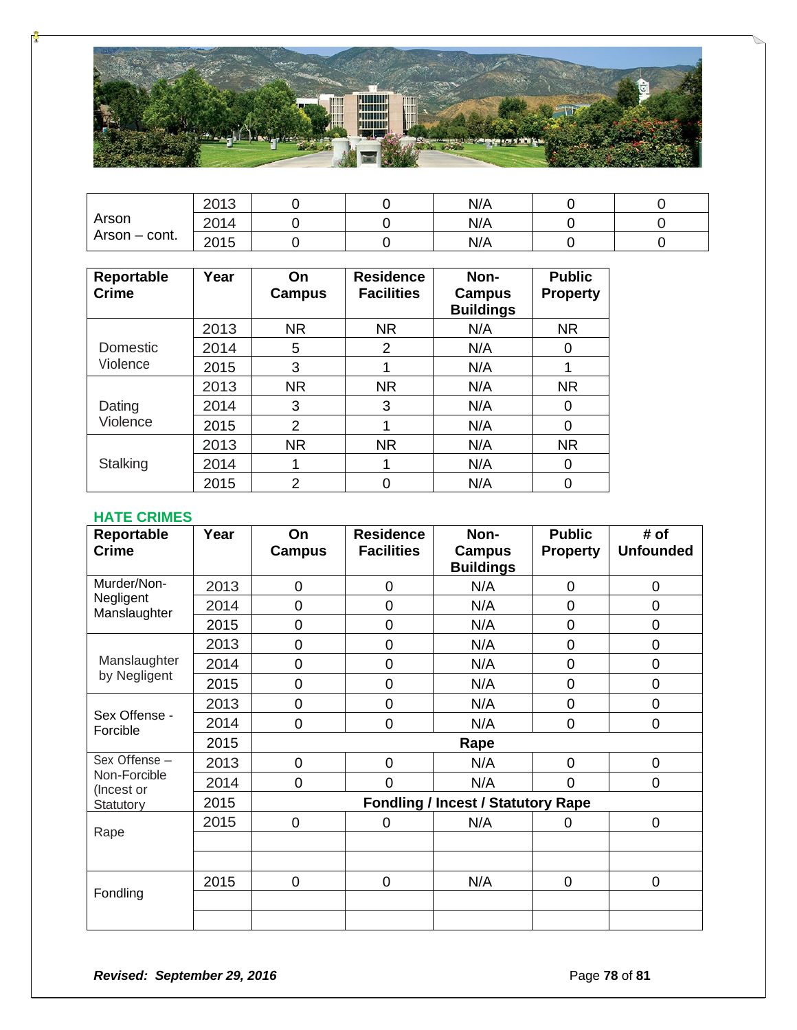| | | | | | | |
|---|---|---|---|---|---|---|
| Arson<br>Arson – cont. | 2013 | 0 | 0 | N/A | 0 | 0 |
| | 2014 | 0 | 0 | N/A | 0 | 0 |
| | 2015 | 0 | 0 | N/A | 0 | 0 |

| Reportable Crime | Year | On Campus | Residence Facilities | Non-Campus Buildings | Public Property |
|---|---|---|---|---|---|
| Domestic Violence | 2013 | NR | NR | N/A | NR |
| | 2014 | 5 | 2 | N/A | 0 |
| | 2015 | 3 | 1 | N/A | 1 |
| Dating Violence | 2013 | NR | NR | N/A | NR |
| | 2014 | 3 | 3 | N/A | 0 |
| | 2015 | 2 | 1 | N/A | 0 |
| Stalking | 2013 | NR | NR | N/A | NR |
| | 2014 | 1 | 1 | N/A | 0 |
| | 2015 | 2 | 0 | N/A | 0 |

**HATE CRIMES**

| Reportable Crime | Year | On Campus | Residence Facilities | Non-Campus Buildings | Public Property | # of Unfounded |
|---|---|---|---|---|---|---|
| Murder/Non-Negligent Manslaughter | 2013 | 0 | 0 | N/A | 0 | 0 |
| | 2014 | 0 | 0 | N/A | 0 | 0 |
| | 2015 | 0 | 0 | N/A | 0 | 0 |
| Manslaughter by Negligent | 2013 | 0 | 0 | N/A | 0 | 0 |
| | 2014 | 0 | 0 | N/A | 0 | 0 |
| | 2015 | 0 | 0 | N/A | 0 | 0 |
| Sex Offense - Forcible | 2013 | 0 | 0 | N/A | 0 | 0 |
| | 2014 | 0 | 0 | N/A | 0 | 0 |
| | 2015 | **Rape** | | | | |
| Sex Offense – Non-Forcible (Incest or Statutory | 2013 | 0 | 0 | N/A | 0 | 0 |
| | 2014 | 0 | 0 | N/A | 0 | 0 |
| | 2015 | **Fondling / Incest / Statutory Rape** | | | | |
| Rape | 2015 | 0 | 0 | N/A | 0 | 0 |
| | | | | | | |
| | | | | | | |
| Fondling | 2015 | 0 | 0 | N/A | 0 | 0 |
| | | | | | | |
| | | | | | | |

***Revised: September 29, 2016***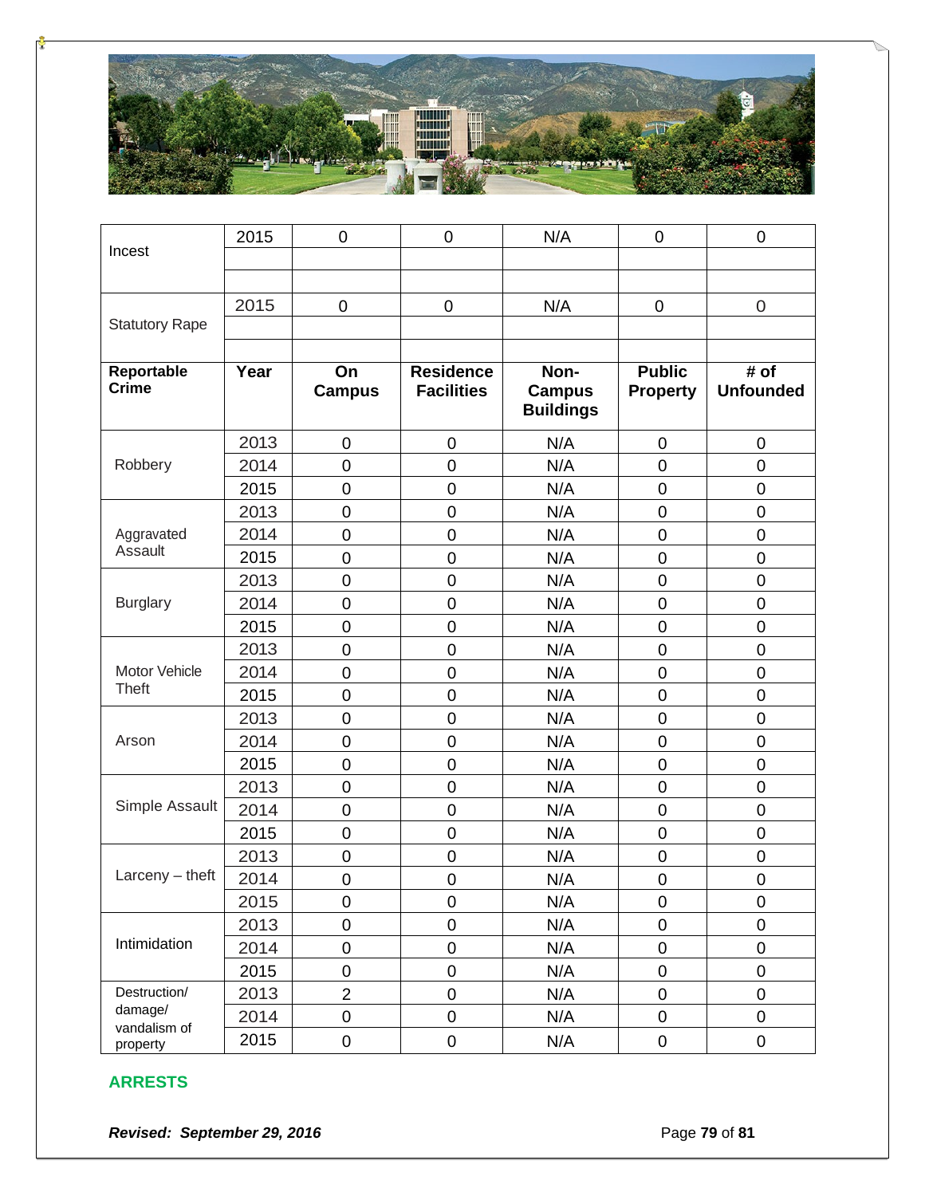| | | | | | | |
|---|---|---|---|---|---|---|
| Incest | 2015 | 0 | 0 | N/A | 0 | 0 |
| | | | | | | |
| | | | | | | |
| Statutory Rape | 2015 | 0 | 0 | N/A | 0 | 0 |
| | | | | | | |
| | | | | | | |
| **Reportable Crime** | **Year** | **On Campus** | **Residence Facilities** | **Non-Campus Buildings** | **Public Property** | **# of Unfounded** |
| Robbery | 2013 | 0 | 0 | N/A | 0 | 0 |
| | 2014 | 0 | 0 | N/A | 0 | 0 |
| | 2015 | 0 | 0 | N/A | 0 | 0 |
| Aggravated Assault | 2013 | 0 | 0 | N/A | 0 | 0 |
| | 2014 | 0 | 0 | N/A | 0 | 0 |
| | 2015 | 0 | 0 | N/A | 0 | 0 |
| Burglary | 2013 | 0 | 0 | N/A | 0 | 0 |
| | 2014 | 0 | 0 | N/A | 0 | 0 |
| | 2015 | 0 | 0 | N/A | 0 | 0 |
| Motor Vehicle Theft | 2013 | 0 | 0 | N/A | 0 | 0 |
| | 2014 | 0 | 0 | N/A | 0 | 0 |
| | 2015 | 0 | 0 | N/A | 0 | 0 |
| Arson | 2013 | 0 | 0 | N/A | 0 | 0 |
| | 2014 | 0 | 0 | N/A | 0 | 0 |
| | 2015 | 0 | 0 | N/A | 0 | 0 |
| Simple Assault | 2013 | 0 | 0 | N/A | 0 | 0 |
| | 2014 | 0 | 0 | N/A | 0 | 0 |
| | 2015 | 0 | 0 | N/A | 0 | 0 |
| Larceny – theft | 2013 | 0 | 0 | N/A | 0 | 0 |
| | 2014 | 0 | 0 | N/A | 0 | 0 |
| | 2015 | 0 | 0 | N/A | 0 | 0 |
| Intimidation | 2013 | 0 | 0 | N/A | 0 | 0 |
| | 2014 | 0 | 0 | N/A | 0 | 0 |
| | 2015 | 0 | 0 | N/A | 0 | 0 |
| Destruction/ damage/ vandalism of property | 2013 | 2 | 0 | N/A | 0 | 0 |
| | 2014 | 0 | 0 | N/A | 0 | 0 |
| | 2015 | 0 | 0 | N/A | 0 | 0 |

## ARRESTS

***Revised: September 29, 2016***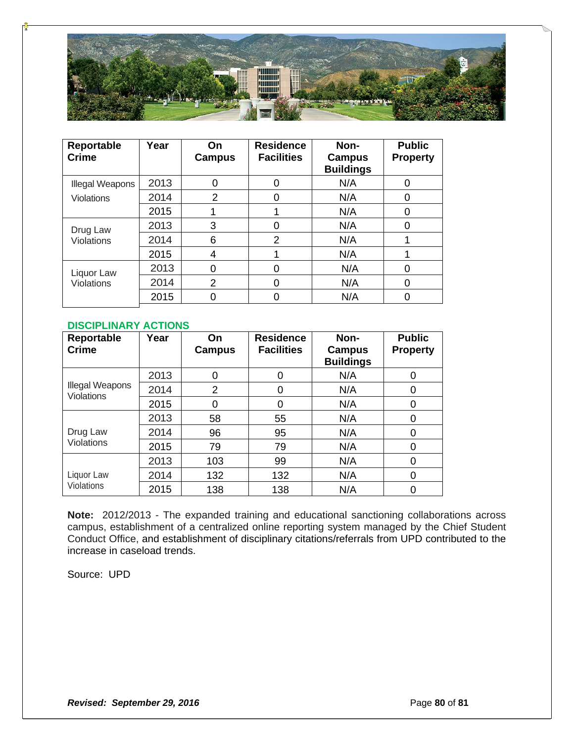| Reportable Crime | Year | On Campus | Residence Facilities | Non-Campus Buildings | Public Property |
|---|---|---|---|---|---|
| Illegal Weapons Violations | 2013 | 0 | 0 | N/A | 0 |
| | 2014 | 2 | 0 | N/A | 0 |
| | 2015 | 1 | 1 | N/A | 0 |
| Drug Law Violations | 2013 | 3 | 0 | N/A | 0 |
| | 2014 | 6 | 2 | N/A | 1 |
| | 2015 | 4 | 1 | N/A | 1 |
| Liquor Law Violations | 2013 | 0 | 0 | N/A | 0 |
| | 2014 | 2 | 0 | N/A | 0 |
| | 2015 | 0 | 0 | N/A | 0 |

## DISCIPLINARY ACTIONS

| Reportable Crime | Year | On Campus | Residence Facilities | Non-Campus Buildings | Public Property |
|---|---|---|---|---|---|
| Illegal Weapons Violations | 2013 | 0 | 0 | N/A | 0 |
| | 2014 | 2 | 0 | N/A | 0 |
| | 2015 | 0 | 0 | N/A | 0 |
| Drug Law Violations | 2013 | 58 | 55 | N/A | 0 |
| | 2014 | 96 | 95 | N/A | 0 |
| | 2015 | 79 | 79 | N/A | 0 |
| Liquor Law Violations | 2013 | 103 | 99 | N/A | 0 |
| | 2014 | 132 | 132 | N/A | 0 |
| | 2015 | 138 | 138 | N/A | 0 |

**Note:** 2012/2013 - The expanded training and educational sanctioning collaborations across campus, establishment of a centralized online reporting system managed by the Chief Student Conduct Office, and establishment of disciplinary citations/referrals from UPD contributed to the increase in caseload trends.

Source: UPD

***Revised: September 29, 2016***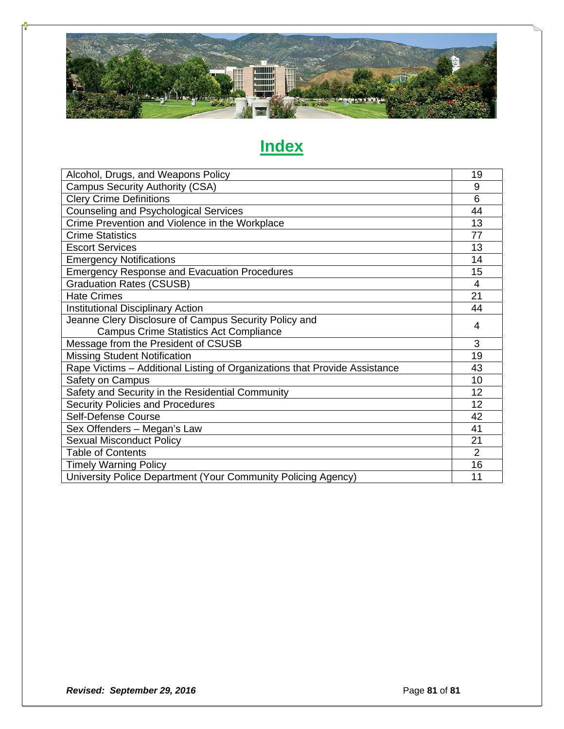# Index

| | |
|---|---|
| Alcohol, Drugs, and Weapons Policy | 19 |
| Campus Security Authority (CSA) | 9 |
| Clery Crime Definitions | 6 |
| Counseling and Psychological Services | 44 |
| Crime Prevention and Violence in the Workplace | 13 |
| Crime Statistics | 77 |
| Escort Services | 13 |
| Emergency Notifications | 14 |
| Emergency Response and Evacuation Procedures | 15 |
| Graduation Rates (CSUSB) | 4 |
| Hate Crimes | 21 |
| Institutional Disciplinary Action | 44 |
| Jeanne Clery Disclosure of Campus Security Policy and Campus Crime Statistics Act Compliance | 4 |
| Message from the President of CSUSB | 3 |
| Missing Student Notification | 19 |
| Rape Victims – Additional Listing of Organizations that Provide Assistance | 43 |
| Safety on Campus | 10 |
| Safety and Security in the Residential Community | 12 |
| Security Policies and Procedures | 12 |
| Self-Defense Course | 42 |
| Sex Offenders – Megan's Law | 41 |
| Sexual Misconduct Policy | 21 |
| Table of Contents | 2 |
| Timely Warning Policy | 16 |
| University Police Department (Your Community Policing Agency) | 11 |

*Revised: September 29, 2016*